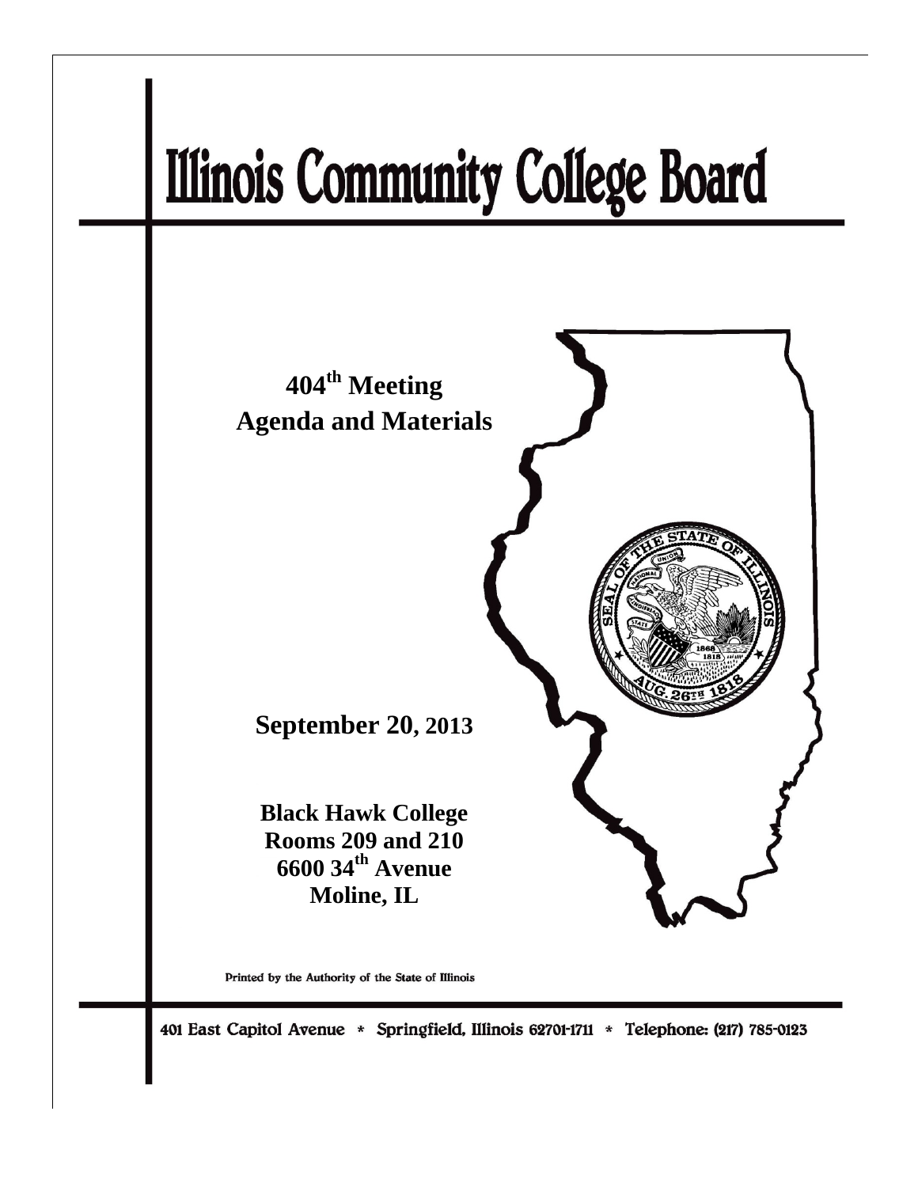# Illinois Community College Board

**404th Meeting**
**Agenda and Materials**

**September 20, 2013**

**Black Hawk College**
**Rooms 209 and 210**
**6600 34th Avenue**
**Moline, IL**

Printed by the Authority of the State of Illinois

401 East Capitol Avenue * Springfield, Illinois 62701-1711 * Telephone: (217) 785-0123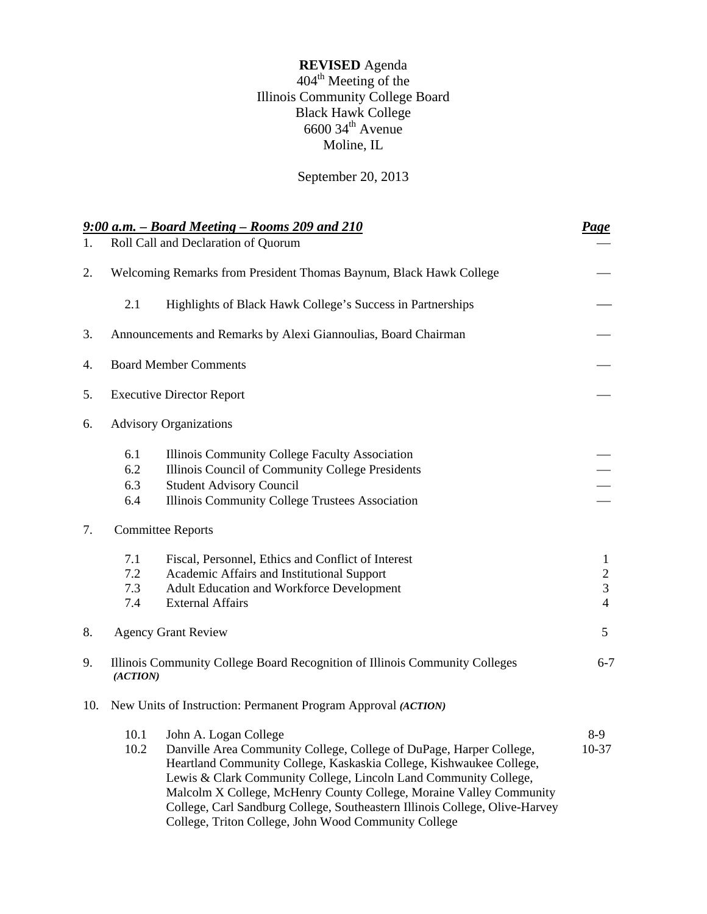**REVISED** Agenda
404th Meeting of the
Illinois Community College Board
Black Hawk College
6600 34th Avenue
Moline, IL

September 20, 2013

| ***9:00 a.m. – Board Meeting – Rooms 209 and 210*** | | ***Page*** |
|---|---|---|
| 1. | Roll Call and Declaration of Quorum | — |
| 2. | Welcoming Remarks from President Thomas Baynum, Black Hawk College | — |
| | 2.1 Highlights of Black Hawk College's Success in Partnerships | — |
| 3. | Announcements and Remarks by Alexi Giannoulias, Board Chairman | — |
| 4. | Board Member Comments | — |
| 5. | Executive Director Report | — |
| 6. | Advisory Organizations | |
| | 6.1 Illinois Community College Faculty Association | — |
| | 6.2 Illinois Council of Community College Presidents | — |
| | 6.3 Student Advisory Council | — |
| | 6.4 Illinois Community College Trustees Association | — |
| 7. | Committee Reports | |
| | 7.1 Fiscal, Personnel, Ethics and Conflict of Interest | 1 |
| | 7.2 Academic Affairs and Institutional Support | 2 |
| | 7.3 Adult Education and Workforce Development | 3 |
| | 7.4 External Affairs | 4 |
| 8. | Agency Grant Review | 5 |
| 9. | Illinois Community College Board Recognition of Illinois Community Colleges ***(ACTION)*** | 6-7 |
| 10. | New Units of Instruction: Permanent Program Approval ***(ACTION)*** | |
| | 10.1 John A. Logan College | 8-9 |
| | 10.2 Danville Area Community College, College of DuPage, Harper College, Heartland Community College, Kaskaskia College, Kishwaukee College, Lewis & Clark Community College, Lincoln Land Community College, Malcolm X College, McHenry County College, Moraine Valley Community College, Carl Sandburg College, Southeastern Illinois College, Olive-Harvey College, Triton College, John Wood Community College | 10-37 |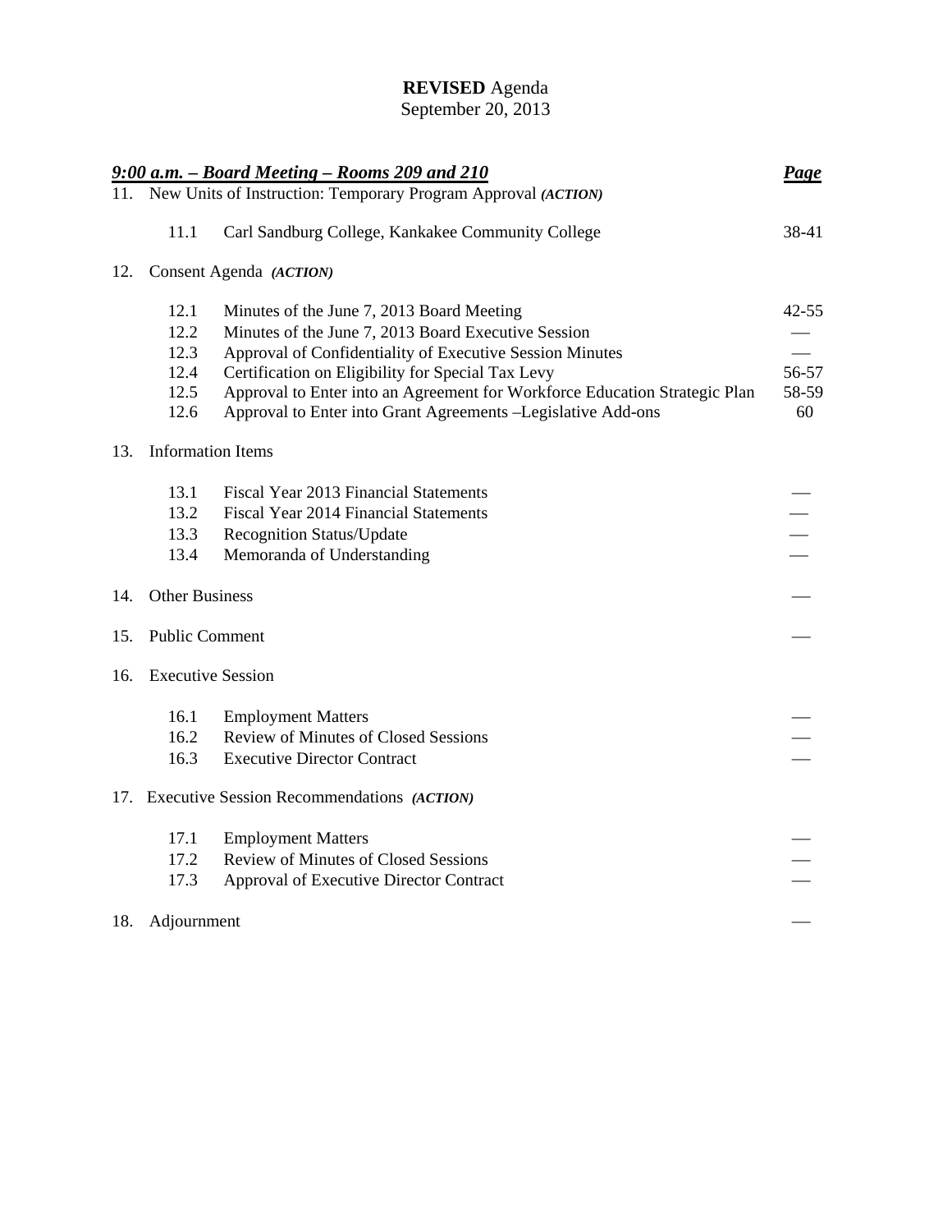**REVISED** Agenda
September 20, 2013

| ***9:00 a.m. – Board Meeting – Rooms 209 and 210*** | | ***Page*** |
|---|---|---|
| 11. | New Units of Instruction: Temporary Program Approval ***(ACTION)*** | |
| 11.1 | Carl Sandburg College, Kankakee Community College | 38-41 |
| 12. | Consent Agenda ***(ACTION)*** | |
| 12.1 | Minutes of the June 7, 2013 Board Meeting | 42-55 |
| 12.2 | Minutes of the June 7, 2013 Board Executive Session | — |
| 12.3 | Approval of Confidentiality of Executive Session Minutes | — |
| 12.4 | Certification on Eligibility for Special Tax Levy | 56-57 |
| 12.5 | Approval to Enter into an Agreement for Workforce Education Strategic Plan | 58-59 |
| 12.6 | Approval to Enter into Grant Agreements –Legislative Add-ons | 60 |
| 13. | Information Items | |
| 13.1 | Fiscal Year 2013 Financial Statements | — |
| 13.2 | Fiscal Year 2014 Financial Statements | — |
| 13.3 | Recognition Status/Update | — |
| 13.4 | Memoranda of Understanding | — |
| 14. | Other Business | — |
| 15. | Public Comment | — |
| 16. | Executive Session | |
| 16.1 | Employment Matters | — |
| 16.2 | Review of Minutes of Closed Sessions | — |
| 16.3 | Executive Director Contract | — |
| 17. | Executive Session Recommendations ***(ACTION)*** | |
| 17.1 | Employment Matters | — |
| 17.2 | Review of Minutes of Closed Sessions | — |
| 17.3 | Approval of Executive Director Contract | — |
| 18. | Adjournment | — |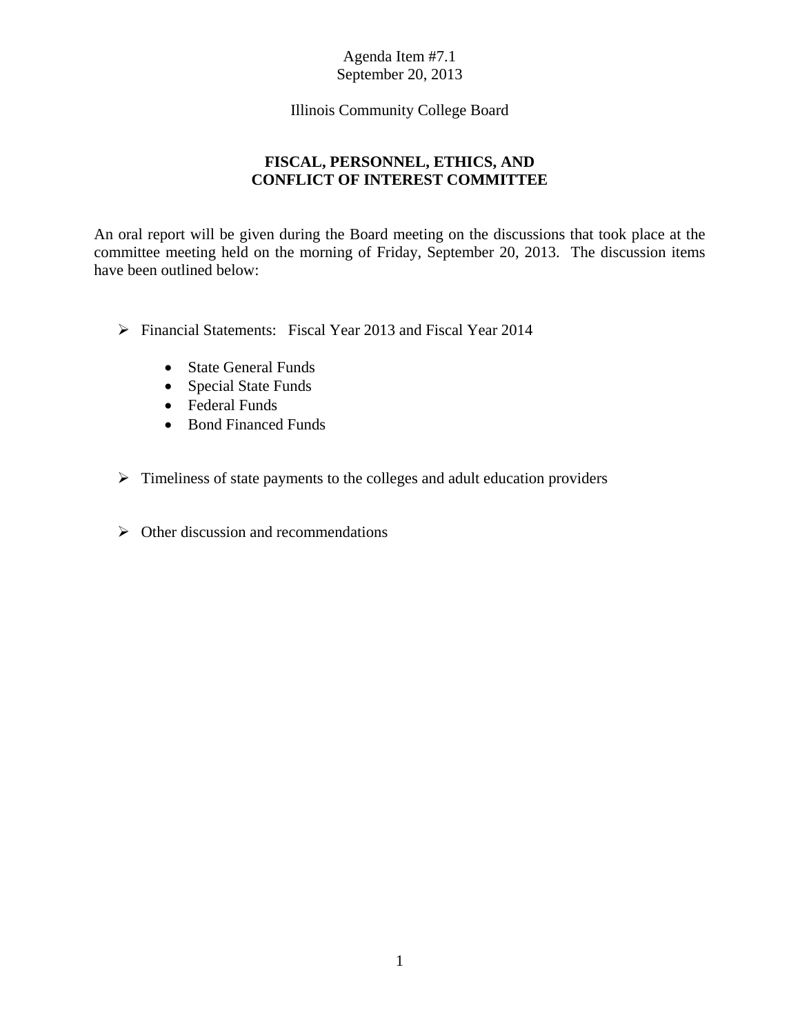Agenda Item #7.1
September 20, 2013

Illinois Community College Board

## FISCAL, PERSONNEL, ETHICS, AND CONFLICT OF INTEREST COMMITTEE

An oral report will be given during the Board meeting on the discussions that took place at the committee meeting held on the morning of Friday, September 20, 2013. The discussion items have been outlined below:

- Financial Statements: Fiscal Year 2013 and Fiscal Year 2014
  - State General Funds
  - Special State Funds
  - Federal Funds
  - Bond Financed Funds

- Timeliness of state payments to the colleges and adult education providers

- Other discussion and recommendations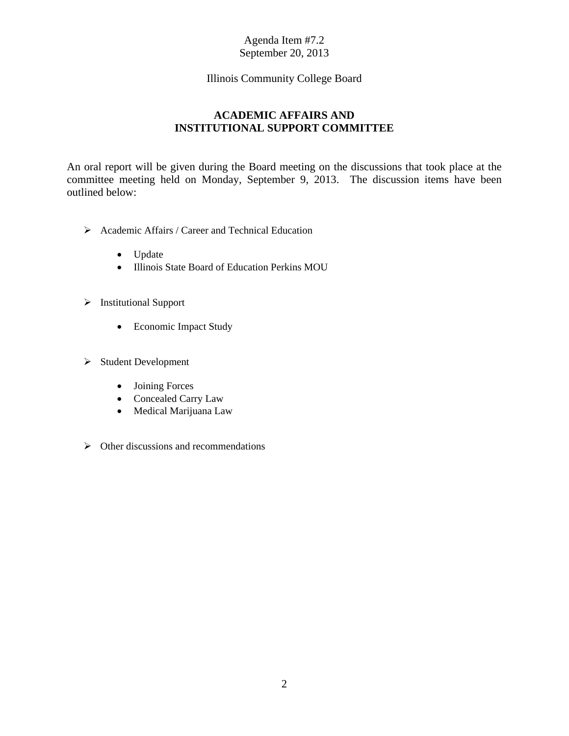Agenda Item #7.2
September 20, 2013

Illinois Community College Board

## ACADEMIC AFFAIRS AND INSTITUTIONAL SUPPORT COMMITTEE

An oral report will be given during the Board meeting on the discussions that took place at the committee meeting held on Monday, September 9, 2013. The discussion items have been outlined below:

- Academic Affairs / Career and Technical Education
  - Update
  - Illinois State Board of Education Perkins MOU
- Institutional Support
  - Economic Impact Study
- Student Development
  - Joining Forces
  - Concealed Carry Law
  - Medical Marijuana Law
- Other discussions and recommendations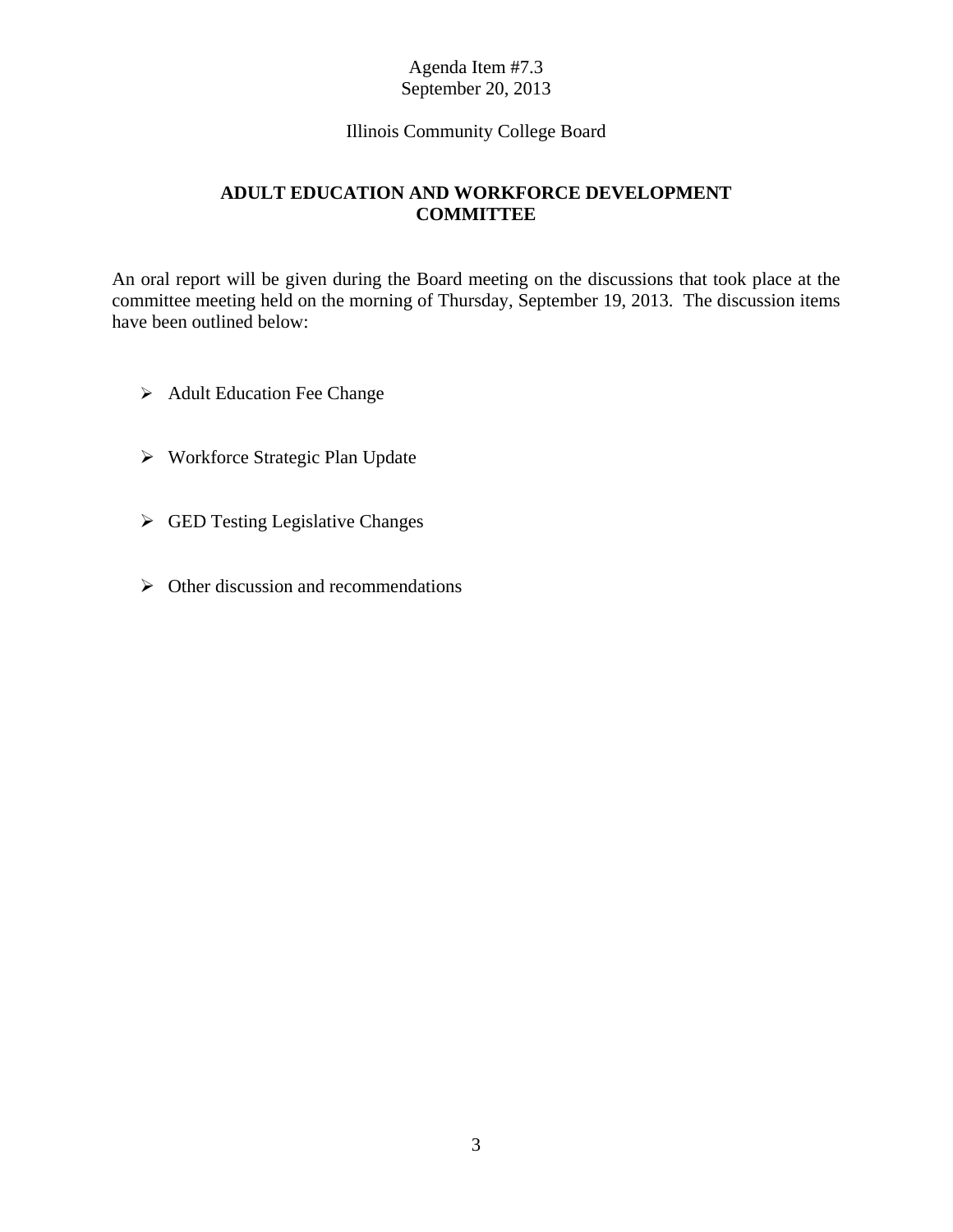Agenda Item #7.3
September 20, 2013

Illinois Community College Board

## ADULT EDUCATION AND WORKFORCE DEVELOPMENT COMMITTEE

An oral report will be given during the Board meeting on the discussions that took place at the committee meeting held on the morning of Thursday, September 19, 2013. The discussion items have been outlined below:

- Adult Education Fee Change
- Workforce Strategic Plan Update
- GED Testing Legislative Changes
- Other discussion and recommendations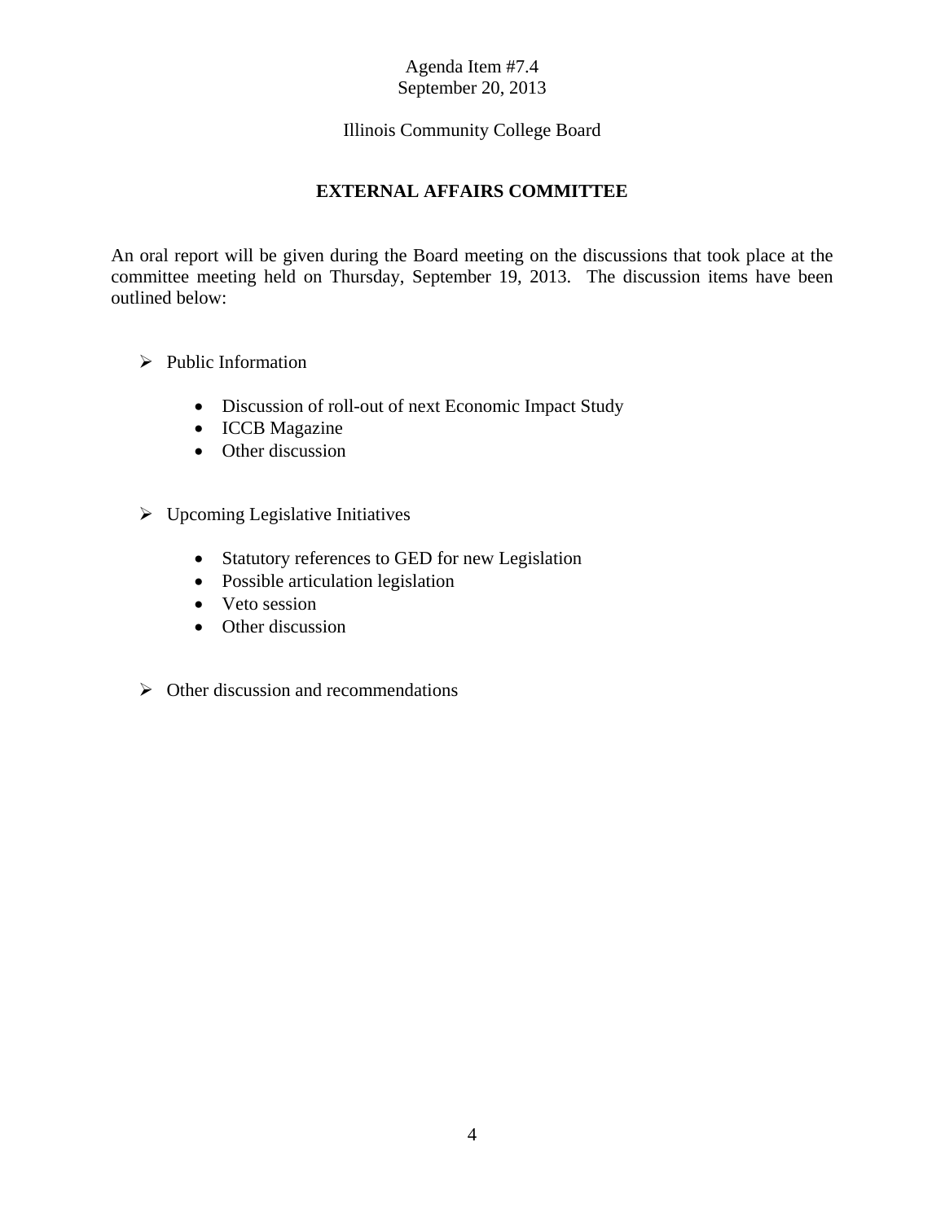Agenda Item #7.4
September 20, 2013

Illinois Community College Board

## EXTERNAL AFFAIRS COMMITTEE

An oral report will be given during the Board meeting on the discussions that took place at the committee meeting held on Thursday, September 19, 2013. The discussion items have been outlined below:

- Public Information
  - Discussion of roll-out of next Economic Impact Study
  - ICCB Magazine
  - Other discussion

- Upcoming Legislative Initiatives
  - Statutory references to GED for new Legislation
  - Possible articulation legislation
  - Veto session
  - Other discussion

- Other discussion and recommendations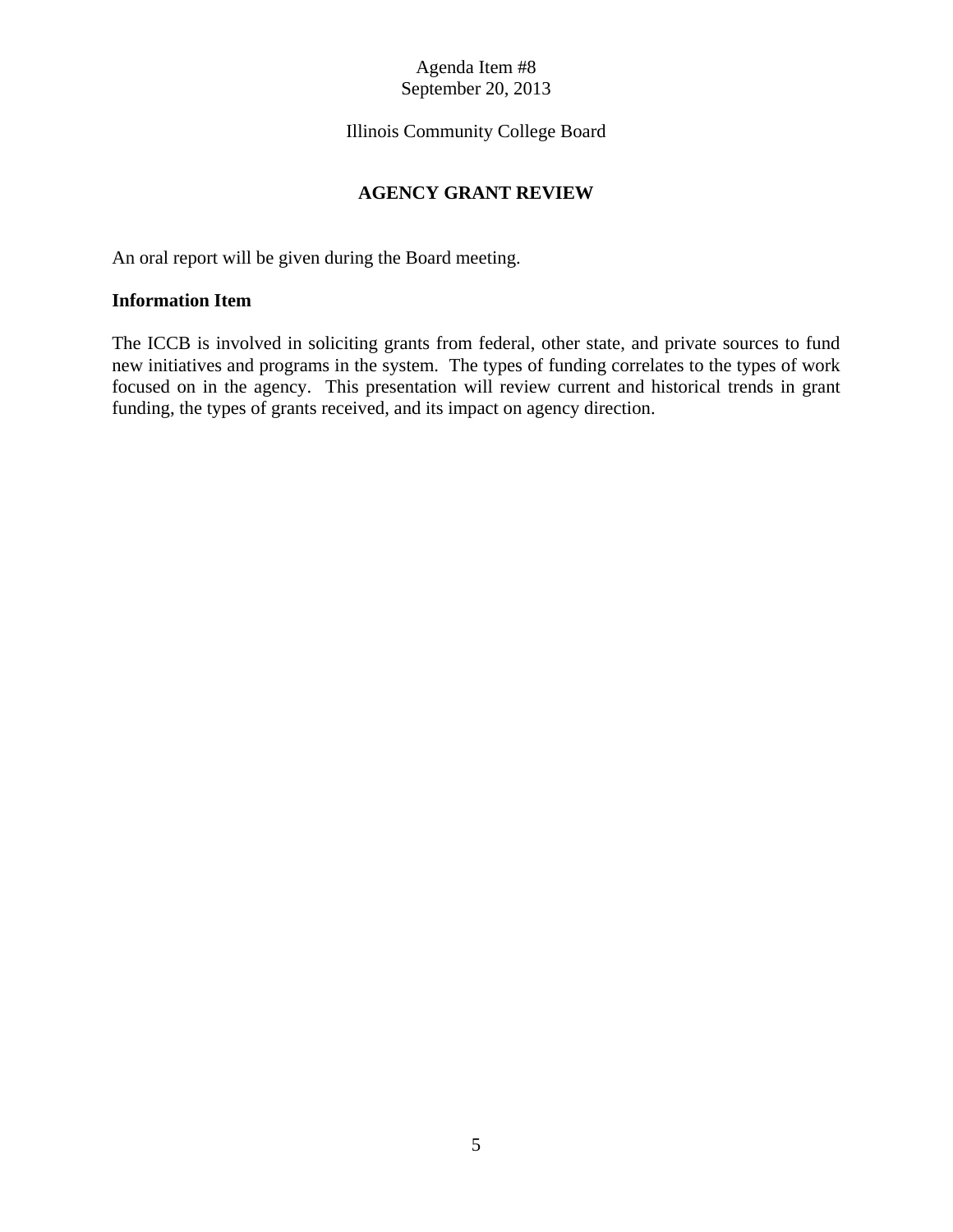Agenda Item #8
September 20, 2013

Illinois Community College Board

## AGENCY GRANT REVIEW

An oral report will be given during the Board meeting.

**Information Item**

The ICCB is involved in soliciting grants from federal, other state, and private sources to fund new initiatives and programs in the system. The types of funding correlates to the types of work focused on in the agency. This presentation will review current and historical trends in grant funding, the types of grants received, and its impact on agency direction.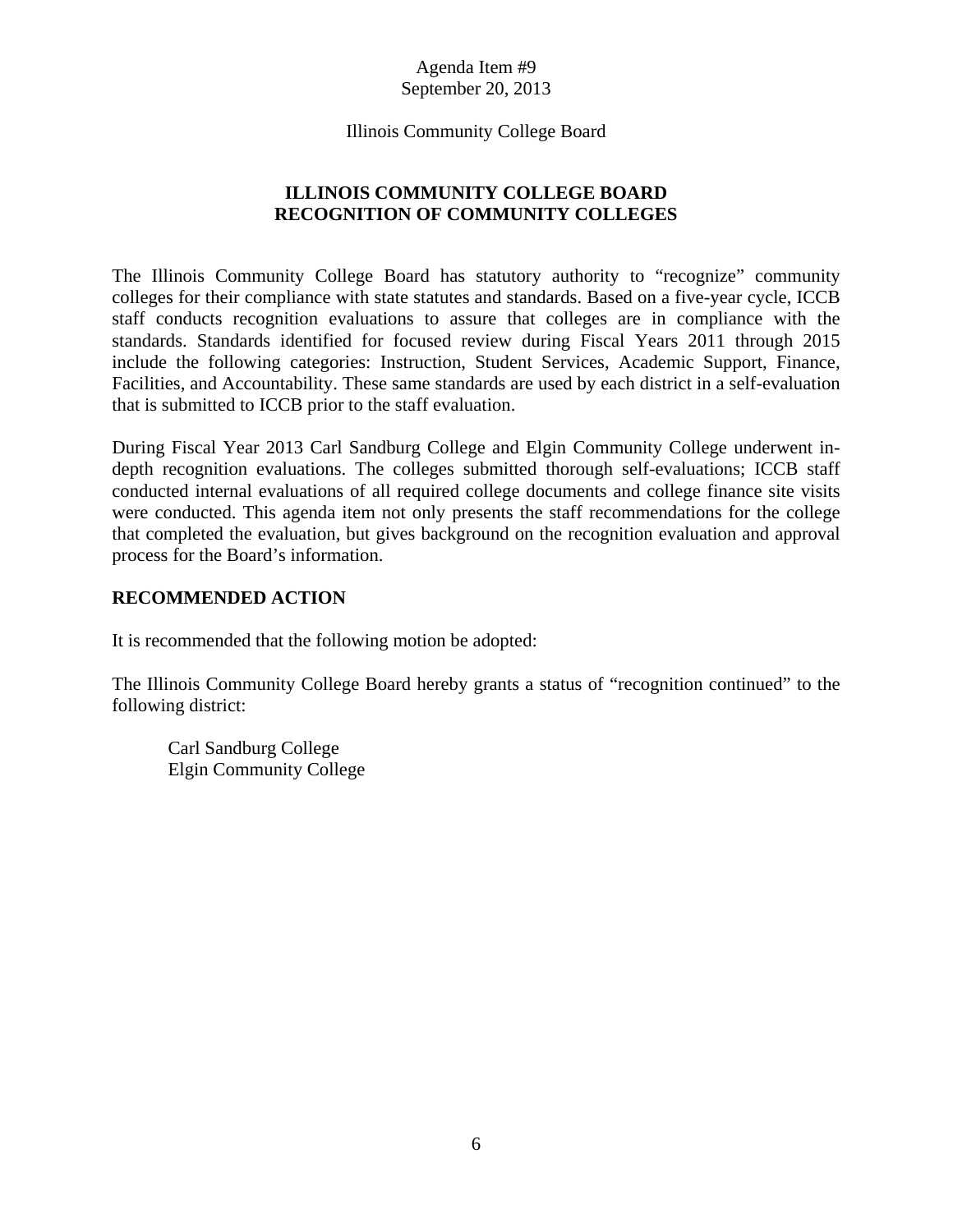Agenda Item #9
September 20, 2013

Illinois Community College Board

## ILLINOIS COMMUNITY COLLEGE BOARD
## RECOGNITION OF COMMUNITY COLLEGES

The Illinois Community College Board has statutory authority to "recognize" community colleges for their compliance with state statutes and standards. Based on a five-year cycle, ICCB staff conducts recognition evaluations to assure that colleges are in compliance with the standards. Standards identified for focused review during Fiscal Years 2011 through 2015 include the following categories: Instruction, Student Services, Academic Support, Finance, Facilities, and Accountability. These same standards are used by each district in a self-evaluation that is submitted to ICCB prior to the staff evaluation.

During Fiscal Year 2013 Carl Sandburg College and Elgin Community College underwent in-depth recognition evaluations. The colleges submitted thorough self-evaluations; ICCB staff conducted internal evaluations of all required college documents and college finance site visits were conducted. This agenda item not only presents the staff recommendations for the college that completed the evaluation, but gives background on the recognition evaluation and approval process for the Board's information.

### RECOMMENDED ACTION

It is recommended that the following motion be adopted:

The Illinois Community College Board hereby grants a status of "recognition continued" to the following district:

Carl Sandburg College
Elgin Community College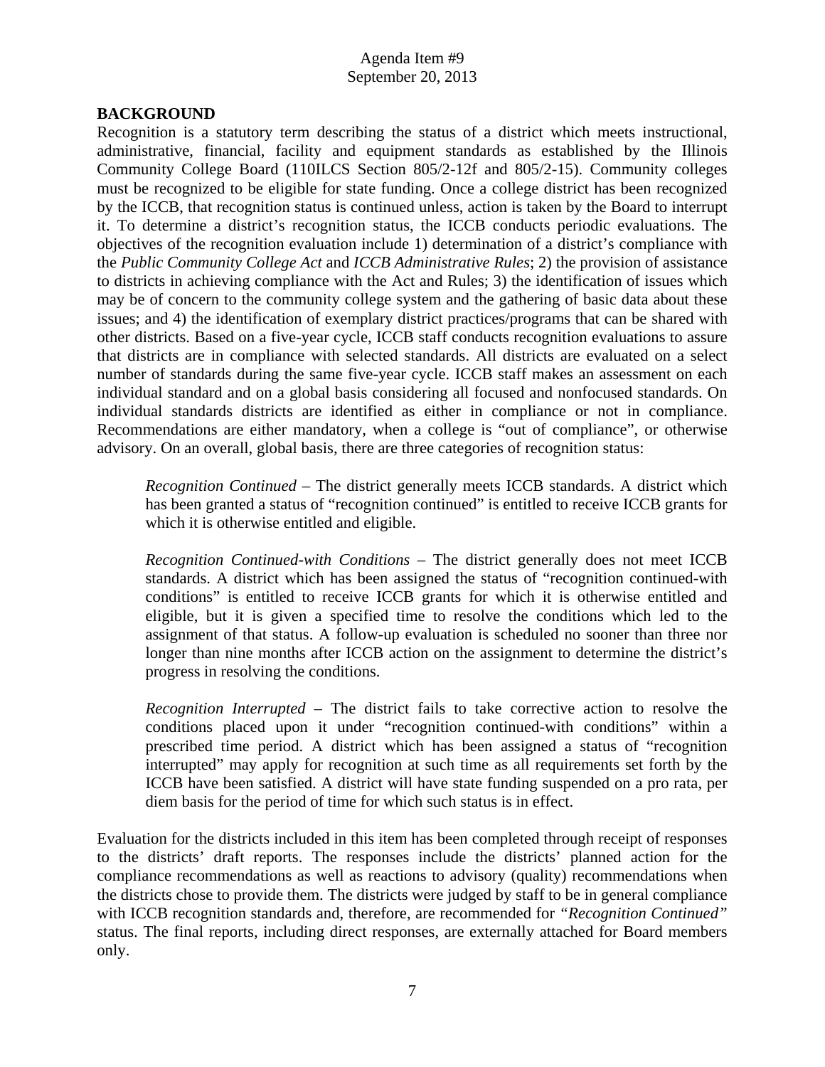Agenda Item #9
September 20, 2013

**BACKGROUND**

Recognition is a statutory term describing the status of a district which meets instructional, administrative, financial, facility and equipment standards as established by the Illinois Community College Board (110ILCS Section 805/2-12f and 805/2-15). Community colleges must be recognized to be eligible for state funding. Once a college district has been recognized by the ICCB, that recognition status is continued unless, action is taken by the Board to interrupt it. To determine a district's recognition status, the ICCB conducts periodic evaluations. The objectives of the recognition evaluation include 1) determination of a district's compliance with the *Public Community College Act* and *ICCB Administrative Rules*; 2) the provision of assistance to districts in achieving compliance with the Act and Rules; 3) the identification of issues which may be of concern to the community college system and the gathering of basic data about these issues; and 4) the identification of exemplary district practices/programs that can be shared with other districts. Based on a five-year cycle, ICCB staff conducts recognition evaluations to assure that districts are in compliance with selected standards. All districts are evaluated on a select number of standards during the same five-year cycle. ICCB staff makes an assessment on each individual standard and on a global basis considering all focused and nonfocused standards. On individual standards districts are identified as either in compliance or not in compliance. Recommendations are either mandatory, when a college is "out of compliance", or otherwise advisory. On an overall, global basis, there are three categories of recognition status:

*Recognition Continued* – The district generally meets ICCB standards. A district which has been granted a status of "recognition continued" is entitled to receive ICCB grants for which it is otherwise entitled and eligible.

*Recognition Continued-with Conditions* – The district generally does not meet ICCB standards. A district which has been assigned the status of "recognition continued-with conditions" is entitled to receive ICCB grants for which it is otherwise entitled and eligible, but it is given a specified time to resolve the conditions which led to the assignment of that status. A follow-up evaluation is scheduled no sooner than three nor longer than nine months after ICCB action on the assignment to determine the district's progress in resolving the conditions.

*Recognition Interrupted* – The district fails to take corrective action to resolve the conditions placed upon it under "recognition continued-with conditions" within a prescribed time period. A district which has been assigned a status of "recognition interrupted" may apply for recognition at such time as all requirements set forth by the ICCB have been satisfied. A district will have state funding suspended on a pro rata, per diem basis for the period of time for which such status is in effect.

Evaluation for the districts included in this item has been completed through receipt of responses to the districts' draft reports. The responses include the districts' planned action for the compliance recommendations as well as reactions to advisory (quality) recommendations when the districts chose to provide them. The districts were judged by staff to be in general compliance with ICCB recognition standards and, therefore, are recommended for *"Recognition Continued"* status. The final reports, including direct responses, are externally attached for Board members only.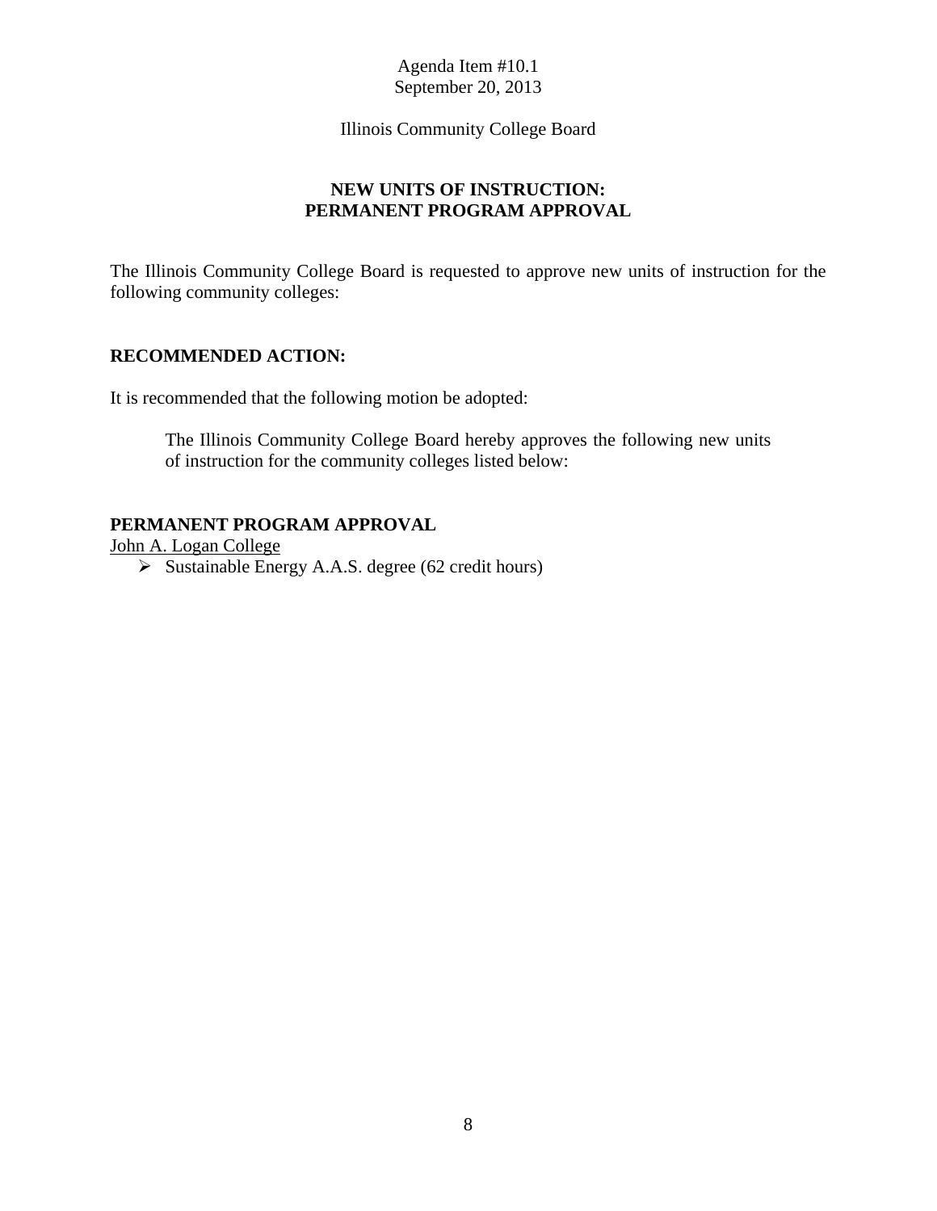Agenda Item #10.1
September 20, 2013

Illinois Community College Board

## NEW UNITS OF INSTRUCTION: PERMANENT PROGRAM APPROVAL

The Illinois Community College Board is requested to approve new units of instruction for the following community colleges:

**RECOMMENDED ACTION:**

It is recommended that the following motion be adopted:

> The Illinois Community College Board hereby approves the following new units of instruction for the community colleges listed below:

**PERMANENT PROGRAM APPROVAL**

John A. Logan College

- Sustainable Energy A.A.S. degree (62 credit hours)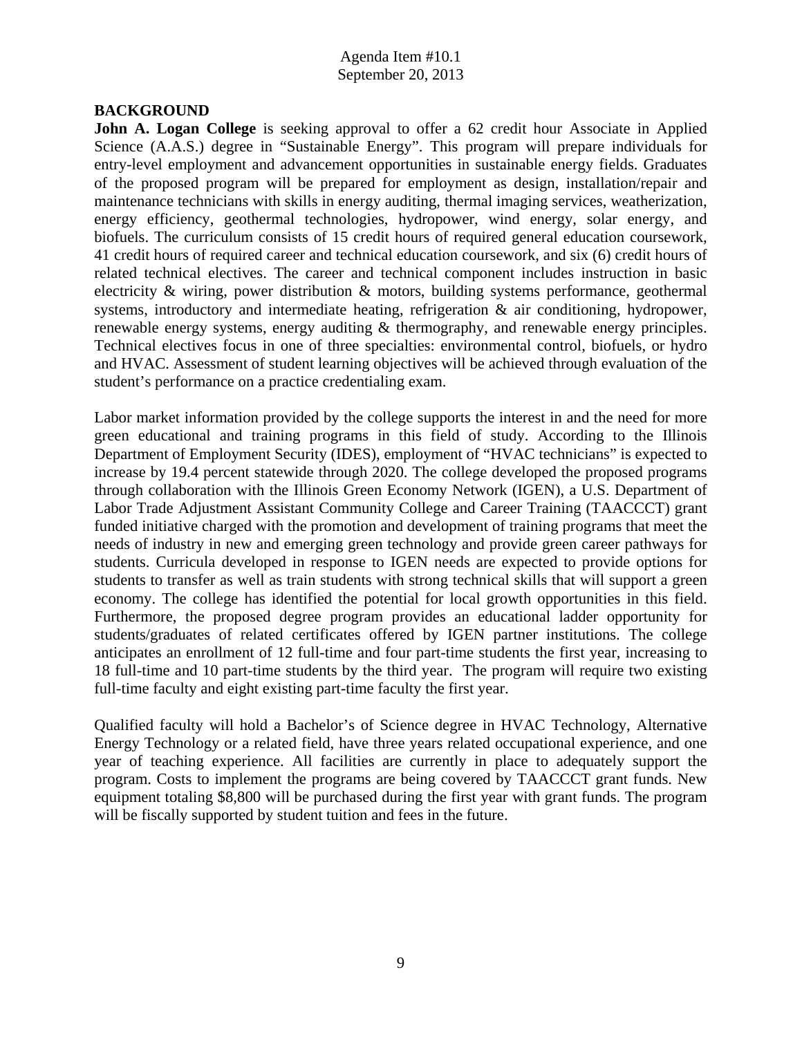Agenda Item #10.1
September 20, 2013

**BACKGROUND**

**John A. Logan College** is seeking approval to offer a 62 credit hour Associate in Applied Science (A.A.S.) degree in "Sustainable Energy". This program will prepare individuals for entry-level employment and advancement opportunities in sustainable energy fields. Graduates of the proposed program will be prepared for employment as design, installation/repair and maintenance technicians with skills in energy auditing, thermal imaging services, weatherization, energy efficiency, geothermal technologies, hydropower, wind energy, solar energy, and biofuels. The curriculum consists of 15 credit hours of required general education coursework, 41 credit hours of required career and technical education coursework, and six (6) credit hours of related technical electives. The career and technical component includes instruction in basic electricity & wiring, power distribution & motors, building systems performance, geothermal systems, introductory and intermediate heating, refrigeration & air conditioning, hydropower, renewable energy systems, energy auditing & thermography, and renewable energy principles. Technical electives focus in one of three specialties: environmental control, biofuels, or hydro and HVAC. Assessment of student learning objectives will be achieved through evaluation of the student's performance on a practice credentialing exam.

Labor market information provided by the college supports the interest in and the need for more green educational and training programs in this field of study. According to the Illinois Department of Employment Security (IDES), employment of "HVAC technicians" is expected to increase by 19.4 percent statewide through 2020. The college developed the proposed programs through collaboration with the Illinois Green Economy Network (IGEN), a U.S. Department of Labor Trade Adjustment Assistant Community College and Career Training (TAACCCT) grant funded initiative charged with the promotion and development of training programs that meet the needs of industry in new and emerging green technology and provide green career pathways for students. Curricula developed in response to IGEN needs are expected to provide options for students to transfer as well as train students with strong technical skills that will support a green economy. The college has identified the potential for local growth opportunities in this field. Furthermore, the proposed degree program provides an educational ladder opportunity for students/graduates of related certificates offered by IGEN partner institutions. The college anticipates an enrollment of 12 full-time and four part-time students the first year, increasing to 18 full-time and 10 part-time students by the third year. The program will require two existing full-time faculty and eight existing part-time faculty the first year.

Qualified faculty will hold a Bachelor's of Science degree in HVAC Technology, Alternative Energy Technology or a related field, have three years related occupational experience, and one year of teaching experience. All facilities are currently in place to adequately support the program. Costs to implement the programs are being covered by TAACCCT grant funds. New equipment totaling $8,800 will be purchased during the first year with grant funds. The program will be fiscally supported by student tuition and fees in the future.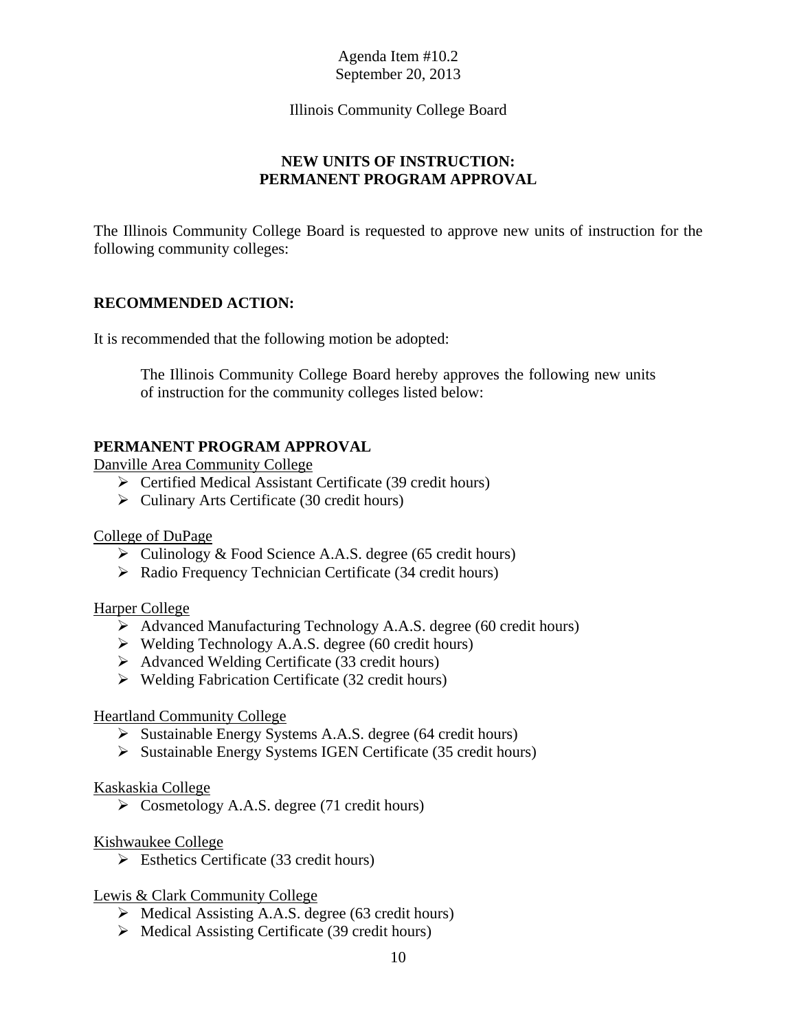Agenda Item #10.2
September 20, 2013

Illinois Community College Board

## NEW UNITS OF INSTRUCTION: PERMANENT PROGRAM APPROVAL

The Illinois Community College Board is requested to approve new units of instruction for the following community colleges:

**RECOMMENDED ACTION:**

It is recommended that the following motion be adopted:

> The Illinois Community College Board hereby approves the following new units of instruction for the community colleges listed below:

**PERMANENT PROGRAM APPROVAL**

Danville Area Community College

- Certified Medical Assistant Certificate (39 credit hours)
- Culinary Arts Certificate (30 credit hours)

College of DuPage

- Culinology & Food Science A.A.S. degree (65 credit hours)
- Radio Frequency Technician Certificate (34 credit hours)

Harper College

- Advanced Manufacturing Technology A.A.S. degree (60 credit hours)
- Welding Technology A.A.S. degree (60 credit hours)
- Advanced Welding Certificate (33 credit hours)
- Welding Fabrication Certificate (32 credit hours)

Heartland Community College

- Sustainable Energy Systems A.A.S. degree (64 credit hours)
- Sustainable Energy Systems IGEN Certificate (35 credit hours)

Kaskaskia College

- Cosmetology A.A.S. degree (71 credit hours)

Kishwaukee College

- Esthetics Certificate (33 credit hours)

Lewis & Clark Community College

- Medical Assisting A.A.S. degree (63 credit hours)
- Medical Assisting Certificate (39 credit hours)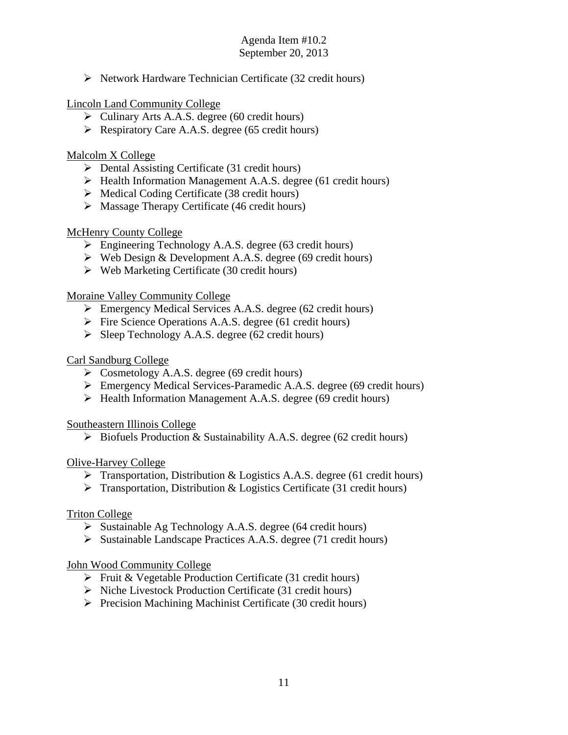- Network Hardware Technician Certificate (32 credit hours)

Lincoln Land Community College

- Culinary Arts A.A.S. degree (60 credit hours)
- Respiratory Care A.A.S. degree (65 credit hours)

Malcolm X College

- Dental Assisting Certificate (31 credit hours)
- Health Information Management A.A.S. degree (61 credit hours)
- Medical Coding Certificate (38 credit hours)
- Massage Therapy Certificate (46 credit hours)

McHenry County College

- Engineering Technology A.A.S. degree (63 credit hours)
- Web Design & Development A.A.S. degree (69 credit hours)
- Web Marketing Certificate (30 credit hours)

Moraine Valley Community College

- Emergency Medical Services A.A.S. degree (62 credit hours)
- Fire Science Operations A.A.S. degree (61 credit hours)
- Sleep Technology A.A.S. degree (62 credit hours)

Carl Sandburg College

- Cosmetology A.A.S. degree (69 credit hours)
- Emergency Medical Services-Paramedic A.A.S. degree (69 credit hours)
- Health Information Management A.A.S. degree (69 credit hours)

Southeastern Illinois College

- Biofuels Production & Sustainability A.A.S. degree (62 credit hours)

Olive-Harvey College

- Transportation, Distribution & Logistics A.A.S. degree (61 credit hours)
- Transportation, Distribution & Logistics Certificate (31 credit hours)

Triton College

- Sustainable Ag Technology A.A.S. degree (64 credit hours)
- Sustainable Landscape Practices A.A.S. degree (71 credit hours)

John Wood Community College

- Fruit & Vegetable Production Certificate (31 credit hours)
- Niche Livestock Production Certificate (31 credit hours)
- Precision Machining Machinist Certificate (30 credit hours)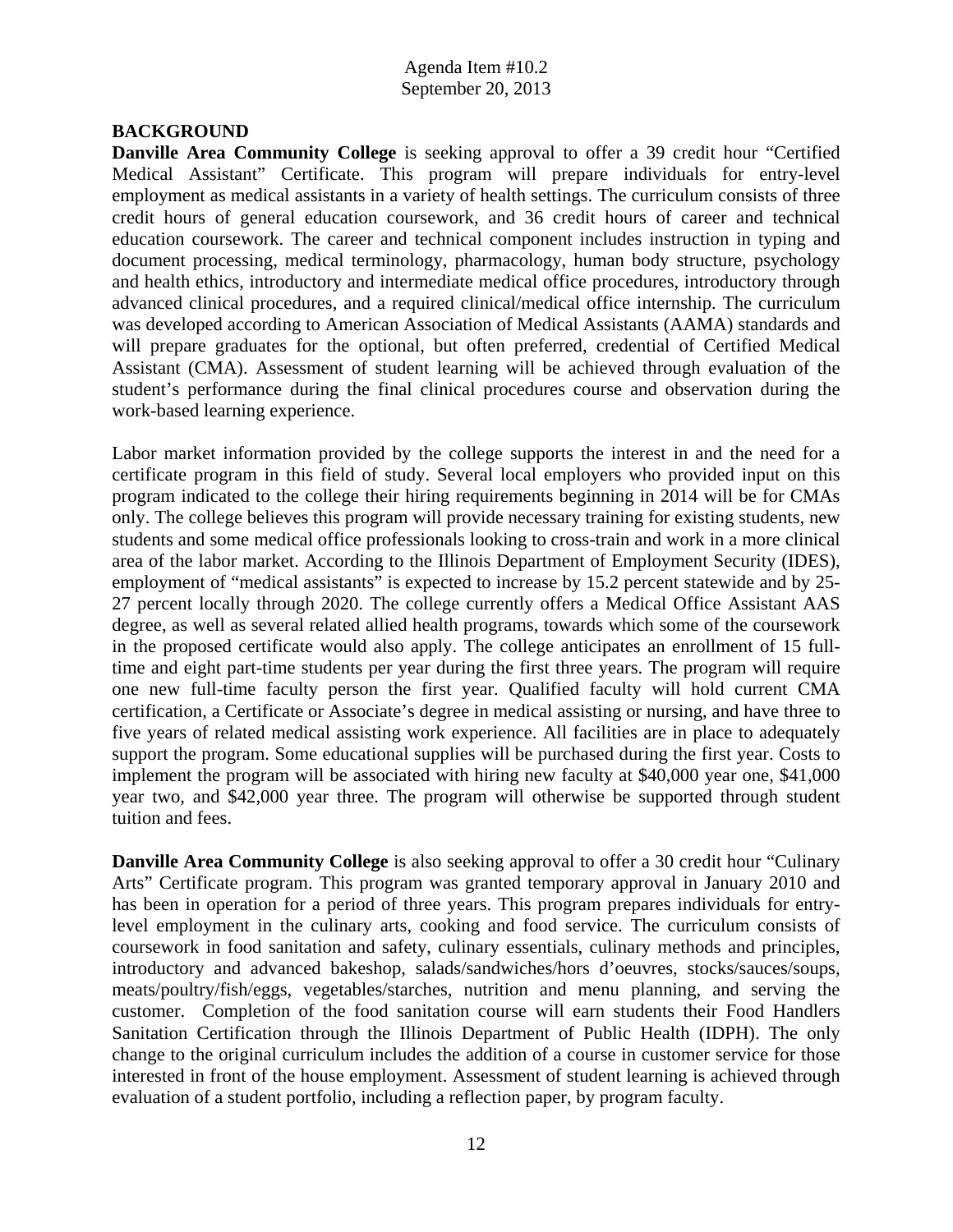Agenda Item #10.2
September 20, 2013

**BACKGROUND**

**Danville Area Community College** is seeking approval to offer a 39 credit hour "Certified Medical Assistant" Certificate. This program will prepare individuals for entry-level employment as medical assistants in a variety of health settings. The curriculum consists of three credit hours of general education coursework, and 36 credit hours of career and technical education coursework. The career and technical component includes instruction in typing and document processing, medical terminology, pharmacology, human body structure, psychology and health ethics, introductory and intermediate medical office procedures, introductory through advanced clinical procedures, and a required clinical/medical office internship. The curriculum was developed according to American Association of Medical Assistants (AAMA) standards and will prepare graduates for the optional, but often preferred, credential of Certified Medical Assistant (CMA). Assessment of student learning will be achieved through evaluation of the student's performance during the final clinical procedures course and observation during the work-based learning experience.

Labor market information provided by the college supports the interest in and the need for a certificate program in this field of study. Several local employers who provided input on this program indicated to the college their hiring requirements beginning in 2014 will be for CMAs only. The college believes this program will provide necessary training for existing students, new students and some medical office professionals looking to cross-train and work in a more clinical area of the labor market. According to the Illinois Department of Employment Security (IDES), employment of "medical assistants" is expected to increase by 15.2 percent statewide and by 25-27 percent locally through 2020. The college currently offers a Medical Office Assistant AAS degree, as well as several related allied health programs, towards which some of the coursework in the proposed certificate would also apply. The college anticipates an enrollment of 15 full-time and eight part-time students per year during the first three years. The program will require one new full-time faculty person the first year. Qualified faculty will hold current CMA certification, a Certificate or Associate's degree in medical assisting or nursing, and have three to five years of related medical assisting work experience. All facilities are in place to adequately support the program. Some educational supplies will be purchased during the first year. Costs to implement the program will be associated with hiring new faculty at $40,000 year one, $41,000 year two, and $42,000 year three. The program will otherwise be supported through student tuition and fees.

**Danville Area Community College** is also seeking approval to offer a 30 credit hour "Culinary Arts" Certificate program. This program was granted temporary approval in January 2010 and has been in operation for a period of three years. This program prepares individuals for entry-level employment in the culinary arts, cooking and food service. The curriculum consists of coursework in food sanitation and safety, culinary essentials, culinary methods and principles, introductory and advanced bakeshop, salads/sandwiches/hors d'oeuvres, stocks/sauces/soups, meats/poultry/fish/eggs, vegetables/starches, nutrition and menu planning, and serving the customer. Completion of the food sanitation course will earn students their Food Handlers Sanitation Certification through the Illinois Department of Public Health (IDPH). The only change to the original curriculum includes the addition of a course in customer service for those interested in front of the house employment. Assessment of student learning is achieved through evaluation of a student portfolio, including a reflection paper, by program faculty.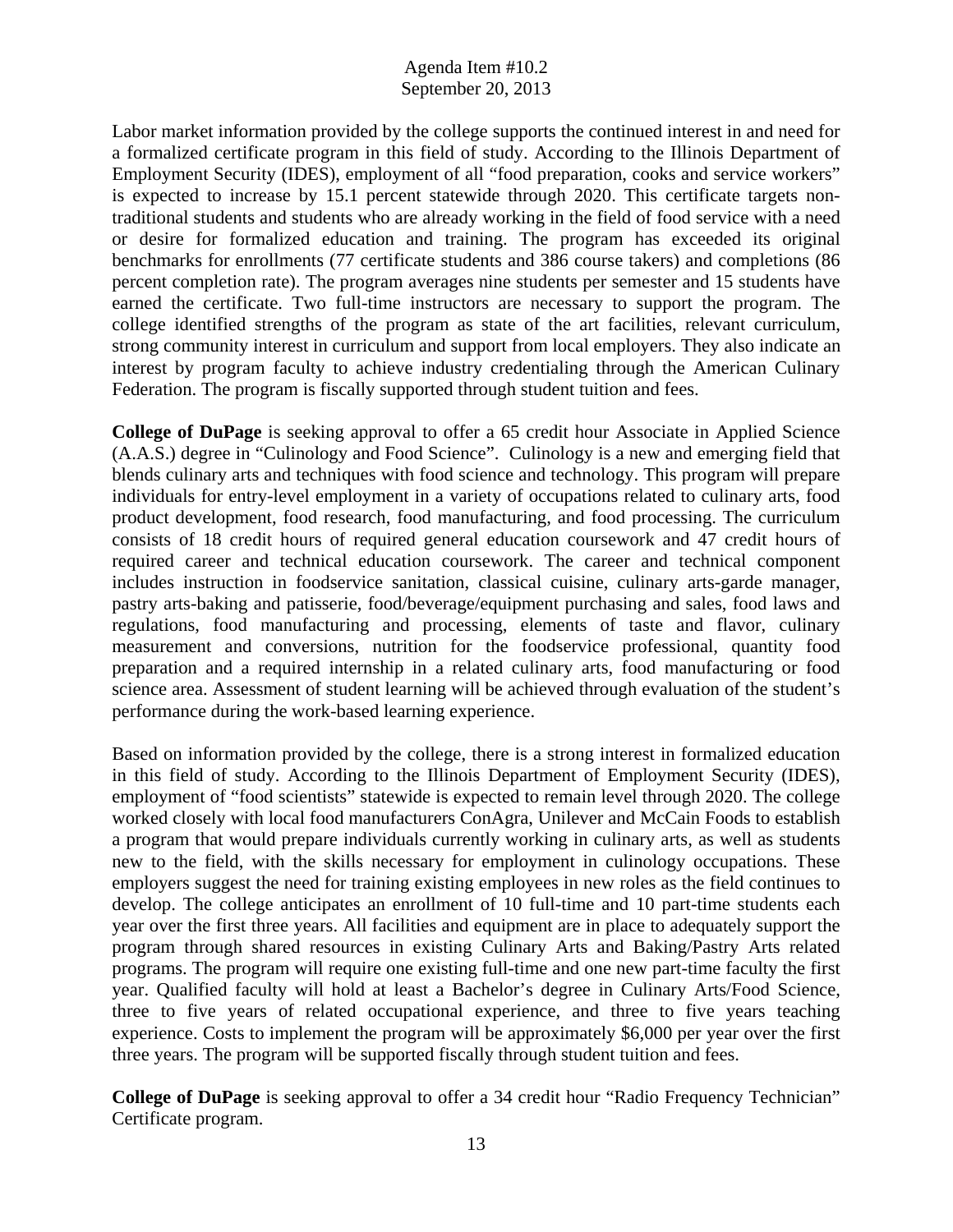Labor market information provided by the college supports the continued interest in and need for a formalized certificate program in this field of study. According to the Illinois Department of Employment Security (IDES), employment of all "food preparation, cooks and service workers" is expected to increase by 15.1 percent statewide through 2020. This certificate targets non-traditional students and students who are already working in the field of food service with a need or desire for formalized education and training. The program has exceeded its original benchmarks for enrollments (77 certificate students and 386 course takers) and completions (86 percent completion rate). The program averages nine students per semester and 15 students have earned the certificate. Two full-time instructors are necessary to support the program. The college identified strengths of the program as state of the art facilities, relevant curriculum, strong community interest in curriculum and support from local employers. They also indicate an interest by program faculty to achieve industry credentialing through the American Culinary Federation. The program is fiscally supported through student tuition and fees.

**College of DuPage** is seeking approval to offer a 65 credit hour Associate in Applied Science (A.A.S.) degree in "Culinology and Food Science". Culinology is a new and emerging field that blends culinary arts and techniques with food science and technology. This program will prepare individuals for entry-level employment in a variety of occupations related to culinary arts, food product development, food research, food manufacturing, and food processing. The curriculum consists of 18 credit hours of required general education coursework and 47 credit hours of required career and technical education coursework. The career and technical component includes instruction in foodservice sanitation, classical cuisine, culinary arts-garde manager, pastry arts-baking and patisserie, food/beverage/equipment purchasing and sales, food laws and regulations, food manufacturing and processing, elements of taste and flavor, culinary measurement and conversions, nutrition for the foodservice professional, quantity food preparation and a required internship in a related culinary arts, food manufacturing or food science area. Assessment of student learning will be achieved through evaluation of the student's performance during the work-based learning experience.

Based on information provided by the college, there is a strong interest in formalized education in this field of study. According to the Illinois Department of Employment Security (IDES), employment of "food scientists" statewide is expected to remain level through 2020. The college worked closely with local food manufacturers ConAgra, Unilever and McCain Foods to establish a program that would prepare individuals currently working in culinary arts, as well as students new to the field, with the skills necessary for employment in culinology occupations. These employers suggest the need for training existing employees in new roles as the field continues to develop. The college anticipates an enrollment of 10 full-time and 10 part-time students each year over the first three years. All facilities and equipment are in place to adequately support the program through shared resources in existing Culinary Arts and Baking/Pastry Arts related programs. The program will require one existing full-time and one new part-time faculty the first year. Qualified faculty will hold at least a Bachelor's degree in Culinary Arts/Food Science, three to five years of related occupational experience, and three to five years teaching experience. Costs to implement the program will be approximately $6,000 per year over the first three years. The program will be supported fiscally through student tuition and fees.

**College of DuPage** is seeking approval to offer a 34 credit hour "Radio Frequency Technician" Certificate program.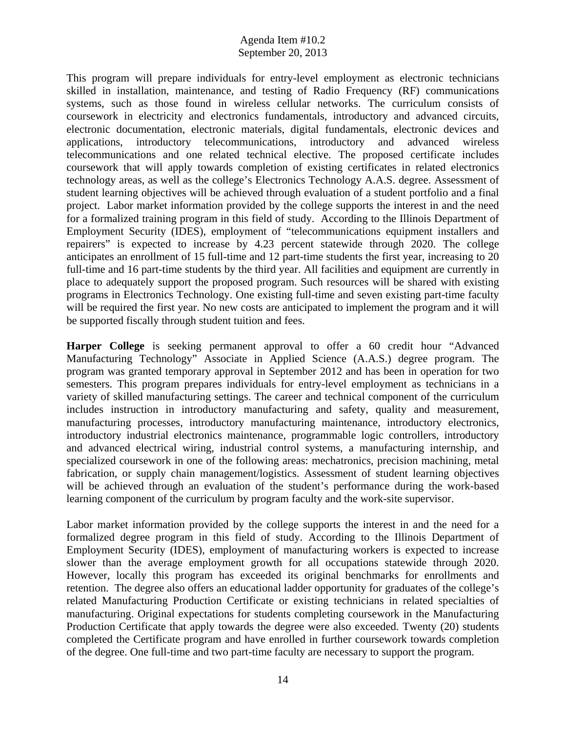This program will prepare individuals for entry-level employment as electronic technicians skilled in installation, maintenance, and testing of Radio Frequency (RF) communications systems, such as those found in wireless cellular networks. The curriculum consists of coursework in electricity and electronics fundamentals, introductory and advanced circuits, electronic documentation, electronic materials, digital fundamentals, electronic devices and applications, introductory telecommunications, introductory and advanced wireless telecommunications and one related technical elective. The proposed certificate includes coursework that will apply towards completion of existing certificates in related electronics technology areas, as well as the college's Electronics Technology A.A.S. degree. Assessment of student learning objectives will be achieved through evaluation of a student portfolio and a final project. Labor market information provided by the college supports the interest in and the need for a formalized training program in this field of study. According to the Illinois Department of Employment Security (IDES), employment of "telecommunications equipment installers and repairers" is expected to increase by 4.23 percent statewide through 2020. The college anticipates an enrollment of 15 full-time and 12 part-time students the first year, increasing to 20 full-time and 16 part-time students by the third year. All facilities and equipment are currently in place to adequately support the proposed program. Such resources will be shared with existing programs in Electronics Technology. One existing full-time and seven existing part-time faculty will be required the first year. No new costs are anticipated to implement the program and it will be supported fiscally through student tuition and fees.

**Harper College** is seeking permanent approval to offer a 60 credit hour "Advanced Manufacturing Technology" Associate in Applied Science (A.A.S.) degree program. The program was granted temporary approval in September 2012 and has been in operation for two semesters. This program prepares individuals for entry-level employment as technicians in a variety of skilled manufacturing settings. The career and technical component of the curriculum includes instruction in introductory manufacturing and safety, quality and measurement, manufacturing processes, introductory manufacturing maintenance, introductory electronics, introductory industrial electronics maintenance, programmable logic controllers, introductory and advanced electrical wiring, industrial control systems, a manufacturing internship, and specialized coursework in one of the following areas: mechatronics, precision machining, metal fabrication, or supply chain management/logistics. Assessment of student learning objectives will be achieved through an evaluation of the student's performance during the work-based learning component of the curriculum by program faculty and the work-site supervisor.

Labor market information provided by the college supports the interest in and the need for a formalized degree program in this field of study. According to the Illinois Department of Employment Security (IDES), employment of manufacturing workers is expected to increase slower than the average employment growth for all occupations statewide through 2020. However, locally this program has exceeded its original benchmarks for enrollments and retention. The degree also offers an educational ladder opportunity for graduates of the college's related Manufacturing Production Certificate or existing technicians in related specialties of manufacturing. Original expectations for students completing coursework in the Manufacturing Production Certificate that apply towards the degree were also exceeded. Twenty (20) students completed the Certificate program and have enrolled in further coursework towards completion of the degree. One full-time and two part-time faculty are necessary to support the program.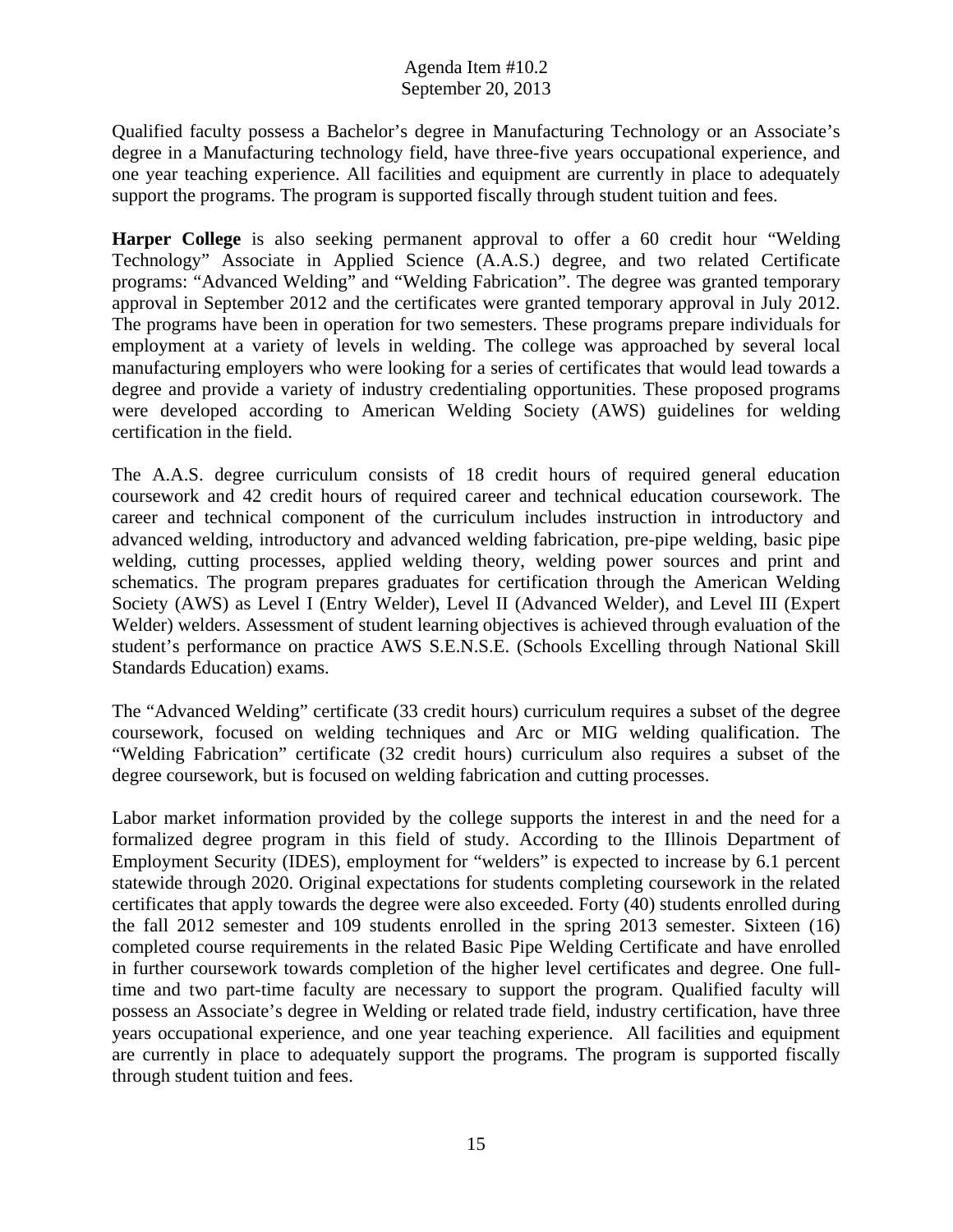Qualified faculty possess a Bachelor's degree in Manufacturing Technology or an Associate's degree in a Manufacturing technology field, have three-five years occupational experience, and one year teaching experience. All facilities and equipment are currently in place to adequately support the programs. The program is supported fiscally through student tuition and fees.

**Harper College** is also seeking permanent approval to offer a 60 credit hour "Welding Technology" Associate in Applied Science (A.A.S.) degree, and two related Certificate programs: "Advanced Welding" and "Welding Fabrication". The degree was granted temporary approval in September 2012 and the certificates were granted temporary approval in July 2012. The programs have been in operation for two semesters. These programs prepare individuals for employment at a variety of levels in welding. The college was approached by several local manufacturing employers who were looking for a series of certificates that would lead towards a degree and provide a variety of industry credentialing opportunities. These proposed programs were developed according to American Welding Society (AWS) guidelines for welding certification in the field.

The A.A.S. degree curriculum consists of 18 credit hours of required general education coursework and 42 credit hours of required career and technical education coursework. The career and technical component of the curriculum includes instruction in introductory and advanced welding, introductory and advanced welding fabrication, pre-pipe welding, basic pipe welding, cutting processes, applied welding theory, welding power sources and print and schematics. The program prepares graduates for certification through the American Welding Society (AWS) as Level I (Entry Welder), Level II (Advanced Welder), and Level III (Expert Welder) welders. Assessment of student learning objectives is achieved through evaluation of the student's performance on practice AWS S.E.N.S.E. (Schools Excelling through National Skill Standards Education) exams.

The "Advanced Welding" certificate (33 credit hours) curriculum requires a subset of the degree coursework, focused on welding techniques and Arc or MIG welding qualification. The "Welding Fabrication" certificate (32 credit hours) curriculum also requires a subset of the degree coursework, but is focused on welding fabrication and cutting processes.

Labor market information provided by the college supports the interest in and the need for a formalized degree program in this field of study. According to the Illinois Department of Employment Security (IDES), employment for "welders" is expected to increase by 6.1 percent statewide through 2020. Original expectations for students completing coursework in the related certificates that apply towards the degree were also exceeded. Forty (40) students enrolled during the fall 2012 semester and 109 students enrolled in the spring 2013 semester. Sixteen (16) completed course requirements in the related Basic Pipe Welding Certificate and have enrolled in further coursework towards completion of the higher level certificates and degree. One full-time and two part-time faculty are necessary to support the program. Qualified faculty will possess an Associate's degree in Welding or related trade field, industry certification, have three years occupational experience, and one year teaching experience. All facilities and equipment are currently in place to adequately support the programs. The program is supported fiscally through student tuition and fees.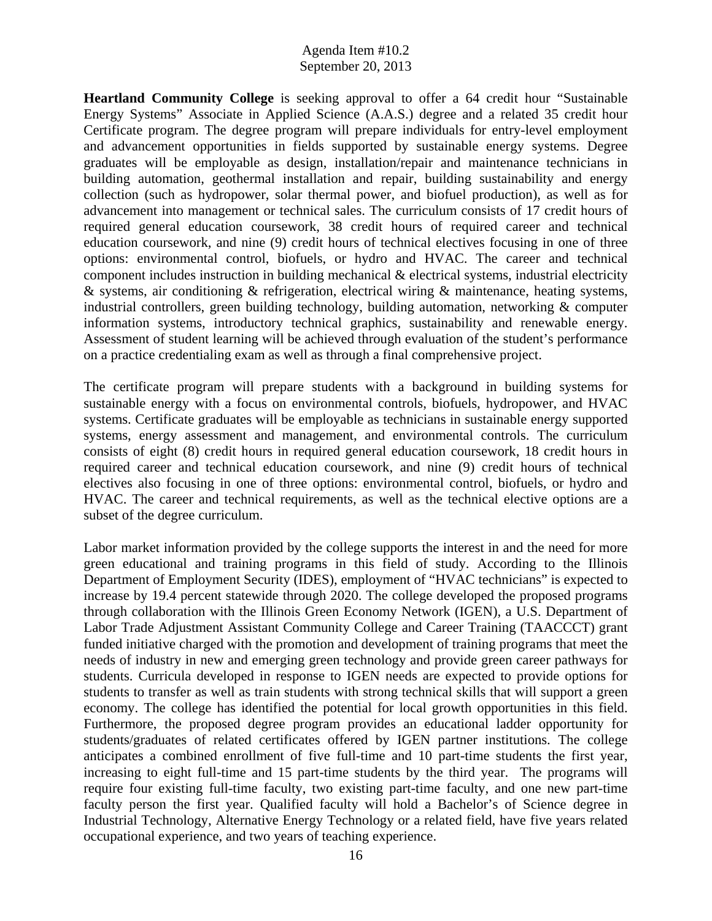**Heartland Community College** is seeking approval to offer a 64 credit hour "Sustainable Energy Systems" Associate in Applied Science (A.A.S.) degree and a related 35 credit hour Certificate program. The degree program will prepare individuals for entry-level employment and advancement opportunities in fields supported by sustainable energy systems. Degree graduates will be employable as design, installation/repair and maintenance technicians in building automation, geothermal installation and repair, building sustainability and energy collection (such as hydropower, solar thermal power, and biofuel production), as well as for advancement into management or technical sales. The curriculum consists of 17 credit hours of required general education coursework, 38 credit hours of required career and technical education coursework, and nine (9) credit hours of technical electives focusing in one of three options: environmental control, biofuels, or hydro and HVAC. The career and technical component includes instruction in building mechanical & electrical systems, industrial electricity & systems, air conditioning & refrigeration, electrical wiring & maintenance, heating systems, industrial controllers, green building technology, building automation, networking & computer information systems, introductory technical graphics, sustainability and renewable energy. Assessment of student learning will be achieved through evaluation of the student's performance on a practice credentialing exam as well as through a final comprehensive project.

The certificate program will prepare students with a background in building systems for sustainable energy with a focus on environmental controls, biofuels, hydropower, and HVAC systems. Certificate graduates will be employable as technicians in sustainable energy supported systems, energy assessment and management, and environmental controls. The curriculum consists of eight (8) credit hours in required general education coursework, 18 credit hours in required career and technical education coursework, and nine (9) credit hours of technical electives also focusing in one of three options: environmental control, biofuels, or hydro and HVAC. The career and technical requirements, as well as the technical elective options are a subset of the degree curriculum.

Labor market information provided by the college supports the interest in and the need for more green educational and training programs in this field of study. According to the Illinois Department of Employment Security (IDES), employment of "HVAC technicians" is expected to increase by 19.4 percent statewide through 2020. The college developed the proposed programs through collaboration with the Illinois Green Economy Network (IGEN), a U.S. Department of Labor Trade Adjustment Assistant Community College and Career Training (TAACCCT) grant funded initiative charged with the promotion and development of training programs that meet the needs of industry in new and emerging green technology and provide green career pathways for students. Curricula developed in response to IGEN needs are expected to provide options for students to transfer as well as train students with strong technical skills that will support a green economy. The college has identified the potential for local growth opportunities in this field. Furthermore, the proposed degree program provides an educational ladder opportunity for students/graduates of related certificates offered by IGEN partner institutions. The college anticipates a combined enrollment of five full-time and 10 part-time students the first year, increasing to eight full-time and 15 part-time students by the third year. The programs will require four existing full-time faculty, two existing part-time faculty, and one new part-time faculty person the first year. Qualified faculty will hold a Bachelor's of Science degree in Industrial Technology, Alternative Energy Technology or a related field, have five years related occupational experience, and two years of teaching experience.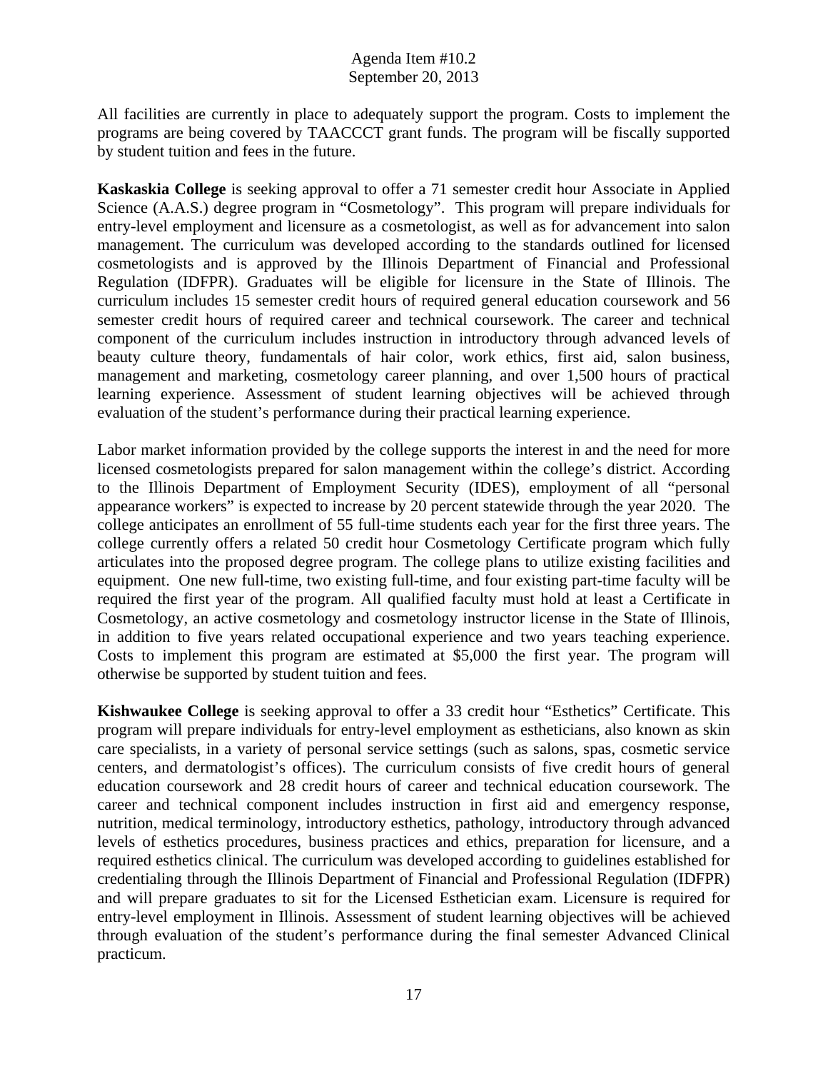All facilities are currently in place to adequately support the program. Costs to implement the programs are being covered by TAACCCT grant funds. The program will be fiscally supported by student tuition and fees in the future.

**Kaskaskia College** is seeking approval to offer a 71 semester credit hour Associate in Applied Science (A.A.S.) degree program in "Cosmetology". This program will prepare individuals for entry-level employment and licensure as a cosmetologist, as well as for advancement into salon management. The curriculum was developed according to the standards outlined for licensed cosmetologists and is approved by the Illinois Department of Financial and Professional Regulation (IDFPR). Graduates will be eligible for licensure in the State of Illinois. The curriculum includes 15 semester credit hours of required general education coursework and 56 semester credit hours of required career and technical coursework. The career and technical component of the curriculum includes instruction in introductory through advanced levels of beauty culture theory, fundamentals of hair color, work ethics, first aid, salon business, management and marketing, cosmetology career planning, and over 1,500 hours of practical learning experience. Assessment of student learning objectives will be achieved through evaluation of the student's performance during their practical learning experience.

Labor market information provided by the college supports the interest in and the need for more licensed cosmetologists prepared for salon management within the college's district. According to the Illinois Department of Employment Security (IDES), employment of all "personal appearance workers" is expected to increase by 20 percent statewide through the year 2020. The college anticipates an enrollment of 55 full-time students each year for the first three years. The college currently offers a related 50 credit hour Cosmetology Certificate program which fully articulates into the proposed degree program. The college plans to utilize existing facilities and equipment. One new full-time, two existing full-time, and four existing part-time faculty will be required the first year of the program. All qualified faculty must hold at least a Certificate in Cosmetology, an active cosmetology and cosmetology instructor license in the State of Illinois, in addition to five years related occupational experience and two years teaching experience. Costs to implement this program are estimated at $5,000 the first year. The program will otherwise be supported by student tuition and fees.

**Kishwaukee College** is seeking approval to offer a 33 credit hour "Esthetics" Certificate. This program will prepare individuals for entry-level employment as estheticians, also known as skin care specialists, in a variety of personal service settings (such as salons, spas, cosmetic service centers, and dermatologist's offices). The curriculum consists of five credit hours of general education coursework and 28 credit hours of career and technical education coursework. The career and technical component includes instruction in first aid and emergency response, nutrition, medical terminology, introductory esthetics, pathology, introductory through advanced levels of esthetics procedures, business practices and ethics, preparation for licensure, and a required esthetics clinical. The curriculum was developed according to guidelines established for credentialing through the Illinois Department of Financial and Professional Regulation (IDFPR) and will prepare graduates to sit for the Licensed Esthetician exam. Licensure is required for entry-level employment in Illinois. Assessment of student learning objectives will be achieved through evaluation of the student's performance during the final semester Advanced Clinical practicum.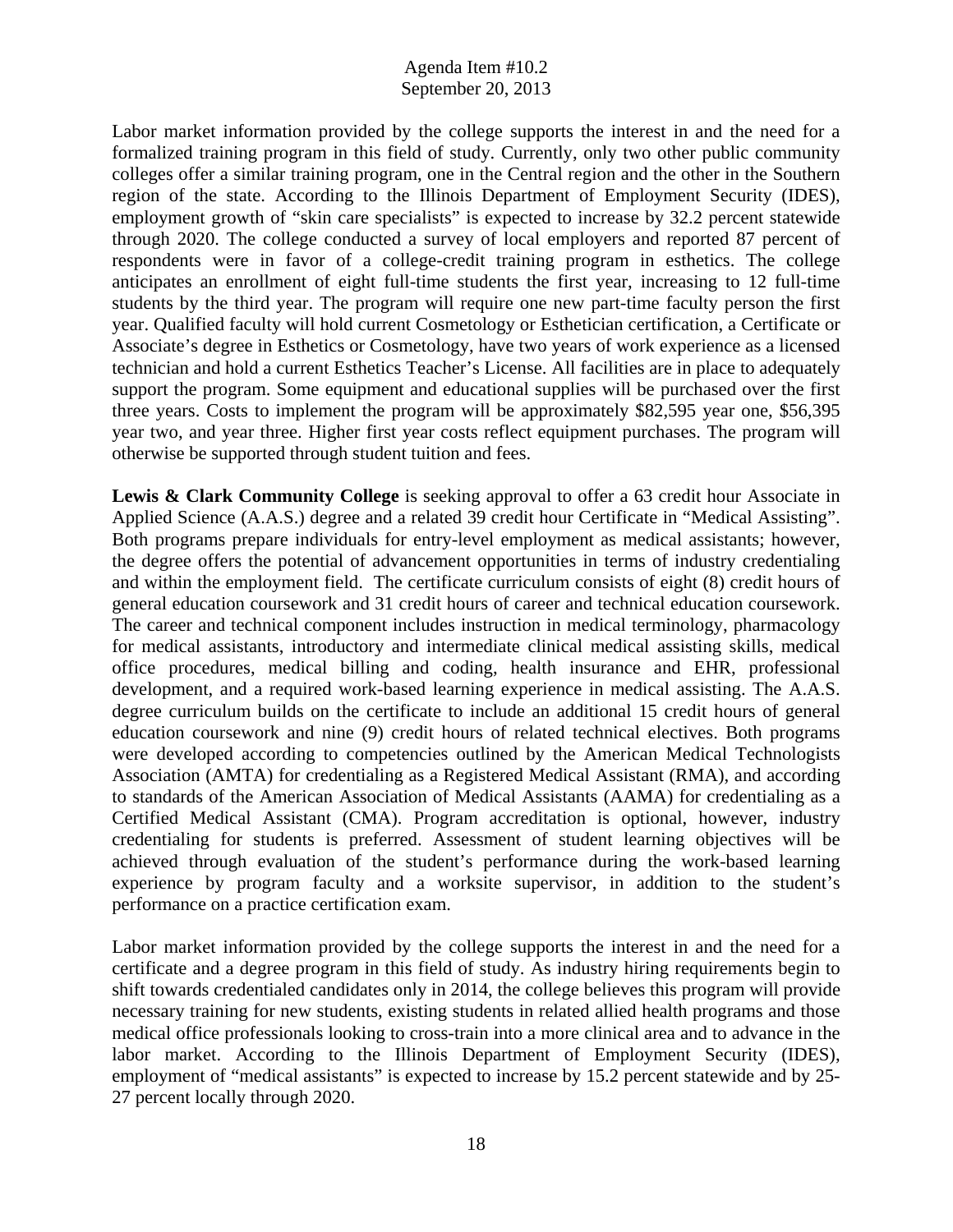Labor market information provided by the college supports the interest in and the need for a formalized training program in this field of study. Currently, only two other public community colleges offer a similar training program, one in the Central region and the other in the Southern region of the state. According to the Illinois Department of Employment Security (IDES), employment growth of "skin care specialists" is expected to increase by 32.2 percent statewide through 2020. The college conducted a survey of local employers and reported 87 percent of respondents were in favor of a college-credit training program in esthetics. The college anticipates an enrollment of eight full-time students the first year, increasing to 12 full-time students by the third year. The program will require one new part-time faculty person the first year. Qualified faculty will hold current Cosmetology or Esthetician certification, a Certificate or Associate's degree in Esthetics or Cosmetology, have two years of work experience as a licensed technician and hold a current Esthetics Teacher's License. All facilities are in place to adequately support the program. Some equipment and educational supplies will be purchased over the first three years. Costs to implement the program will be approximately $82,595 year one, $56,395 year two, and year three. Higher first year costs reflect equipment purchases. The program will otherwise be supported through student tuition and fees.

**Lewis & Clark Community College** is seeking approval to offer a 63 credit hour Associate in Applied Science (A.A.S.) degree and a related 39 credit hour Certificate in "Medical Assisting". Both programs prepare individuals for entry-level employment as medical assistants; however, the degree offers the potential of advancement opportunities in terms of industry credentialing and within the employment field. The certificate curriculum consists of eight (8) credit hours of general education coursework and 31 credit hours of career and technical education coursework. The career and technical component includes instruction in medical terminology, pharmacology for medical assistants, introductory and intermediate clinical medical assisting skills, medical office procedures, medical billing and coding, health insurance and EHR, professional development, and a required work-based learning experience in medical assisting. The A.A.S. degree curriculum builds on the certificate to include an additional 15 credit hours of general education coursework and nine (9) credit hours of related technical electives. Both programs were developed according to competencies outlined by the American Medical Technologists Association (AMTA) for credentialing as a Registered Medical Assistant (RMA), and according to standards of the American Association of Medical Assistants (AAMA) for credentialing as a Certified Medical Assistant (CMA). Program accreditation is optional, however, industry credentialing for students is preferred. Assessment of student learning objectives will be achieved through evaluation of the student's performance during the work-based learning experience by program faculty and a worksite supervisor, in addition to the student's performance on a practice certification exam.

Labor market information provided by the college supports the interest in and the need for a certificate and a degree program in this field of study. As industry hiring requirements begin to shift towards credentialed candidates only in 2014, the college believes this program will provide necessary training for new students, existing students in related allied health programs and those medical office professionals looking to cross-train into a more clinical area and to advance in the labor market. According to the Illinois Department of Employment Security (IDES), employment of "medical assistants" is expected to increase by 15.2 percent statewide and by 25-27 percent locally through 2020.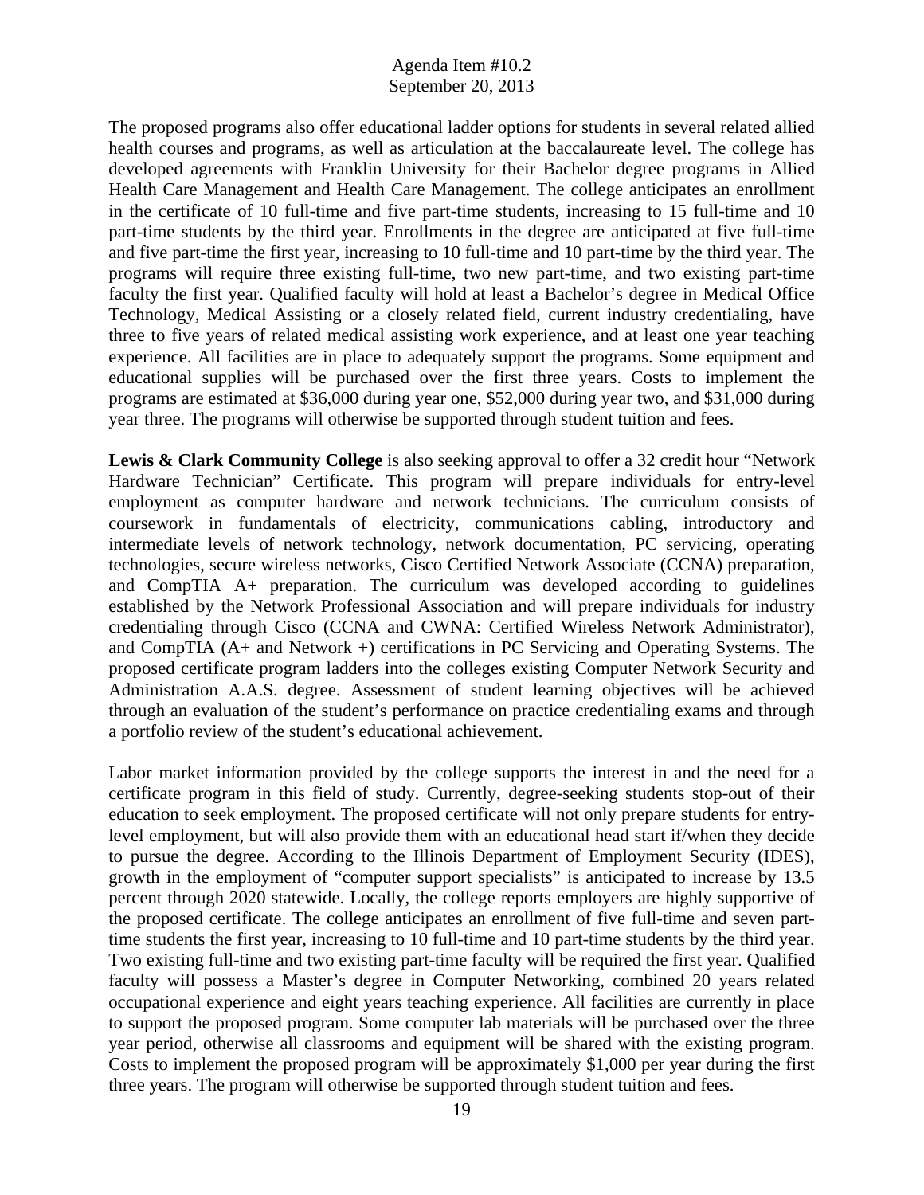The proposed programs also offer educational ladder options for students in several related allied health courses and programs, as well as articulation at the baccalaureate level. The college has developed agreements with Franklin University for their Bachelor degree programs in Allied Health Care Management and Health Care Management. The college anticipates an enrollment in the certificate of 10 full-time and five part-time students, increasing to 15 full-time and 10 part-time students by the third year. Enrollments in the degree are anticipated at five full-time and five part-time the first year, increasing to 10 full-time and 10 part-time by the third year. The programs will require three existing full-time, two new part-time, and two existing part-time faculty the first year. Qualified faculty will hold at least a Bachelor's degree in Medical Office Technology, Medical Assisting or a closely related field, current industry credentialing, have three to five years of related medical assisting work experience, and at least one year teaching experience. All facilities are in place to adequately support the programs. Some equipment and educational supplies will be purchased over the first three years. Costs to implement the programs are estimated at $36,000 during year one, $52,000 during year two, and $31,000 during year three. The programs will otherwise be supported through student tuition and fees.

**Lewis & Clark Community College** is also seeking approval to offer a 32 credit hour "Network Hardware Technician" Certificate. This program will prepare individuals for entry-level employment as computer hardware and network technicians. The curriculum consists of coursework in fundamentals of electricity, communications cabling, introductory and intermediate levels of network technology, network documentation, PC servicing, operating technologies, secure wireless networks, Cisco Certified Network Associate (CCNA) preparation, and CompTIA A+ preparation. The curriculum was developed according to guidelines established by the Network Professional Association and will prepare individuals for industry credentialing through Cisco (CCNA and CWNA: Certified Wireless Network Administrator), and CompTIA (A+ and Network +) certifications in PC Servicing and Operating Systems. The proposed certificate program ladders into the colleges existing Computer Network Security and Administration A.A.S. degree. Assessment of student learning objectives will be achieved through an evaluation of the student's performance on practice credentialing exams and through a portfolio review of the student's educational achievement.

Labor market information provided by the college supports the interest in and the need for a certificate program in this field of study. Currently, degree-seeking students stop-out of their education to seek employment. The proposed certificate will not only prepare students for entry-level employment, but will also provide them with an educational head start if/when they decide to pursue the degree. According to the Illinois Department of Employment Security (IDES), growth in the employment of "computer support specialists" is anticipated to increase by 13.5 percent through 2020 statewide. Locally, the college reports employers are highly supportive of the proposed certificate. The college anticipates an enrollment of five full-time and seven part-time students the first year, increasing to 10 full-time and 10 part-time students by the third year. Two existing full-time and two existing part-time faculty will be required the first year. Qualified faculty will possess a Master's degree in Computer Networking, combined 20 years related occupational experience and eight years teaching experience. All facilities are currently in place to support the proposed program. Some computer lab materials will be purchased over the three year period, otherwise all classrooms and equipment will be shared with the existing program. Costs to implement the proposed program will be approximately $1,000 per year during the first three years. The program will otherwise be supported through student tuition and fees.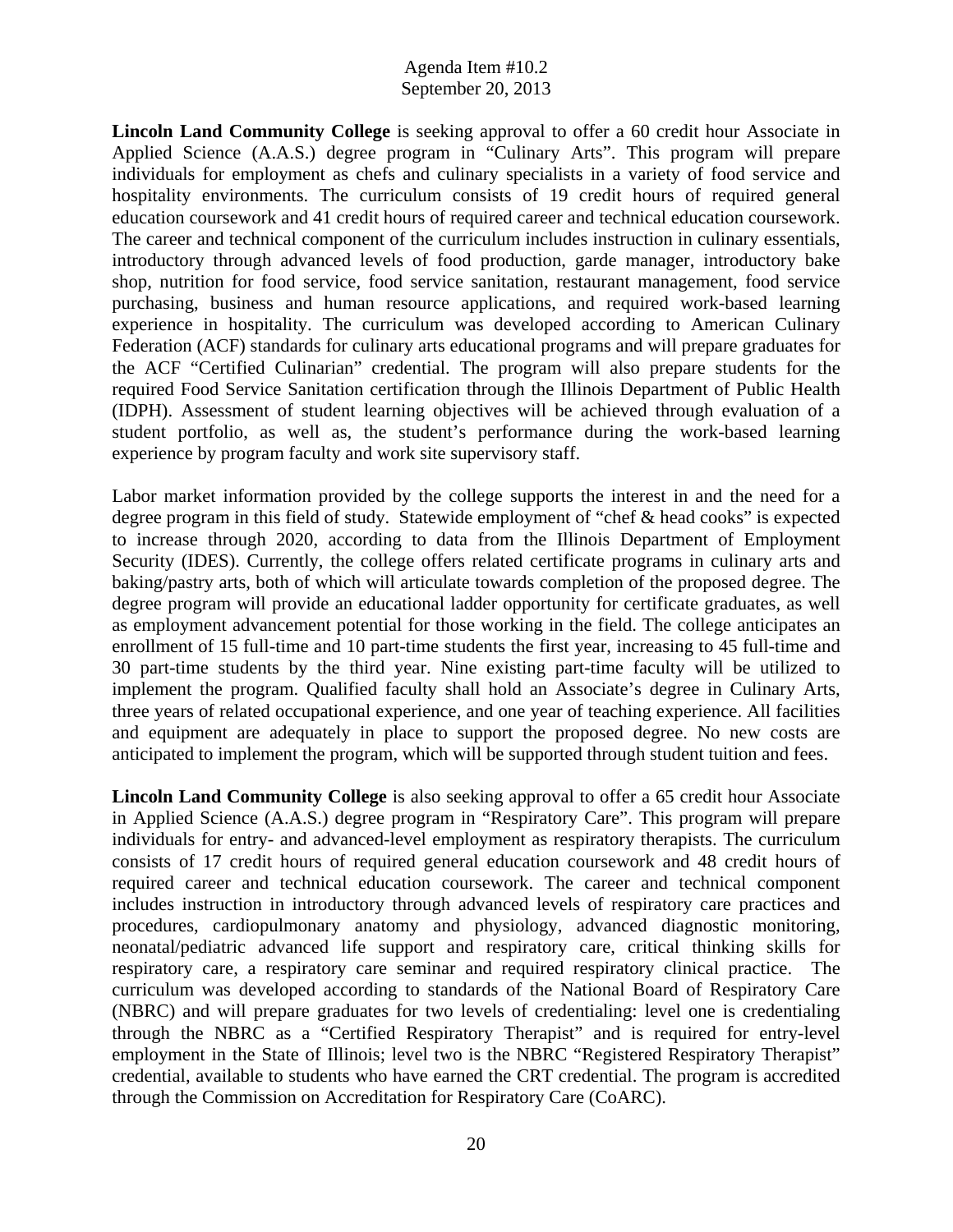Agenda Item #10.2
September 20, 2013

**Lincoln Land Community College** is seeking approval to offer a 60 credit hour Associate in Applied Science (A.A.S.) degree program in "Culinary Arts". This program will prepare individuals for employment as chefs and culinary specialists in a variety of food service and hospitality environments. The curriculum consists of 19 credit hours of required general education coursework and 41 credit hours of required career and technical education coursework. The career and technical component of the curriculum includes instruction in culinary essentials, introductory through advanced levels of food production, garde manager, introductory bake shop, nutrition for food service, food service sanitation, restaurant management, food service purchasing, business and human resource applications, and required work-based learning experience in hospitality. The curriculum was developed according to American Culinary Federation (ACF) standards for culinary arts educational programs and will prepare graduates for the ACF "Certified Culinarian" credential. The program will also prepare students for the required Food Service Sanitation certification through the Illinois Department of Public Health (IDPH). Assessment of student learning objectives will be achieved through evaluation of a student portfolio, as well as, the student's performance during the work-based learning experience by program faculty and work site supervisory staff.

Labor market information provided by the college supports the interest in and the need for a degree program in this field of study. Statewide employment of "chef & head cooks" is expected to increase through 2020, according to data from the Illinois Department of Employment Security (IDES). Currently, the college offers related certificate programs in culinary arts and baking/pastry arts, both of which will articulate towards completion of the proposed degree. The degree program will provide an educational ladder opportunity for certificate graduates, as well as employment advancement potential for those working in the field. The college anticipates an enrollment of 15 full-time and 10 part-time students the first year, increasing to 45 full-time and 30 part-time students by the third year. Nine existing part-time faculty will be utilized to implement the program. Qualified faculty shall hold an Associate's degree in Culinary Arts, three years of related occupational experience, and one year of teaching experience. All facilities and equipment are adequately in place to support the proposed degree. No new costs are anticipated to implement the program, which will be supported through student tuition and fees.

**Lincoln Land Community College** is also seeking approval to offer a 65 credit hour Associate in Applied Science (A.A.S.) degree program in "Respiratory Care". This program will prepare individuals for entry- and advanced-level employment as respiratory therapists. The curriculum consists of 17 credit hours of required general education coursework and 48 credit hours of required career and technical education coursework. The career and technical component includes instruction in introductory through advanced levels of respiratory care practices and procedures, cardiopulmonary anatomy and physiology, advanced diagnostic monitoring, neonatal/pediatric advanced life support and respiratory care, critical thinking skills for respiratory care, a respiratory care seminar and required respiratory clinical practice. The curriculum was developed according to standards of the National Board of Respiratory Care (NBRC) and will prepare graduates for two levels of credentialing: level one is credentialing through the NBRC as a "Certified Respiratory Therapist" and is required for entry-level employment in the State of Illinois; level two is the NBRC "Registered Respiratory Therapist" credential, available to students who have earned the CRT credential. The program is accredited through the Commission on Accreditation for Respiratory Care (CoARC).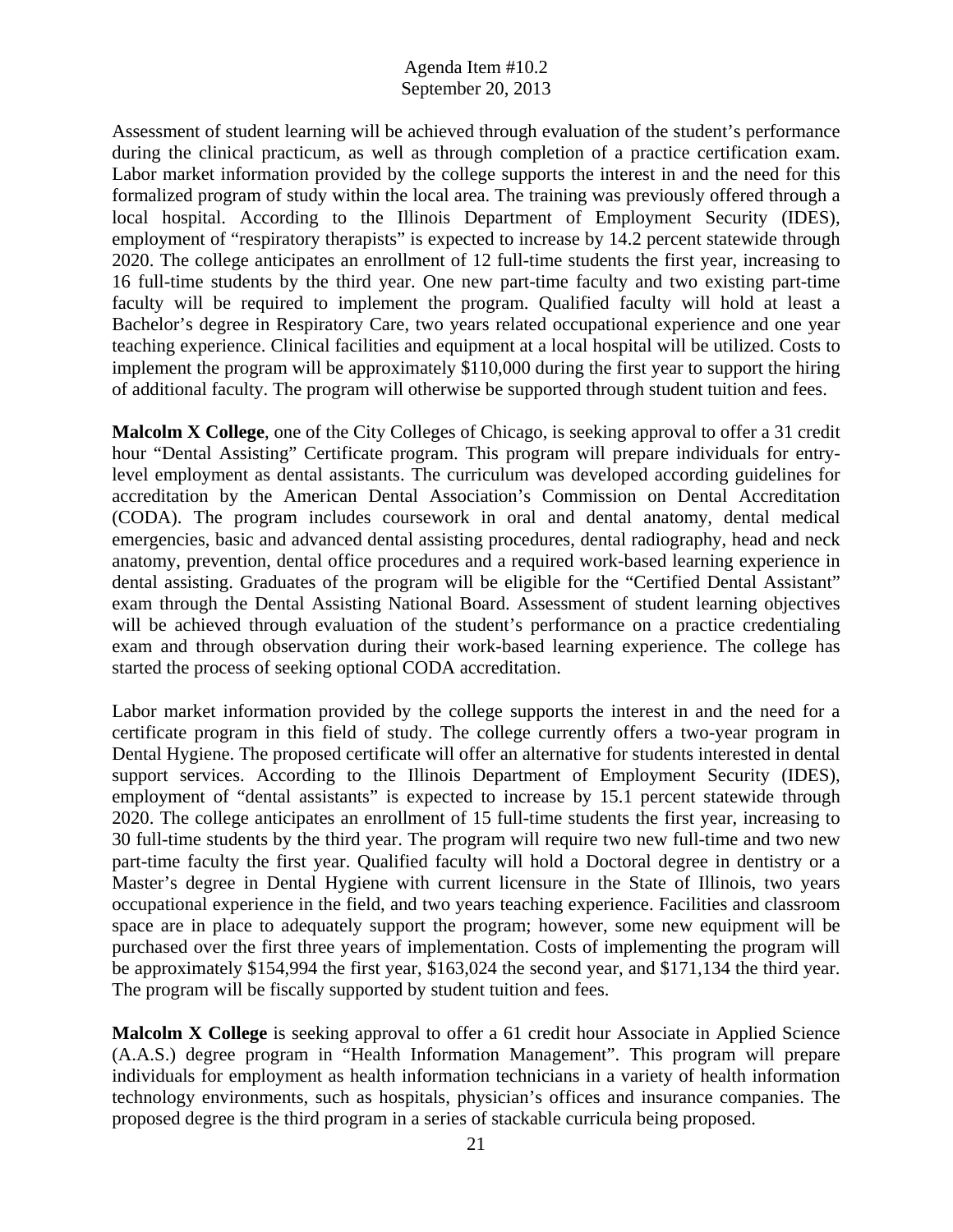Assessment of student learning will be achieved through evaluation of the student's performance during the clinical practicum, as well as through completion of a practice certification exam. Labor market information provided by the college supports the interest in and the need for this formalized program of study within the local area. The training was previously offered through a local hospital. According to the Illinois Department of Employment Security (IDES), employment of "respiratory therapists" is expected to increase by 14.2 percent statewide through 2020. The college anticipates an enrollment of 12 full-time students the first year, increasing to 16 full-time students by the third year. One new part-time faculty and two existing part-time faculty will be required to implement the program. Qualified faculty will hold at least a Bachelor's degree in Respiratory Care, two years related occupational experience and one year teaching experience. Clinical facilities and equipment at a local hospital will be utilized. Costs to implement the program will be approximately $110,000 during the first year to support the hiring of additional faculty. The program will otherwise be supported through student tuition and fees.

**Malcolm X College**, one of the City Colleges of Chicago, is seeking approval to offer a 31 credit hour "Dental Assisting" Certificate program. This program will prepare individuals for entry-level employment as dental assistants. The curriculum was developed according guidelines for accreditation by the American Dental Association's Commission on Dental Accreditation (CODA). The program includes coursework in oral and dental anatomy, dental medical emergencies, basic and advanced dental assisting procedures, dental radiography, head and neck anatomy, prevention, dental office procedures and a required work-based learning experience in dental assisting. Graduates of the program will be eligible for the "Certified Dental Assistant" exam through the Dental Assisting National Board. Assessment of student learning objectives will be achieved through evaluation of the student's performance on a practice credentialing exam and through observation during their work-based learning experience. The college has started the process of seeking optional CODA accreditation.

Labor market information provided by the college supports the interest in and the need for a certificate program in this field of study. The college currently offers a two-year program in Dental Hygiene. The proposed certificate will offer an alternative for students interested in dental support services. According to the Illinois Department of Employment Security (IDES), employment of "dental assistants" is expected to increase by 15.1 percent statewide through 2020. The college anticipates an enrollment of 15 full-time students the first year, increasing to 30 full-time students by the third year. The program will require two new full-time and two new part-time faculty the first year. Qualified faculty will hold a Doctoral degree in dentistry or a Master's degree in Dental Hygiene with current licensure in the State of Illinois, two years occupational experience in the field, and two years teaching experience. Facilities and classroom space are in place to adequately support the program; however, some new equipment will be purchased over the first three years of implementation. Costs of implementing the program will be approximately $154,994 the first year, $163,024 the second year, and $171,134 the third year. The program will be fiscally supported by student tuition and fees.

**Malcolm X College** is seeking approval to offer a 61 credit hour Associate in Applied Science (A.A.S.) degree program in "Health Information Management". This program will prepare individuals for employment as health information technicians in a variety of health information technology environments, such as hospitals, physician's offices and insurance companies. The proposed degree is the third program in a series of stackable curricula being proposed.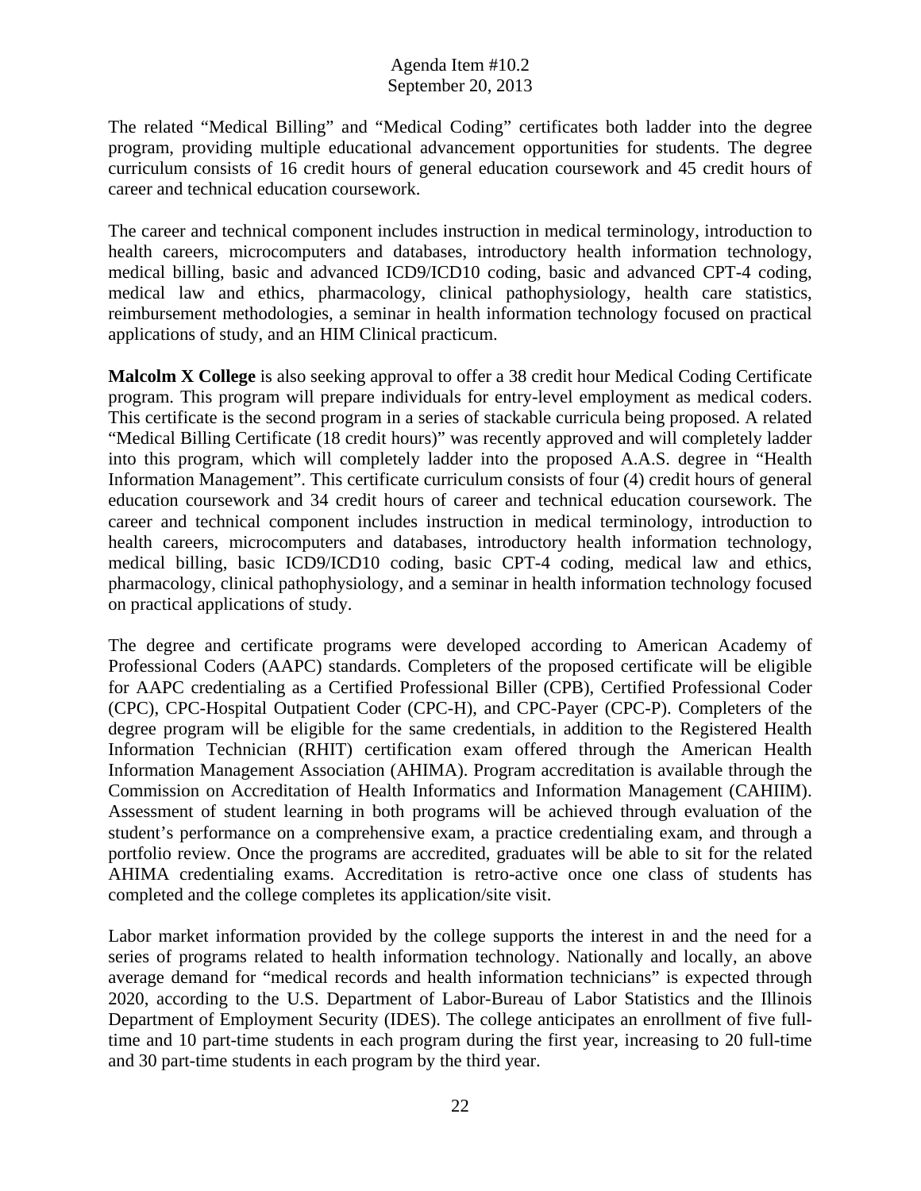The related "Medical Billing" and "Medical Coding" certificates both ladder into the degree program, providing multiple educational advancement opportunities for students. The degree curriculum consists of 16 credit hours of general education coursework and 45 credit hours of career and technical education coursework.

The career and technical component includes instruction in medical terminology, introduction to health careers, microcomputers and databases, introductory health information technology, medical billing, basic and advanced ICD9/ICD10 coding, basic and advanced CPT-4 coding, medical law and ethics, pharmacology, clinical pathophysiology, health care statistics, reimbursement methodologies, a seminar in health information technology focused on practical applications of study, and an HIM Clinical practicum.

**Malcolm X College** is also seeking approval to offer a 38 credit hour Medical Coding Certificate program. This program will prepare individuals for entry-level employment as medical coders. This certificate is the second program in a series of stackable curricula being proposed. A related "Medical Billing Certificate (18 credit hours)" was recently approved and will completely ladder into this program, which will completely ladder into the proposed A.A.S. degree in "Health Information Management". This certificate curriculum consists of four (4) credit hours of general education coursework and 34 credit hours of career and technical education coursework. The career and technical component includes instruction in medical terminology, introduction to health careers, microcomputers and databases, introductory health information technology, medical billing, basic ICD9/ICD10 coding, basic CPT-4 coding, medical law and ethics, pharmacology, clinical pathophysiology, and a seminar in health information technology focused on practical applications of study.

The degree and certificate programs were developed according to American Academy of Professional Coders (AAPC) standards. Completers of the proposed certificate will be eligible for AAPC credentialing as a Certified Professional Biller (CPB), Certified Professional Coder (CPC), CPC-Hospital Outpatient Coder (CPC-H), and CPC-Payer (CPC-P). Completers of the degree program will be eligible for the same credentials, in addition to the Registered Health Information Technician (RHIT) certification exam offered through the American Health Information Management Association (AHIMA). Program accreditation is available through the Commission on Accreditation of Health Informatics and Information Management (CAHIIM). Assessment of student learning in both programs will be achieved through evaluation of the student's performance on a comprehensive exam, a practice credentialing exam, and through a portfolio review. Once the programs are accredited, graduates will be able to sit for the related AHIMA credentialing exams. Accreditation is retro-active once one class of students has completed and the college completes its application/site visit.

Labor market information provided by the college supports the interest in and the need for a series of programs related to health information technology. Nationally and locally, an above average demand for "medical records and health information technicians" is expected through 2020, according to the U.S. Department of Labor-Bureau of Labor Statistics and the Illinois Department of Employment Security (IDES). The college anticipates an enrollment of five full-time and 10 part-time students in each program during the first year, increasing to 20 full-time and 30 part-time students in each program by the third year.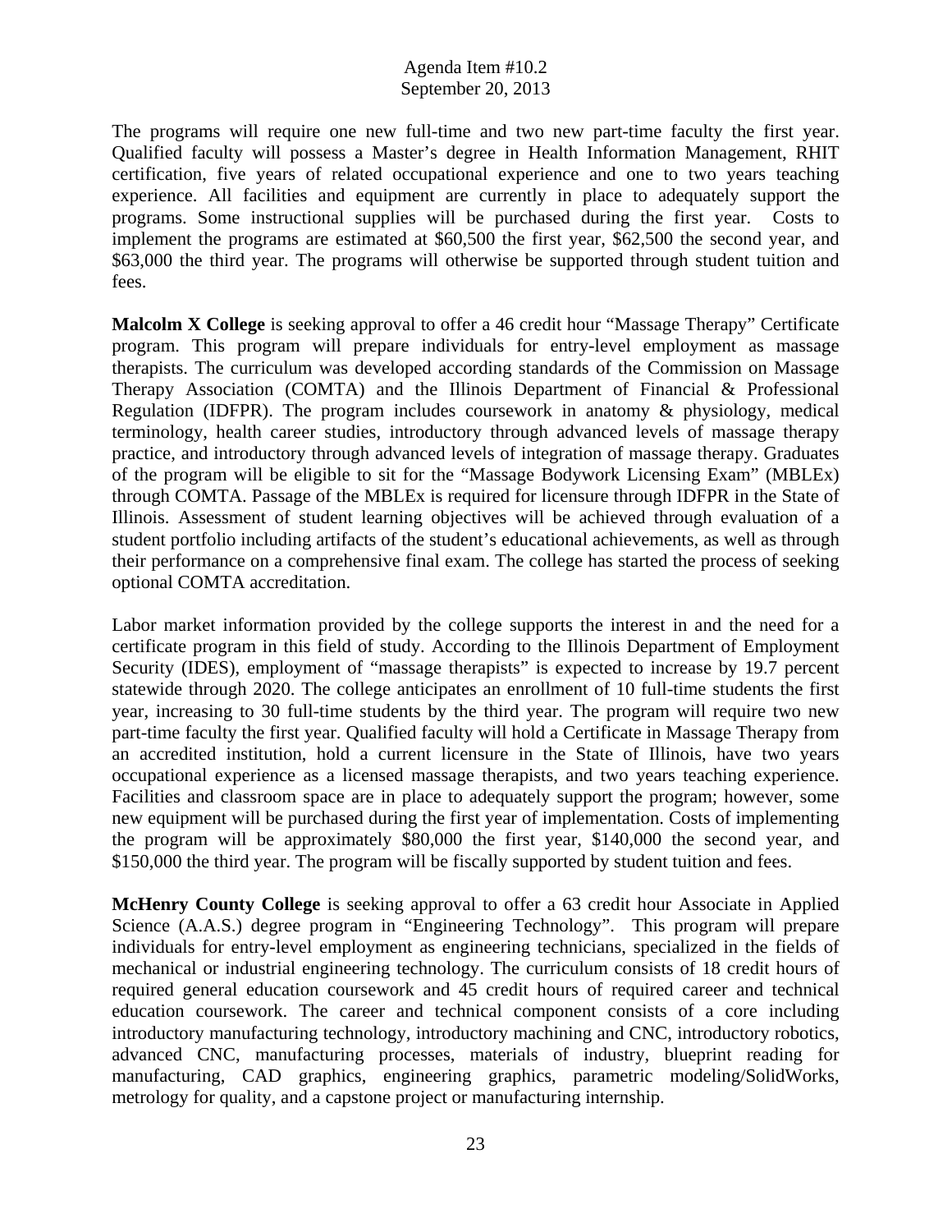The programs will require one new full-time and two new part-time faculty the first year. Qualified faculty will possess a Master's degree in Health Information Management, RHIT certification, five years of related occupational experience and one to two years teaching experience. All facilities and equipment are currently in place to adequately support the programs. Some instructional supplies will be purchased during the first year. Costs to implement the programs are estimated at $60,500 the first year, $62,500 the second year, and $63,000 the third year. The programs will otherwise be supported through student tuition and fees.

**Malcolm X College** is seeking approval to offer a 46 credit hour "Massage Therapy" Certificate program. This program will prepare individuals for entry-level employment as massage therapists. The curriculum was developed according standards of the Commission on Massage Therapy Association (COMTA) and the Illinois Department of Financial & Professional Regulation (IDFPR). The program includes coursework in anatomy & physiology, medical terminology, health career studies, introductory through advanced levels of massage therapy practice, and introductory through advanced levels of integration of massage therapy. Graduates of the program will be eligible to sit for the "Massage Bodywork Licensing Exam" (MBLEx) through COMTA. Passage of the MBLEx is required for licensure through IDFPR in the State of Illinois. Assessment of student learning objectives will be achieved through evaluation of a student portfolio including artifacts of the student's educational achievements, as well as through their performance on a comprehensive final exam. The college has started the process of seeking optional COMTA accreditation.

Labor market information provided by the college supports the interest in and the need for a certificate program in this field of study. According to the Illinois Department of Employment Security (IDES), employment of "massage therapists" is expected to increase by 19.7 percent statewide through 2020. The college anticipates an enrollment of 10 full-time students the first year, increasing to 30 full-time students by the third year. The program will require two new part-time faculty the first year. Qualified faculty will hold a Certificate in Massage Therapy from an accredited institution, hold a current licensure in the State of Illinois, have two years occupational experience as a licensed massage therapists, and two years teaching experience. Facilities and classroom space are in place to adequately support the program; however, some new equipment will be purchased during the first year of implementation. Costs of implementing the program will be approximately $80,000 the first year, $140,000 the second year, and $150,000 the third year. The program will be fiscally supported by student tuition and fees.

**McHenry County College** is seeking approval to offer a 63 credit hour Associate in Applied Science (A.A.S.) degree program in "Engineering Technology". This program will prepare individuals for entry-level employment as engineering technicians, specialized in the fields of mechanical or industrial engineering technology. The curriculum consists of 18 credit hours of required general education coursework and 45 credit hours of required career and technical education coursework. The career and technical component consists of a core including introductory manufacturing technology, introductory machining and CNC, introductory robotics, advanced CNC, manufacturing processes, materials of industry, blueprint reading for manufacturing, CAD graphics, engineering graphics, parametric modeling/SolidWorks, metrology for quality, and a capstone project or manufacturing internship.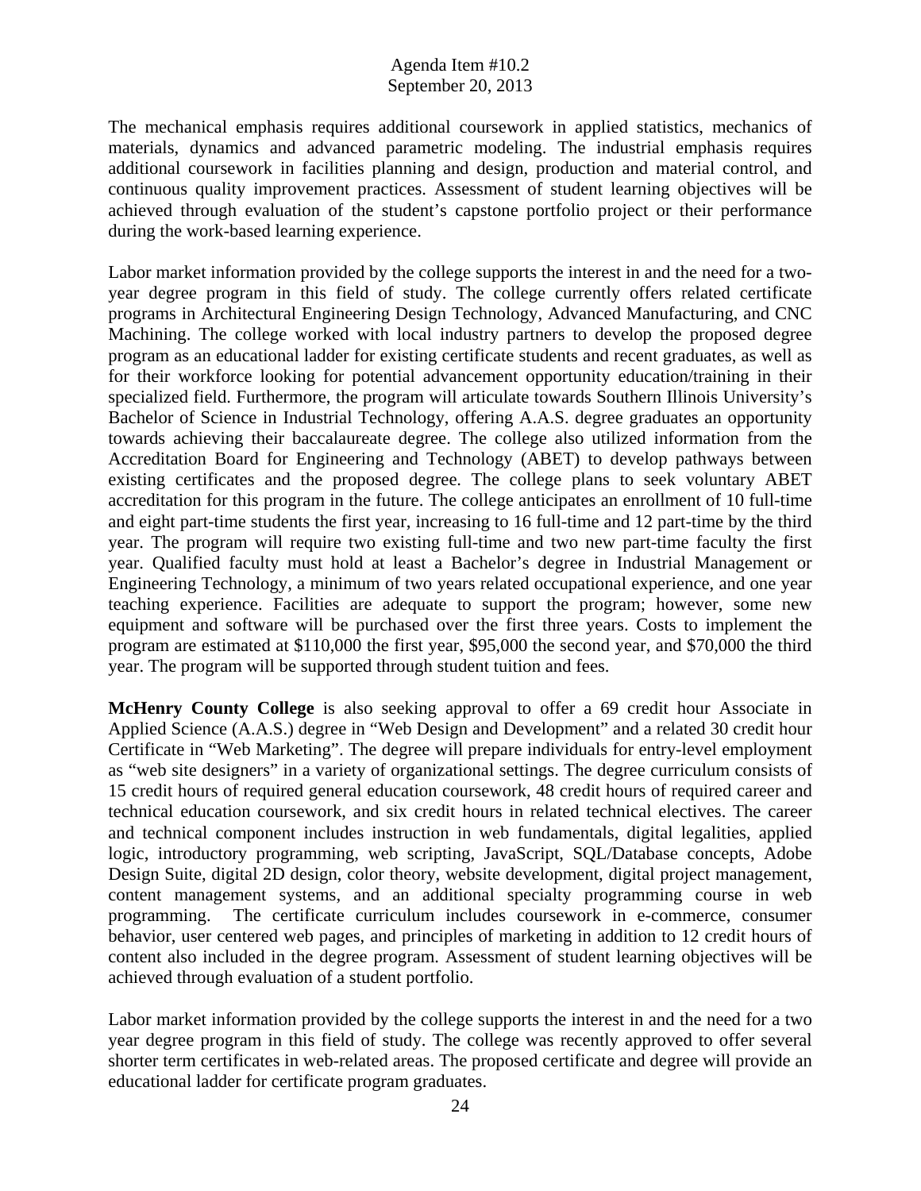The mechanical emphasis requires additional coursework in applied statistics, mechanics of materials, dynamics and advanced parametric modeling. The industrial emphasis requires additional coursework in facilities planning and design, production and material control, and continuous quality improvement practices. Assessment of student learning objectives will be achieved through evaluation of the student's capstone portfolio project or their performance during the work-based learning experience.

Labor market information provided by the college supports the interest in and the need for a two-year degree program in this field of study. The college currently offers related certificate programs in Architectural Engineering Design Technology, Advanced Manufacturing, and CNC Machining. The college worked with local industry partners to develop the proposed degree program as an educational ladder for existing certificate students and recent graduates, as well as for their workforce looking for potential advancement opportunity education/training in their specialized field. Furthermore, the program will articulate towards Southern Illinois University's Bachelor of Science in Industrial Technology, offering A.A.S. degree graduates an opportunity towards achieving their baccalaureate degree. The college also utilized information from the Accreditation Board for Engineering and Technology (ABET) to develop pathways between existing certificates and the proposed degree. The college plans to seek voluntary ABET accreditation for this program in the future. The college anticipates an enrollment of 10 full-time and eight part-time students the first year, increasing to 16 full-time and 12 part-time by the third year. The program will require two existing full-time and two new part-time faculty the first year. Qualified faculty must hold at least a Bachelor's degree in Industrial Management or Engineering Technology, a minimum of two years related occupational experience, and one year teaching experience. Facilities are adequate to support the program; however, some new equipment and software will be purchased over the first three years. Costs to implement the program are estimated at $110,000 the first year, $95,000 the second year, and $70,000 the third year. The program will be supported through student tuition and fees.

**McHenry County College** is also seeking approval to offer a 69 credit hour Associate in Applied Science (A.A.S.) degree in "Web Design and Development" and a related 30 credit hour Certificate in "Web Marketing". The degree will prepare individuals for entry-level employment as "web site designers" in a variety of organizational settings. The degree curriculum consists of 15 credit hours of required general education coursework, 48 credit hours of required career and technical education coursework, and six credit hours in related technical electives. The career and technical component includes instruction in web fundamentals, digital legalities, applied logic, introductory programming, web scripting, JavaScript, SQL/Database concepts, Adobe Design Suite, digital 2D design, color theory, website development, digital project management, content management systems, and an additional specialty programming course in web programming. The certificate curriculum includes coursework in e-commerce, consumer behavior, user centered web pages, and principles of marketing in addition to 12 credit hours of content also included in the degree program. Assessment of student learning objectives will be achieved through evaluation of a student portfolio.

Labor market information provided by the college supports the interest in and the need for a two year degree program in this field of study. The college was recently approved to offer several shorter term certificates in web-related areas. The proposed certificate and degree will provide an educational ladder for certificate program graduates.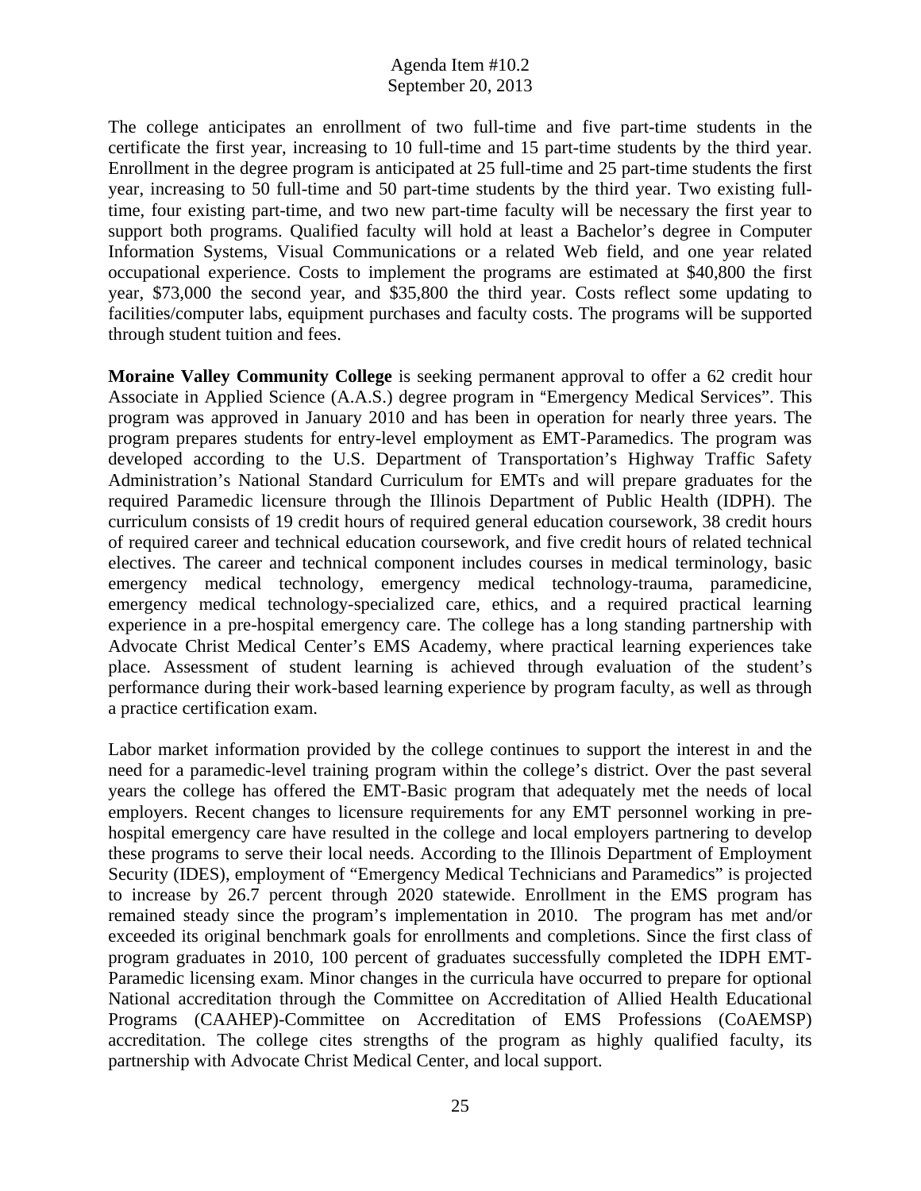The college anticipates an enrollment of two full-time and five part-time students in the certificate the first year, increasing to 10 full-time and 15 part-time students by the third year. Enrollment in the degree program is anticipated at 25 full-time and 25 part-time students the first year, increasing to 50 full-time and 50 part-time students by the third year. Two existing full-time, four existing part-time, and two new part-time faculty will be necessary the first year to support both programs. Qualified faculty will hold at least a Bachelor's degree in Computer Information Systems, Visual Communications or a related Web field, and one year related occupational experience. Costs to implement the programs are estimated at $40,800 the first year, $73,000 the second year, and $35,800 the third year. Costs reflect some updating to facilities/computer labs, equipment purchases and faculty costs. The programs will be supported through student tuition and fees.

**Moraine Valley Community College** is seeking permanent approval to offer a 62 credit hour Associate in Applied Science (A.A.S.) degree program in "Emergency Medical Services". This program was approved in January 2010 and has been in operation for nearly three years. The program prepares students for entry-level employment as EMT-Paramedics. The program was developed according to the U.S. Department of Transportation's Highway Traffic Safety Administration's National Standard Curriculum for EMTs and will prepare graduates for the required Paramedic licensure through the Illinois Department of Public Health (IDPH). The curriculum consists of 19 credit hours of required general education coursework, 38 credit hours of required career and technical education coursework, and five credit hours of related technical electives. The career and technical component includes courses in medical terminology, basic emergency medical technology, emergency medical technology-trauma, paramedicine, emergency medical technology-specialized care, ethics, and a required practical learning experience in a pre-hospital emergency care. The college has a long standing partnership with Advocate Christ Medical Center's EMS Academy, where practical learning experiences take place. Assessment of student learning is achieved through evaluation of the student's performance during their work-based learning experience by program faculty, as well as through a practice certification exam.

Labor market information provided by the college continues to support the interest in and the need for a paramedic-level training program within the college's district. Over the past several years the college has offered the EMT-Basic program that adequately met the needs of local employers. Recent changes to licensure requirements for any EMT personnel working in pre-hospital emergency care have resulted in the college and local employers partnering to develop these programs to serve their local needs. According to the Illinois Department of Employment Security (IDES), employment of "Emergency Medical Technicians and Paramedics" is projected to increase by 26.7 percent through 2020 statewide. Enrollment in the EMS program has remained steady since the program's implementation in 2010. The program has met and/or exceeded its original benchmark goals for enrollments and completions. Since the first class of program graduates in 2010, 100 percent of graduates successfully completed the IDPH EMT-Paramedic licensing exam. Minor changes in the curricula have occurred to prepare for optional National accreditation through the Committee on Accreditation of Allied Health Educational Programs (CAAHEP)-Committee on Accreditation of EMS Professions (CoAEMSP) accreditation. The college cites strengths of the program as highly qualified faculty, its partnership with Advocate Christ Medical Center, and local support.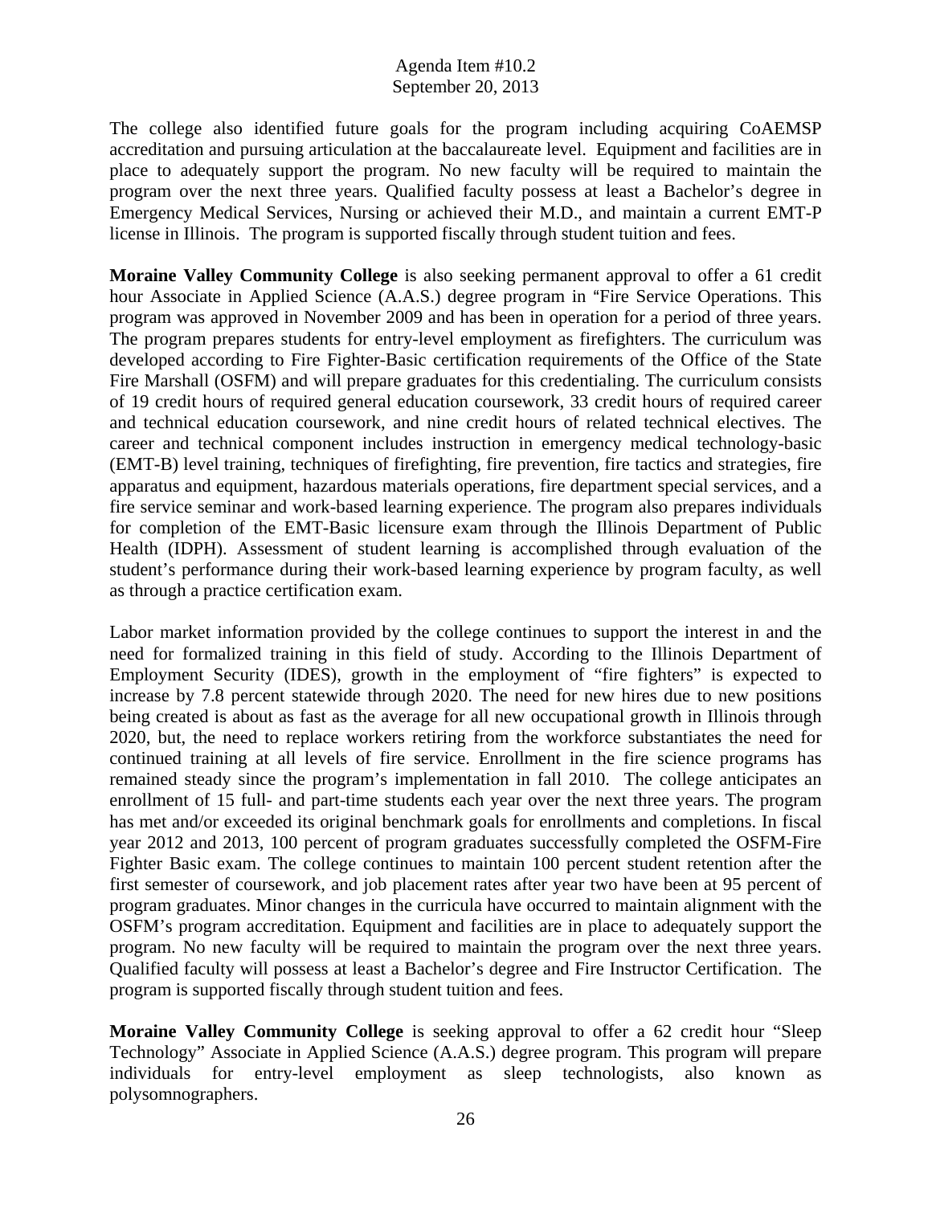The college also identified future goals for the program including acquiring CoAEMSP accreditation and pursuing articulation at the baccalaureate level. Equipment and facilities are in place to adequately support the program. No new faculty will be required to maintain the program over the next three years. Qualified faculty possess at least a Bachelor's degree in Emergency Medical Services, Nursing or achieved their M.D., and maintain a current EMT-P license in Illinois. The program is supported fiscally through student tuition and fees.

**Moraine Valley Community College** is also seeking permanent approval to offer a 61 credit hour Associate in Applied Science (A.A.S.) degree program in "Fire Service Operations. This program was approved in November 2009 and has been in operation for a period of three years. The program prepares students for entry-level employment as firefighters. The curriculum was developed according to Fire Fighter-Basic certification requirements of the Office of the State Fire Marshall (OSFM) and will prepare graduates for this credentialing. The curriculum consists of 19 credit hours of required general education coursework, 33 credit hours of required career and technical education coursework, and nine credit hours of related technical electives. The career and technical component includes instruction in emergency medical technology-basic (EMT-B) level training, techniques of firefighting, fire prevention, fire tactics and strategies, fire apparatus and equipment, hazardous materials operations, fire department special services, and a fire service seminar and work-based learning experience. The program also prepares individuals for completion of the EMT-Basic licensure exam through the Illinois Department of Public Health (IDPH). Assessment of student learning is accomplished through evaluation of the student's performance during their work-based learning experience by program faculty, as well as through a practice certification exam.

Labor market information provided by the college continues to support the interest in and the need for formalized training in this field of study. According to the Illinois Department of Employment Security (IDES), growth in the employment of "fire fighters" is expected to increase by 7.8 percent statewide through 2020. The need for new hires due to new positions being created is about as fast as the average for all new occupational growth in Illinois through 2020, but, the need to replace workers retiring from the workforce substantiates the need for continued training at all levels of fire service. Enrollment in the fire science programs has remained steady since the program's implementation in fall 2010. The college anticipates an enrollment of 15 full- and part-time students each year over the next three years. The program has met and/or exceeded its original benchmark goals for enrollments and completions. In fiscal year 2012 and 2013, 100 percent of program graduates successfully completed the OSFM-Fire Fighter Basic exam. The college continues to maintain 100 percent student retention after the first semester of coursework, and job placement rates after year two have been at 95 percent of program graduates. Minor changes in the curricula have occurred to maintain alignment with the OSFM's program accreditation. Equipment and facilities are in place to adequately support the program. No new faculty will be required to maintain the program over the next three years. Qualified faculty will possess at least a Bachelor's degree and Fire Instructor Certification. The program is supported fiscally through student tuition and fees.

**Moraine Valley Community College** is seeking approval to offer a 62 credit hour "Sleep Technology" Associate in Applied Science (A.A.S.) degree program. This program will prepare individuals for entry-level employment as sleep technologists, also known as polysomnographers.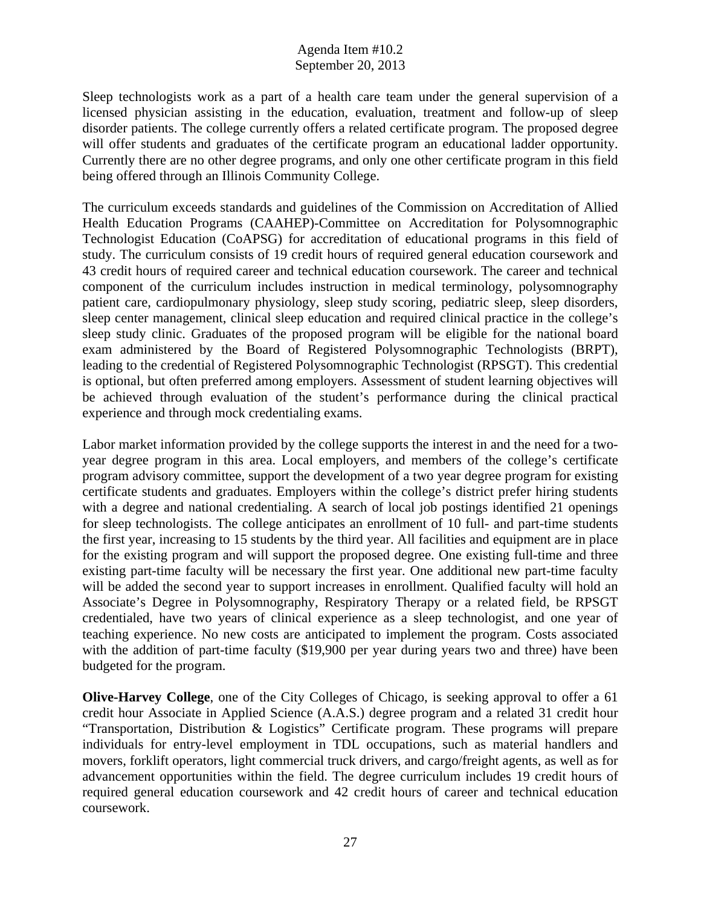Sleep technologists work as a part of a health care team under the general supervision of a licensed physician assisting in the education, evaluation, treatment and follow-up of sleep disorder patients. The college currently offers a related certificate program. The proposed degree will offer students and graduates of the certificate program an educational ladder opportunity. Currently there are no other degree programs, and only one other certificate program in this field being offered through an Illinois Community College.

The curriculum exceeds standards and guidelines of the Commission on Accreditation of Allied Health Education Programs (CAAHEP)-Committee on Accreditation for Polysomnographic Technologist Education (CoAPSG) for accreditation of educational programs in this field of study. The curriculum consists of 19 credit hours of required general education coursework and 43 credit hours of required career and technical education coursework. The career and technical component of the curriculum includes instruction in medical terminology, polysomnography patient care, cardiopulmonary physiology, sleep study scoring, pediatric sleep, sleep disorders, sleep center management, clinical sleep education and required clinical practice in the college's sleep study clinic. Graduates of the proposed program will be eligible for the national board exam administered by the Board of Registered Polysomnographic Technologists (BRPT), leading to the credential of Registered Polysomnographic Technologist (RPSGT). This credential is optional, but often preferred among employers. Assessment of student learning objectives will be achieved through evaluation of the student's performance during the clinical practical experience and through mock credentialing exams.

Labor market information provided by the college supports the interest in and the need for a two-year degree program in this area. Local employers, and members of the college's certificate program advisory committee, support the development of a two year degree program for existing certificate students and graduates. Employers within the college's district prefer hiring students with a degree and national credentialing. A search of local job postings identified 21 openings for sleep technologists. The college anticipates an enrollment of 10 full- and part-time students the first year, increasing to 15 students by the third year. All facilities and equipment are in place for the existing program and will support the proposed degree. One existing full-time and three existing part-time faculty will be necessary the first year. One additional new part-time faculty will be added the second year to support increases in enrollment. Qualified faculty will hold an Associate's Degree in Polysomnography, Respiratory Therapy or a related field, be RPSGT credentialed, have two years of clinical experience as a sleep technologist, and one year of teaching experience. No new costs are anticipated to implement the program. Costs associated with the addition of part-time faculty ($19,900 per year during years two and three) have been budgeted for the program.

**Olive-Harvey College**, one of the City Colleges of Chicago, is seeking approval to offer a 61 credit hour Associate in Applied Science (A.A.S.) degree program and a related 31 credit hour "Transportation, Distribution & Logistics" Certificate program. These programs will prepare individuals for entry-level employment in TDL occupations, such as material handlers and movers, forklift operators, light commercial truck drivers, and cargo/freight agents, as well as for advancement opportunities within the field. The degree curriculum includes 19 credit hours of required general education coursework and 42 credit hours of career and technical education coursework.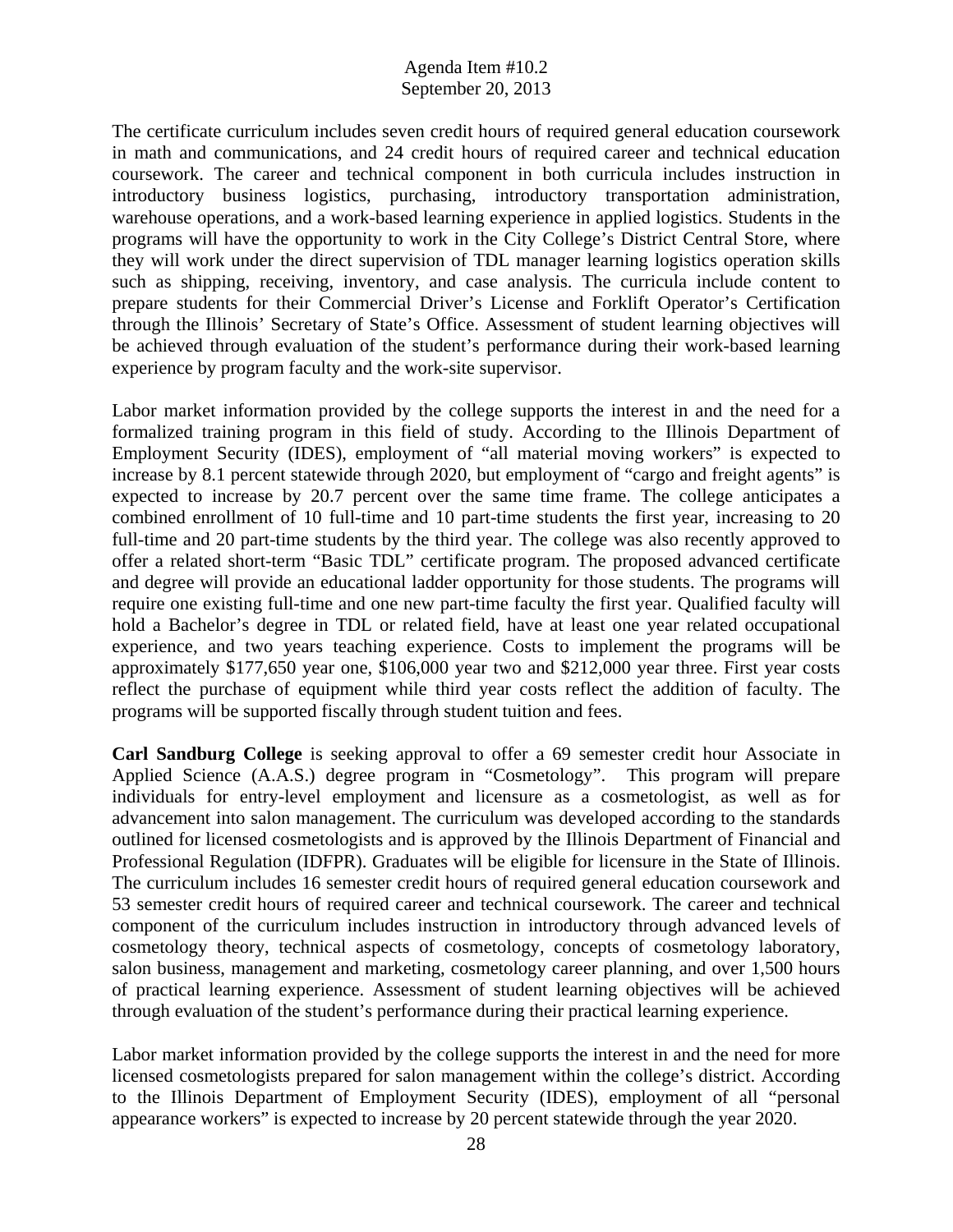The certificate curriculum includes seven credit hours of required general education coursework in math and communications, and 24 credit hours of required career and technical education coursework. The career and technical component in both curricula includes instruction in introductory business logistics, purchasing, introductory transportation administration, warehouse operations, and a work-based learning experience in applied logistics. Students in the programs will have the opportunity to work in the City College's District Central Store, where they will work under the direct supervision of TDL manager learning logistics operation skills such as shipping, receiving, inventory, and case analysis. The curricula include content to prepare students for their Commercial Driver's License and Forklift Operator's Certification through the Illinois' Secretary of State's Office. Assessment of student learning objectives will be achieved through evaluation of the student's performance during their work-based learning experience by program faculty and the work-site supervisor.

Labor market information provided by the college supports the interest in and the need for a formalized training program in this field of study. According to the Illinois Department of Employment Security (IDES), employment of "all material moving workers" is expected to increase by 8.1 percent statewide through 2020, but employment of "cargo and freight agents" is expected to increase by 20.7 percent over the same time frame. The college anticipates a combined enrollment of 10 full-time and 10 part-time students the first year, increasing to 20 full-time and 20 part-time students by the third year. The college was also recently approved to offer a related short-term "Basic TDL" certificate program. The proposed advanced certificate and degree will provide an educational ladder opportunity for those students. The programs will require one existing full-time and one new part-time faculty the first year. Qualified faculty will hold a Bachelor's degree in TDL or related field, have at least one year related occupational experience, and two years teaching experience. Costs to implement the programs will be approximately $177,650 year one, $106,000 year two and $212,000 year three. First year costs reflect the purchase of equipment while third year costs reflect the addition of faculty. The programs will be supported fiscally through student tuition and fees.

**Carl Sandburg College** is seeking approval to offer a 69 semester credit hour Associate in Applied Science (A.A.S.) degree program in "Cosmetology". This program will prepare individuals for entry-level employment and licensure as a cosmetologist, as well as for advancement into salon management. The curriculum was developed according to the standards outlined for licensed cosmetologists and is approved by the Illinois Department of Financial and Professional Regulation (IDFPR). Graduates will be eligible for licensure in the State of Illinois. The curriculum includes 16 semester credit hours of required general education coursework and 53 semester credit hours of required career and technical coursework. The career and technical component of the curriculum includes instruction in introductory through advanced levels of cosmetology theory, technical aspects of cosmetology, concepts of cosmetology laboratory, salon business, management and marketing, cosmetology career planning, and over 1,500 hours of practical learning experience. Assessment of student learning objectives will be achieved through evaluation of the student's performance during their practical learning experience.

Labor market information provided by the college supports the interest in and the need for more licensed cosmetologists prepared for salon management within the college's district. According to the Illinois Department of Employment Security (IDES), employment of all "personal appearance workers" is expected to increase by 20 percent statewide through the year 2020.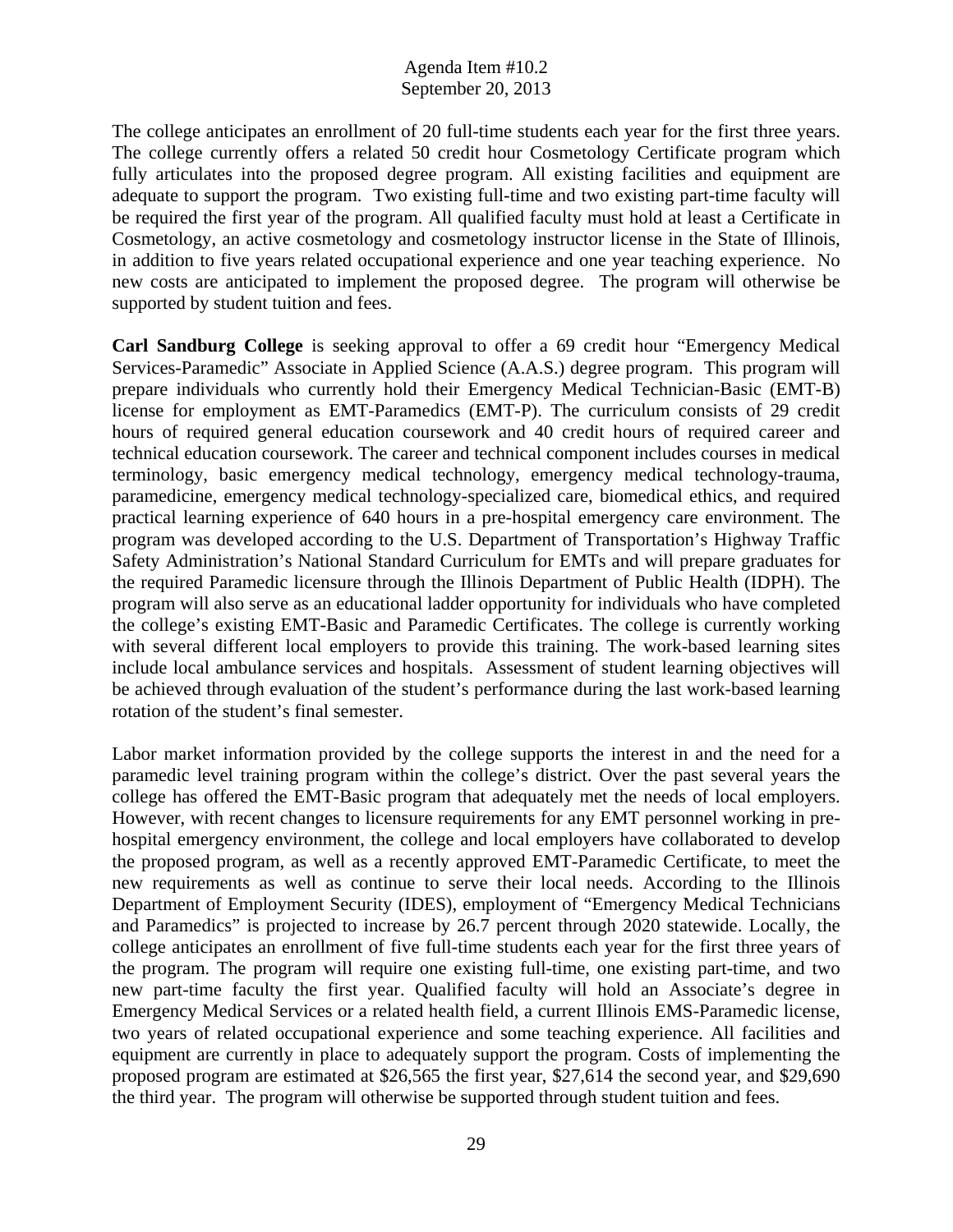The college anticipates an enrollment of 20 full-time students each year for the first three years. The college currently offers a related 50 credit hour Cosmetology Certificate program which fully articulates into the proposed degree program. All existing facilities and equipment are adequate to support the program. Two existing full-time and two existing part-time faculty will be required the first year of the program. All qualified faculty must hold at least a Certificate in Cosmetology, an active cosmetology and cosmetology instructor license in the State of Illinois, in addition to five years related occupational experience and one year teaching experience. No new costs are anticipated to implement the proposed degree. The program will otherwise be supported by student tuition and fees.

**Carl Sandburg College** is seeking approval to offer a 69 credit hour "Emergency Medical Services-Paramedic" Associate in Applied Science (A.A.S.) degree program. This program will prepare individuals who currently hold their Emergency Medical Technician-Basic (EMT-B) license for employment as EMT-Paramedics (EMT-P). The curriculum consists of 29 credit hours of required general education coursework and 40 credit hours of required career and technical education coursework. The career and technical component includes courses in medical terminology, basic emergency medical technology, emergency medical technology-trauma, paramedicine, emergency medical technology-specialized care, biomedical ethics, and required practical learning experience of 640 hours in a pre-hospital emergency care environment. The program was developed according to the U.S. Department of Transportation's Highway Traffic Safety Administration's National Standard Curriculum for EMTs and will prepare graduates for the required Paramedic licensure through the Illinois Department of Public Health (IDPH). The program will also serve as an educational ladder opportunity for individuals who have completed the college's existing EMT-Basic and Paramedic Certificates. The college is currently working with several different local employers to provide this training. The work-based learning sites include local ambulance services and hospitals. Assessment of student learning objectives will be achieved through evaluation of the student's performance during the last work-based learning rotation of the student's final semester.

Labor market information provided by the college supports the interest in and the need for a paramedic level training program within the college's district. Over the past several years the college has offered the EMT-Basic program that adequately met the needs of local employers. However, with recent changes to licensure requirements for any EMT personnel working in pre-hospital emergency environment, the college and local employers have collaborated to develop the proposed program, as well as a recently approved EMT-Paramedic Certificate, to meet the new requirements as well as continue to serve their local needs. According to the Illinois Department of Employment Security (IDES), employment of "Emergency Medical Technicians and Paramedics" is projected to increase by 26.7 percent through 2020 statewide. Locally, the college anticipates an enrollment of five full-time students each year for the first three years of the program. The program will require one existing full-time, one existing part-time, and two new part-time faculty the first year. Qualified faculty will hold an Associate's degree in Emergency Medical Services or a related health field, a current Illinois EMS-Paramedic license, two years of related occupational experience and some teaching experience. All facilities and equipment are currently in place to adequately support the program. Costs of implementing the proposed program are estimated at $26,565 the first year, $27,614 the second year, and $29,690 the third year. The program will otherwise be supported through student tuition and fees.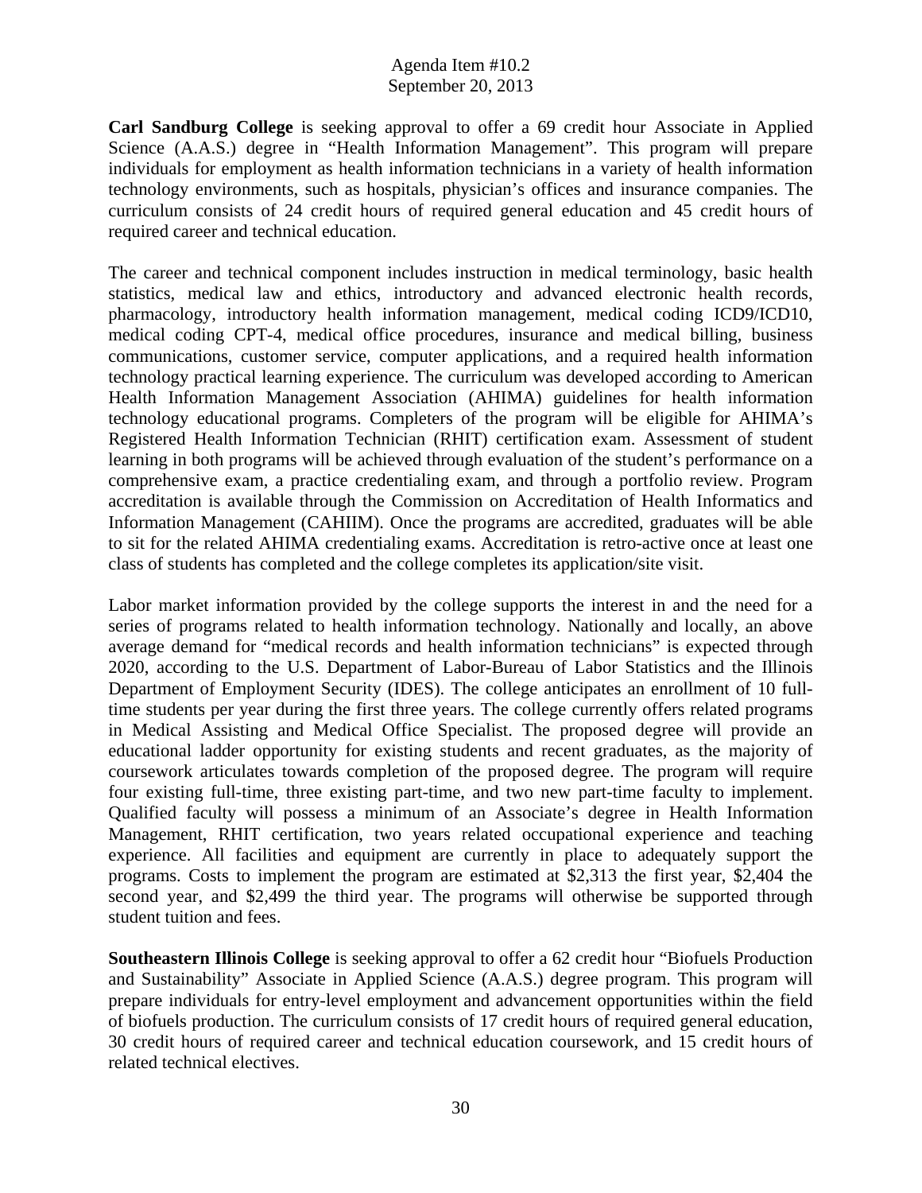**Carl Sandburg College** is seeking approval to offer a 69 credit hour Associate in Applied Science (A.A.S.) degree in "Health Information Management". This program will prepare individuals for employment as health information technicians in a variety of health information technology environments, such as hospitals, physician's offices and insurance companies. The curriculum consists of 24 credit hours of required general education and 45 credit hours of required career and technical education.

The career and technical component includes instruction in medical terminology, basic health statistics, medical law and ethics, introductory and advanced electronic health records, pharmacology, introductory health information management, medical coding ICD9/ICD10, medical coding CPT-4, medical office procedures, insurance and medical billing, business communications, customer service, computer applications, and a required health information technology practical learning experience. The curriculum was developed according to American Health Information Management Association (AHIMA) guidelines for health information technology educational programs. Completers of the program will be eligible for AHIMA's Registered Health Information Technician (RHIT) certification exam. Assessment of student learning in both programs will be achieved through evaluation of the student's performance on a comprehensive exam, a practice credentialing exam, and through a portfolio review. Program accreditation is available through the Commission on Accreditation of Health Informatics and Information Management (CAHIIM). Once the programs are accredited, graduates will be able to sit for the related AHIMA credentialing exams. Accreditation is retro-active once at least one class of students has completed and the college completes its application/site visit.

Labor market information provided by the college supports the interest in and the need for a series of programs related to health information technology. Nationally and locally, an above average demand for "medical records and health information technicians" is expected through 2020, according to the U.S. Department of Labor-Bureau of Labor Statistics and the Illinois Department of Employment Security (IDES). The college anticipates an enrollment of 10 full-time students per year during the first three years. The college currently offers related programs in Medical Assisting and Medical Office Specialist. The proposed degree will provide an educational ladder opportunity for existing students and recent graduates, as the majority of coursework articulates towards completion of the proposed degree. The program will require four existing full-time, three existing part-time, and two new part-time faculty to implement. Qualified faculty will possess a minimum of an Associate's degree in Health Information Management, RHIT certification, two years related occupational experience and teaching experience. All facilities and equipment are currently in place to adequately support the programs. Costs to implement the program are estimated at $2,313 the first year, $2,404 the second year, and $2,499 the third year. The programs will otherwise be supported through student tuition and fees.

**Southeastern Illinois College** is seeking approval to offer a 62 credit hour "Biofuels Production and Sustainability" Associate in Applied Science (A.A.S.) degree program. This program will prepare individuals for entry-level employment and advancement opportunities within the field of biofuels production. The curriculum consists of 17 credit hours of required general education, 30 credit hours of required career and technical education coursework, and 15 credit hours of related technical electives.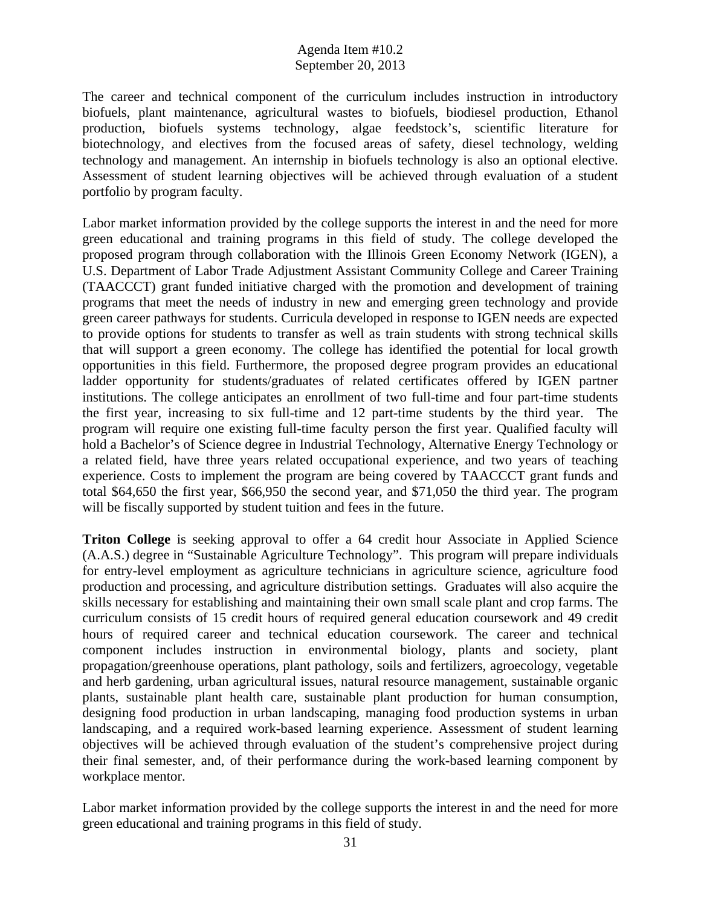The career and technical component of the curriculum includes instruction in introductory biofuels, plant maintenance, agricultural wastes to biofuels, biodiesel production, Ethanol production, biofuels systems technology, algae feedstock's, scientific literature for biotechnology, and electives from the focused areas of safety, diesel technology, welding technology and management. An internship in biofuels technology is also an optional elective. Assessment of student learning objectives will be achieved through evaluation of a student portfolio by program faculty.

Labor market information provided by the college supports the interest in and the need for more green educational and training programs in this field of study. The college developed the proposed program through collaboration with the Illinois Green Economy Network (IGEN), a U.S. Department of Labor Trade Adjustment Assistant Community College and Career Training (TAACCCT) grant funded initiative charged with the promotion and development of training programs that meet the needs of industry in new and emerging green technology and provide green career pathways for students. Curricula developed in response to IGEN needs are expected to provide options for students to transfer as well as train students with strong technical skills that will support a green economy. The college has identified the potential for local growth opportunities in this field. Furthermore, the proposed degree program provides an educational ladder opportunity for students/graduates of related certificates offered by IGEN partner institutions. The college anticipates an enrollment of two full-time and four part-time students the first year, increasing to six full-time and 12 part-time students by the third year. The program will require one existing full-time faculty person the first year. Qualified faculty will hold a Bachelor's of Science degree in Industrial Technology, Alternative Energy Technology or a related field, have three years related occupational experience, and two years of teaching experience. Costs to implement the program are being covered by TAACCCT grant funds and total $64,650 the first year, $66,950 the second year, and $71,050 the third year. The program will be fiscally supported by student tuition and fees in the future.

**Triton College** is seeking approval to offer a 64 credit hour Associate in Applied Science (A.A.S.) degree in "Sustainable Agriculture Technology". This program will prepare individuals for entry-level employment as agriculture technicians in agriculture science, agriculture food production and processing, and agriculture distribution settings. Graduates will also acquire the skills necessary for establishing and maintaining their own small scale plant and crop farms. The curriculum consists of 15 credit hours of required general education coursework and 49 credit hours of required career and technical education coursework. The career and technical component includes instruction in environmental biology, plants and society, plant propagation/greenhouse operations, plant pathology, soils and fertilizers, agroecology, vegetable and herb gardening, urban agricultural issues, natural resource management, sustainable organic plants, sustainable plant health care, sustainable plant production for human consumption, designing food production in urban landscaping, managing food production systems in urban landscaping, and a required work-based learning experience. Assessment of student learning objectives will be achieved through evaluation of the student's comprehensive project during their final semester, and, of their performance during the work-based learning component by workplace mentor.

Labor market information provided by the college supports the interest in and the need for more green educational and training programs in this field of study.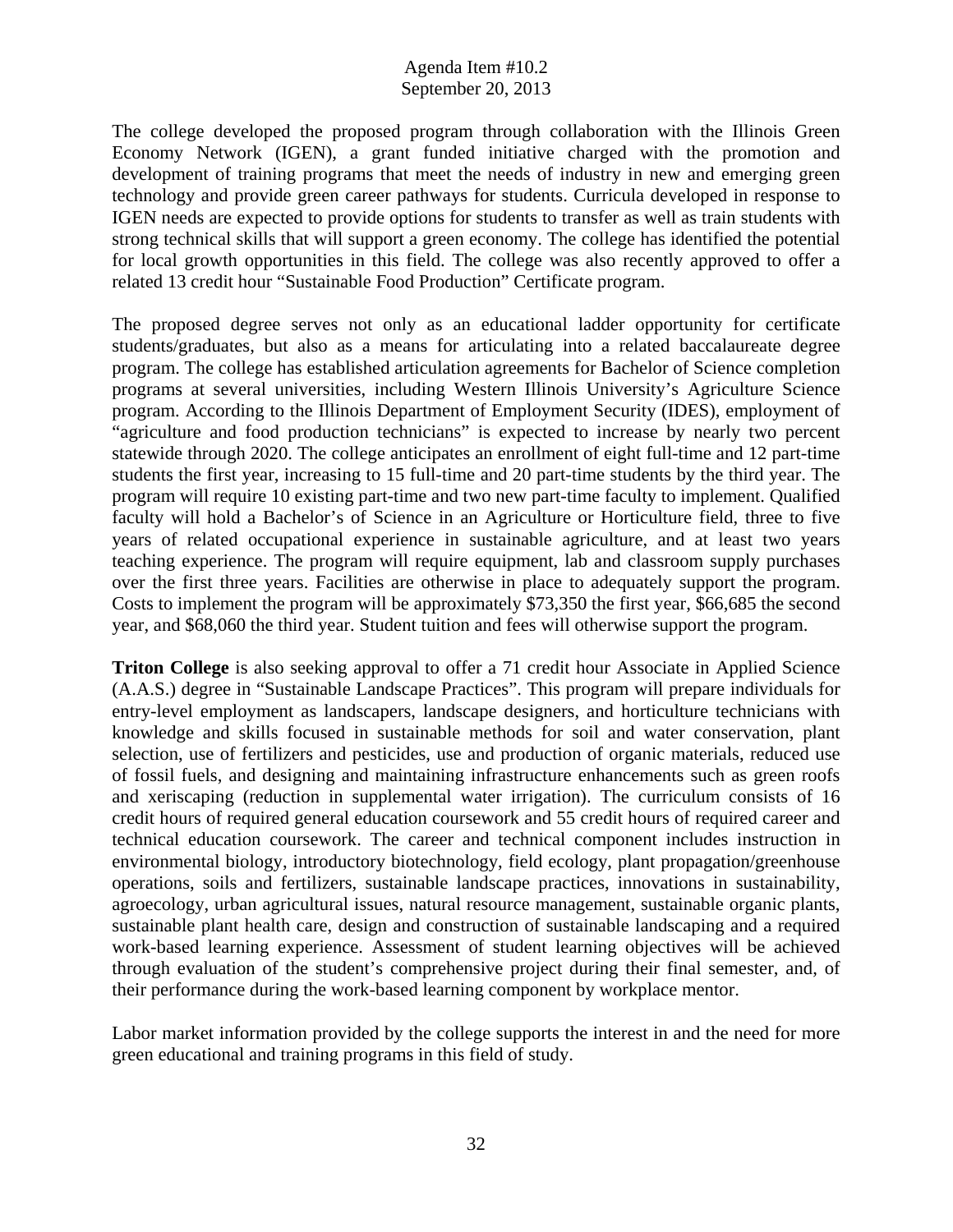The college developed the proposed program through collaboration with the Illinois Green Economy Network (IGEN), a grant funded initiative charged with the promotion and development of training programs that meet the needs of industry in new and emerging green technology and provide green career pathways for students. Curricula developed in response to IGEN needs are expected to provide options for students to transfer as well as train students with strong technical skills that will support a green economy. The college has identified the potential for local growth opportunities in this field. The college was also recently approved to offer a related 13 credit hour "Sustainable Food Production" Certificate program.

The proposed degree serves not only as an educational ladder opportunity for certificate students/graduates, but also as a means for articulating into a related baccalaureate degree program. The college has established articulation agreements for Bachelor of Science completion programs at several universities, including Western Illinois University's Agriculture Science program. According to the Illinois Department of Employment Security (IDES), employment of "agriculture and food production technicians" is expected to increase by nearly two percent statewide through 2020. The college anticipates an enrollment of eight full-time and 12 part-time students the first year, increasing to 15 full-time and 20 part-time students by the third year. The program will require 10 existing part-time and two new part-time faculty to implement. Qualified faculty will hold a Bachelor's of Science in an Agriculture or Horticulture field, three to five years of related occupational experience in sustainable agriculture, and at least two years teaching experience. The program will require equipment, lab and classroom supply purchases over the first three years. Facilities are otherwise in place to adequately support the program. Costs to implement the program will be approximately $73,350 the first year, $66,685 the second year, and $68,060 the third year. Student tuition and fees will otherwise support the program.

**Triton College** is also seeking approval to offer a 71 credit hour Associate in Applied Science (A.A.S.) degree in "Sustainable Landscape Practices". This program will prepare individuals for entry-level employment as landscapers, landscape designers, and horticulture technicians with knowledge and skills focused in sustainable methods for soil and water conservation, plant selection, use of fertilizers and pesticides, use and production of organic materials, reduced use of fossil fuels, and designing and maintaining infrastructure enhancements such as green roofs and xeriscaping (reduction in supplemental water irrigation). The curriculum consists of 16 credit hours of required general education coursework and 55 credit hours of required career and technical education coursework. The career and technical component includes instruction in environmental biology, introductory biotechnology, field ecology, plant propagation/greenhouse operations, soils and fertilizers, sustainable landscape practices, innovations in sustainability, agroecology, urban agricultural issues, natural resource management, sustainable organic plants, sustainable plant health care, design and construction of sustainable landscaping and a required work-based learning experience. Assessment of student learning objectives will be achieved through evaluation of the student's comprehensive project during their final semester, and, of their performance during the work-based learning component by workplace mentor.

Labor market information provided by the college supports the interest in and the need for more green educational and training programs in this field of study.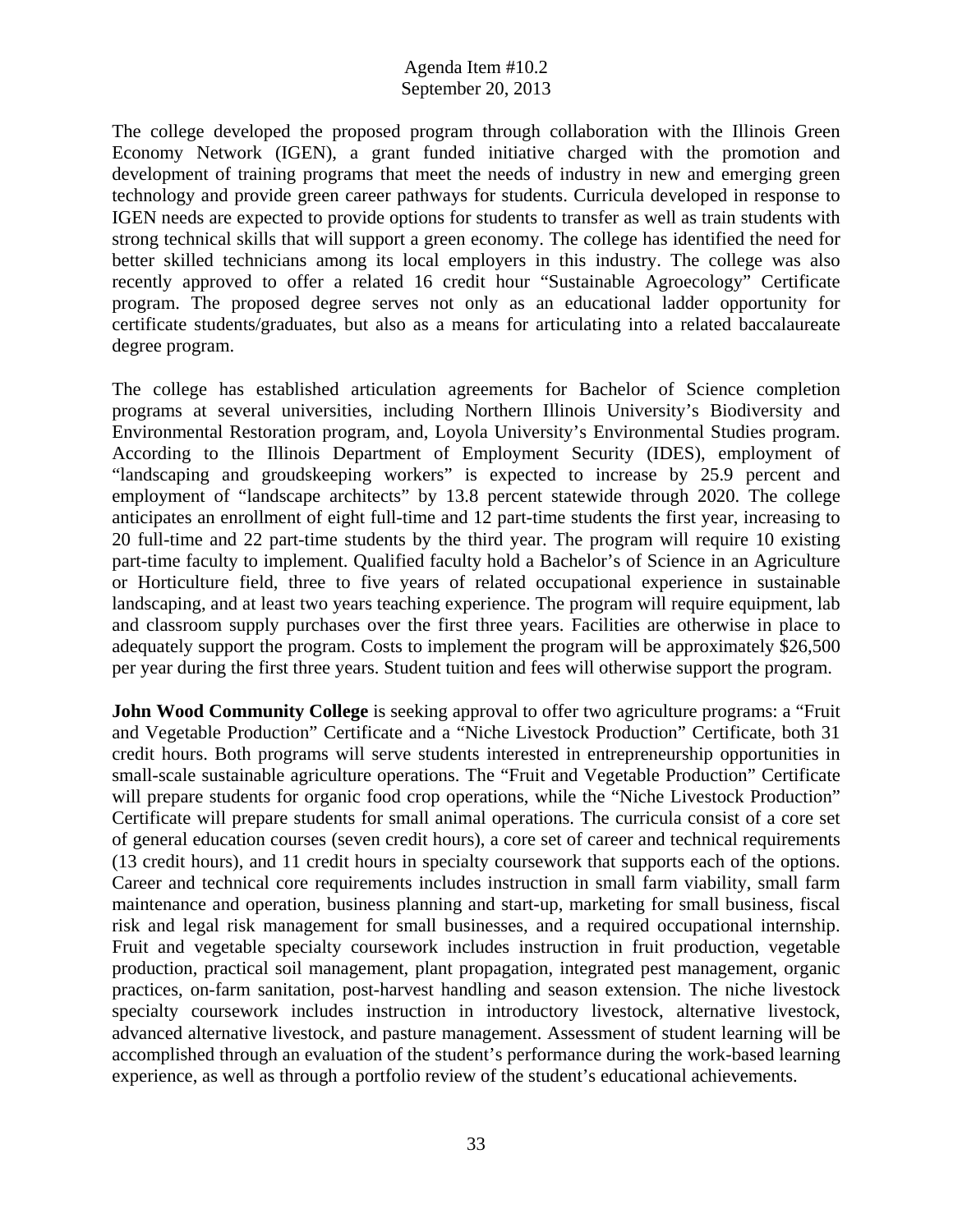The college developed the proposed program through collaboration with the Illinois Green Economy Network (IGEN), a grant funded initiative charged with the promotion and development of training programs that meet the needs of industry in new and emerging green technology and provide green career pathways for students. Curricula developed in response to IGEN needs are expected to provide options for students to transfer as well as train students with strong technical skills that will support a green economy. The college has identified the need for better skilled technicians among its local employers in this industry. The college was also recently approved to offer a related 16 credit hour "Sustainable Agroecology" Certificate program. The proposed degree serves not only as an educational ladder opportunity for certificate students/graduates, but also as a means for articulating into a related baccalaureate degree program.

The college has established articulation agreements for Bachelor of Science completion programs at several universities, including Northern Illinois University's Biodiversity and Environmental Restoration program, and, Loyola University's Environmental Studies program. According to the Illinois Department of Employment Security (IDES), employment of "landscaping and groudskeeping workers" is expected to increase by 25.9 percent and employment of "landscape architects" by 13.8 percent statewide through 2020. The college anticipates an enrollment of eight full-time and 12 part-time students the first year, increasing to 20 full-time and 22 part-time students by the third year. The program will require 10 existing part-time faculty to implement. Qualified faculty hold a Bachelor's of Science in an Agriculture or Horticulture field, three to five years of related occupational experience in sustainable landscaping, and at least two years teaching experience. The program will require equipment, lab and classroom supply purchases over the first three years. Facilities are otherwise in place to adequately support the program. Costs to implement the program will be approximately $26,500 per year during the first three years. Student tuition and fees will otherwise support the program.

**John Wood Community College** is seeking approval to offer two agriculture programs: a "Fruit and Vegetable Production" Certificate and a "Niche Livestock Production" Certificate, both 31 credit hours. Both programs will serve students interested in entrepreneurship opportunities in small-scale sustainable agriculture operations. The "Fruit and Vegetable Production" Certificate will prepare students for organic food crop operations, while the "Niche Livestock Production" Certificate will prepare students for small animal operations. The curricula consist of a core set of general education courses (seven credit hours), a core set of career and technical requirements (13 credit hours), and 11 credit hours in specialty coursework that supports each of the options. Career and technical core requirements includes instruction in small farm viability, small farm maintenance and operation, business planning and start-up, marketing for small business, fiscal risk and legal risk management for small businesses, and a required occupational internship. Fruit and vegetable specialty coursework includes instruction in fruit production, vegetable production, practical soil management, plant propagation, integrated pest management, organic practices, on-farm sanitation, post-harvest handling and season extension. The niche livestock specialty coursework includes instruction in introductory livestock, alternative livestock, advanced alternative livestock, and pasture management. Assessment of student learning will be accomplished through an evaluation of the student's performance during the work-based learning experience, as well as through a portfolio review of the student's educational achievements.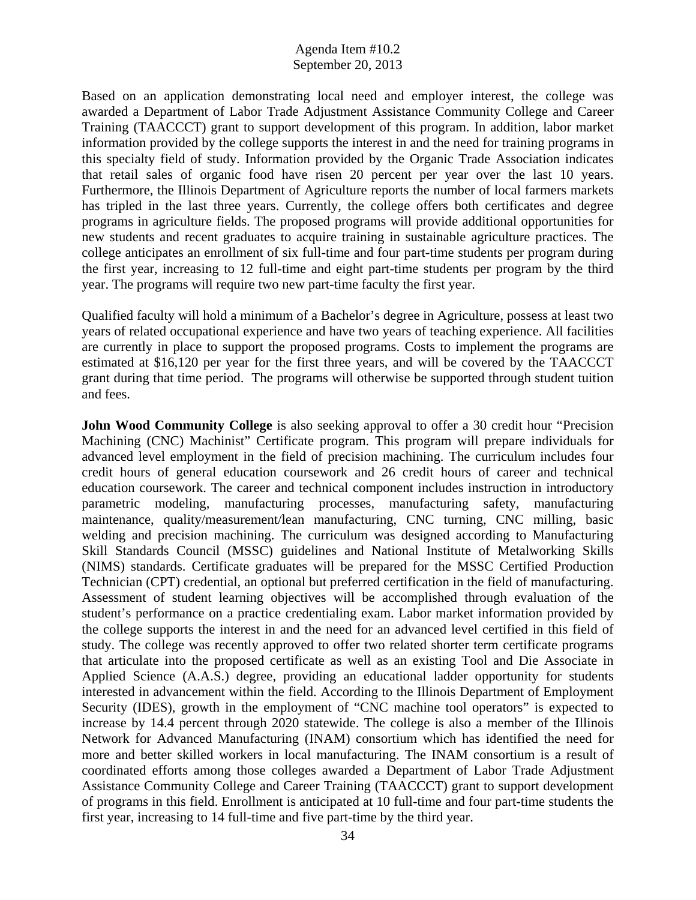Based on an application demonstrating local need and employer interest, the college was awarded a Department of Labor Trade Adjustment Assistance Community College and Career Training (TAACCCT) grant to support development of this program. In addition, labor market information provided by the college supports the interest in and the need for training programs in this specialty field of study. Information provided by the Organic Trade Association indicates that retail sales of organic food have risen 20 percent per year over the last 10 years. Furthermore, the Illinois Department of Agriculture reports the number of local farmers markets has tripled in the last three years. Currently, the college offers both certificates and degree programs in agriculture fields. The proposed programs will provide additional opportunities for new students and recent graduates to acquire training in sustainable agriculture practices. The college anticipates an enrollment of six full-time and four part-time students per program during the first year, increasing to 12 full-time and eight part-time students per program by the third year. The programs will require two new part-time faculty the first year.

Qualified faculty will hold a minimum of a Bachelor's degree in Agriculture, possess at least two years of related occupational experience and have two years of teaching experience. All facilities are currently in place to support the proposed programs. Costs to implement the programs are estimated at $16,120 per year for the first three years, and will be covered by the TAACCCT grant during that time period. The programs will otherwise be supported through student tuition and fees.

**John Wood Community College** is also seeking approval to offer a 30 credit hour "Precision Machining (CNC) Machinist" Certificate program. This program will prepare individuals for advanced level employment in the field of precision machining. The curriculum includes four credit hours of general education coursework and 26 credit hours of career and technical education coursework. The career and technical component includes instruction in introductory parametric modeling, manufacturing processes, manufacturing safety, manufacturing maintenance, quality/measurement/lean manufacturing, CNC turning, CNC milling, basic welding and precision machining. The curriculum was designed according to Manufacturing Skill Standards Council (MSSC) guidelines and National Institute of Metalworking Skills (NIMS) standards. Certificate graduates will be prepared for the MSSC Certified Production Technician (CPT) credential, an optional but preferred certification in the field of manufacturing. Assessment of student learning objectives will be accomplished through evaluation of the student's performance on a practice credentialing exam. Labor market information provided by the college supports the interest in and the need for an advanced level certified in this field of study. The college was recently approved to offer two related shorter term certificate programs that articulate into the proposed certificate as well as an existing Tool and Die Associate in Applied Science (A.A.S.) degree, providing an educational ladder opportunity for students interested in advancement within the field. According to the Illinois Department of Employment Security (IDES), growth in the employment of "CNC machine tool operators" is expected to increase by 14.4 percent through 2020 statewide. The college is also a member of the Illinois Network for Advanced Manufacturing (INAM) consortium which has identified the need for more and better skilled workers in local manufacturing. The INAM consortium is a result of coordinated efforts among those colleges awarded a Department of Labor Trade Adjustment Assistance Community College and Career Training (TAACCCT) grant to support development of programs in this field. Enrollment is anticipated at 10 full-time and four part-time students the first year, increasing to 14 full-time and five part-time by the third year.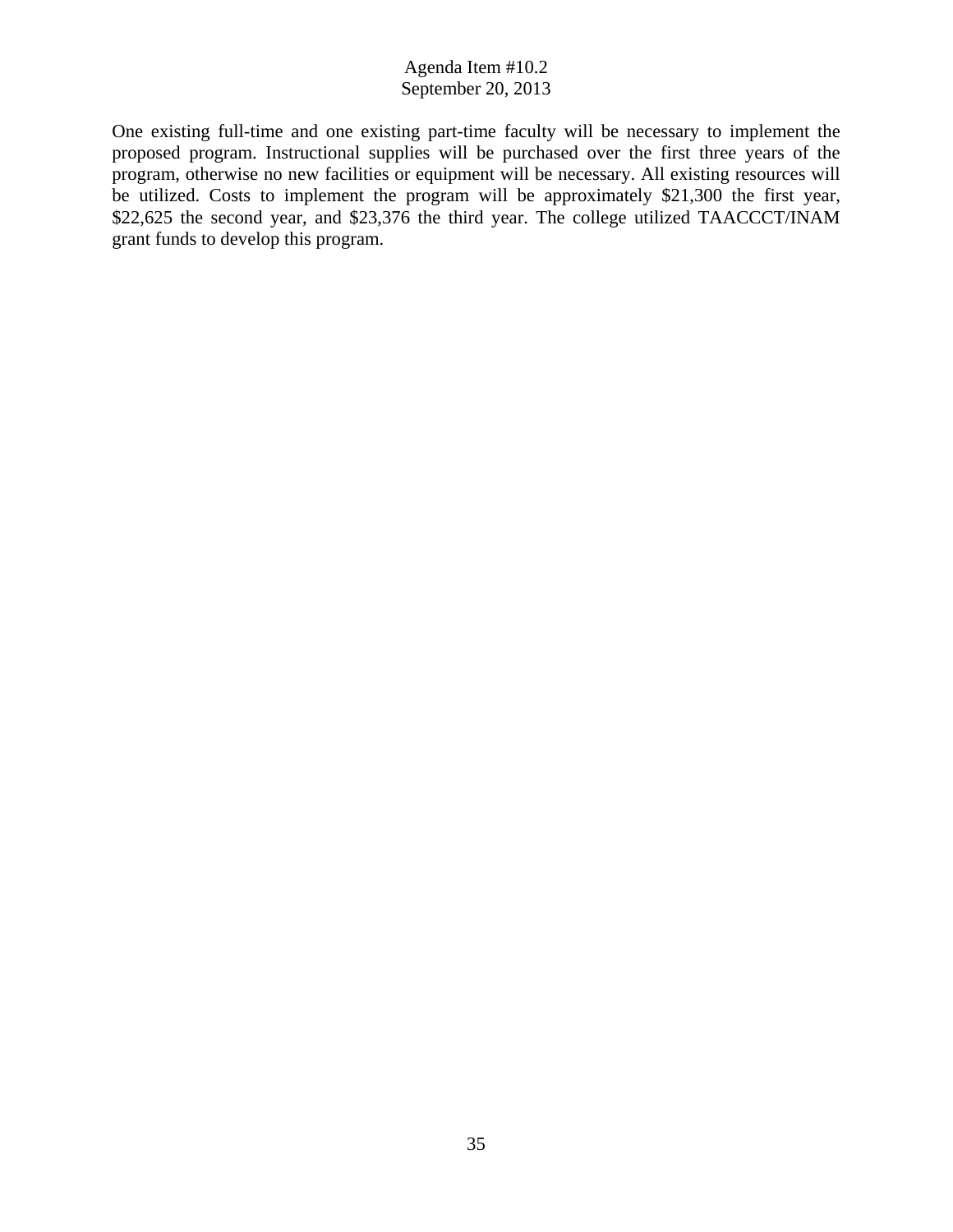One existing full-time and one existing part-time faculty will be necessary to implement the proposed program. Instructional supplies will be purchased over the first three years of the program, otherwise no new facilities or equipment will be necessary. All existing resources will be utilized. Costs to implement the program will be approximately $21,300 the first year, $22,625 the second year, and $23,376 the third year. The college utilized TAACCCT/INAM grant funds to develop this program.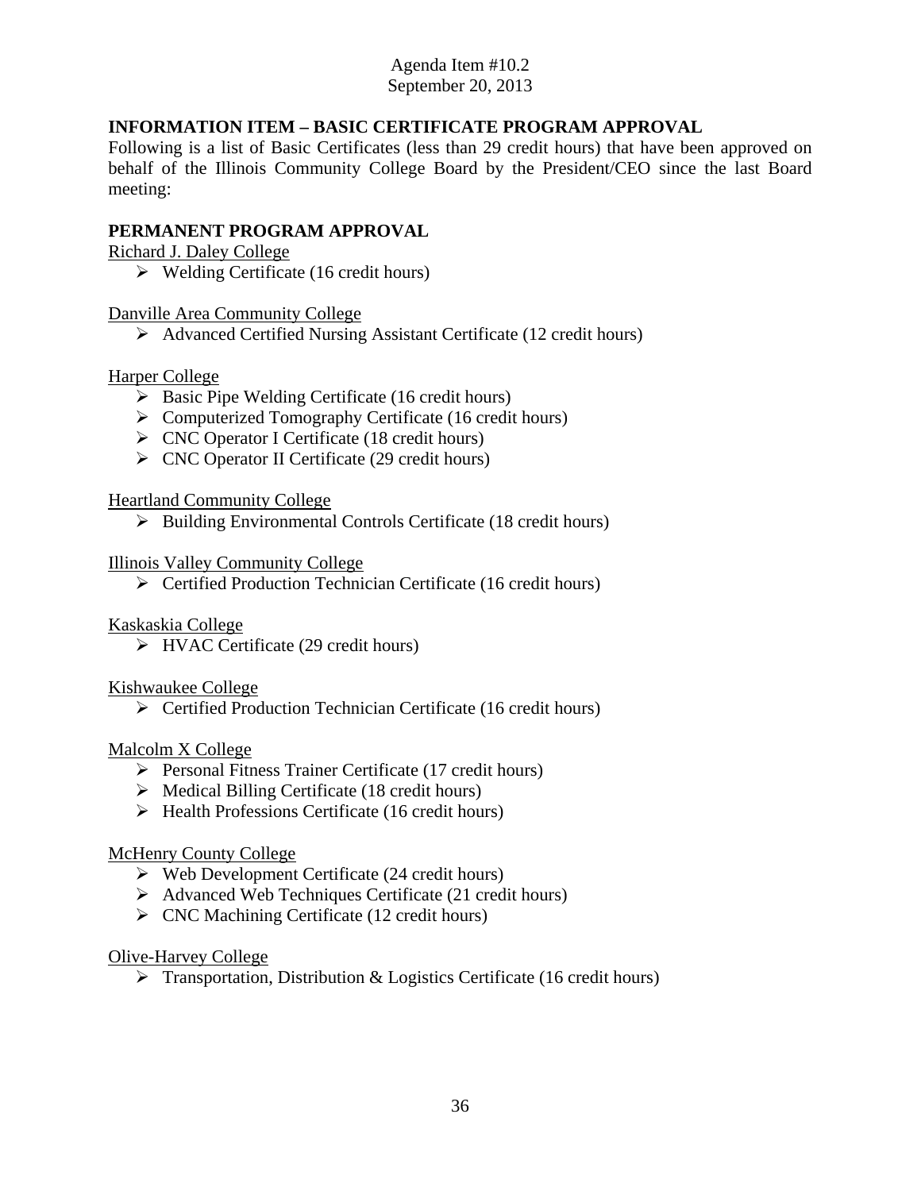Agenda Item #10.2
September 20, 2013

## INFORMATION ITEM – BASIC CERTIFICATE PROGRAM APPROVAL

Following is a list of Basic Certificates (less than 29 credit hours) that have been approved on behalf of the Illinois Community College Board by the President/CEO since the last Board meeting:

## PERMANENT PROGRAM APPROVAL

Richard J. Daley College

- Welding Certificate (16 credit hours)

Danville Area Community College

- Advanced Certified Nursing Assistant Certificate (12 credit hours)

Harper College

- Basic Pipe Welding Certificate (16 credit hours)
- Computerized Tomography Certificate (16 credit hours)
- CNC Operator I Certificate (18 credit hours)
- CNC Operator II Certificate (29 credit hours)

Heartland Community College

- Building Environmental Controls Certificate (18 credit hours)

Illinois Valley Community College

- Certified Production Technician Certificate (16 credit hours)

Kaskaskia College

- HVAC Certificate (29 credit hours)

Kishwaukee College

- Certified Production Technician Certificate (16 credit hours)

Malcolm X College

- Personal Fitness Trainer Certificate (17 credit hours)
- Medical Billing Certificate (18 credit hours)
- Health Professions Certificate (16 credit hours)

McHenry County College

- Web Development Certificate (24 credit hours)
- Advanced Web Techniques Certificate (21 credit hours)
- CNC Machining Certificate (12 credit hours)

Olive-Harvey College

- Transportation, Distribution & Logistics Certificate (16 credit hours)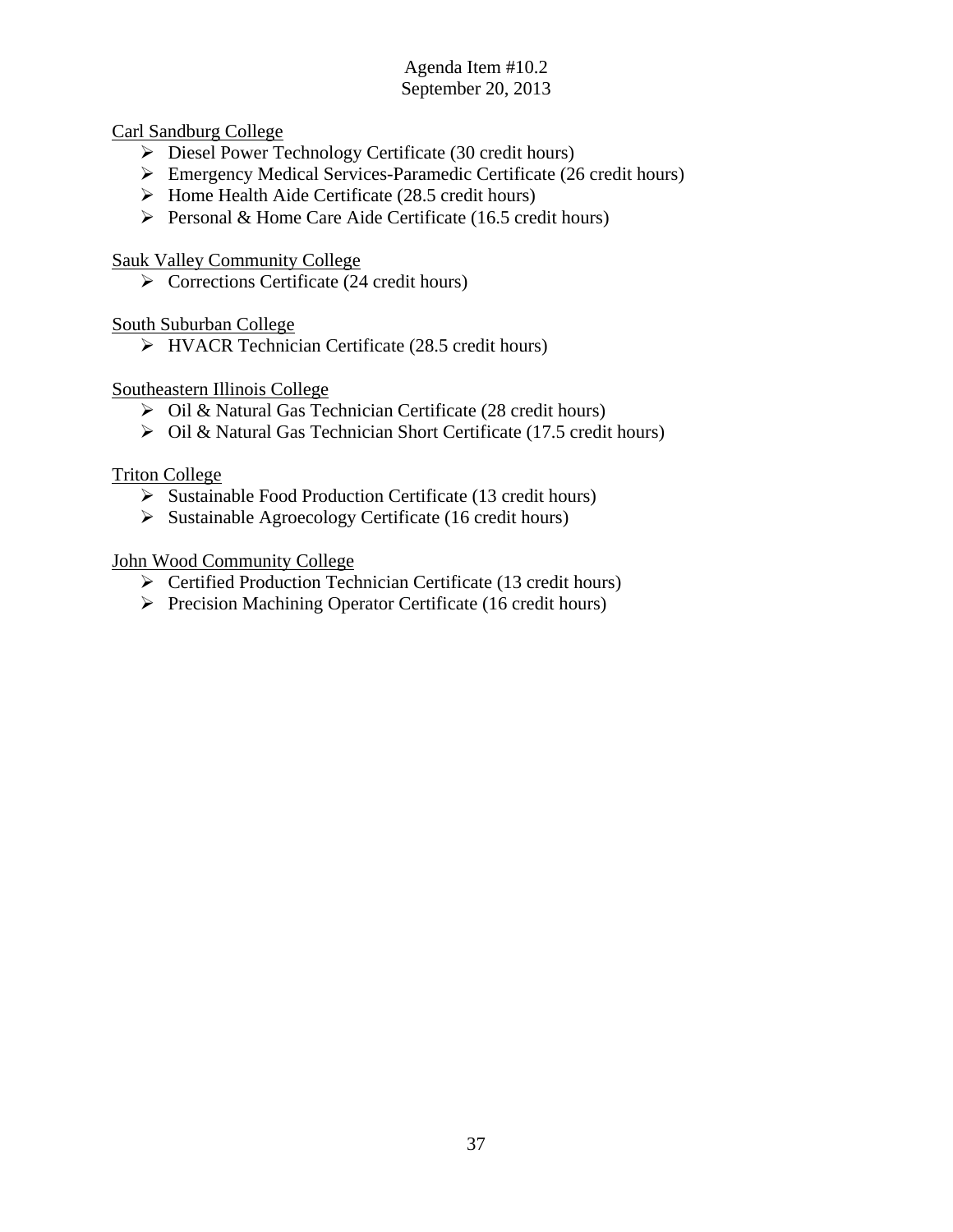Carl Sandburg College

- Diesel Power Technology Certificate (30 credit hours)
- Emergency Medical Services-Paramedic Certificate (26 credit hours)
- Home Health Aide Certificate (28.5 credit hours)
- Personal & Home Care Aide Certificate (16.5 credit hours)

Sauk Valley Community College

- Corrections Certificate (24 credit hours)

South Suburban College

- HVACR Technician Certificate (28.5 credit hours)

Southeastern Illinois College

- Oil & Natural Gas Technician Certificate (28 credit hours)
- Oil & Natural Gas Technician Short Certificate (17.5 credit hours)

Triton College

- Sustainable Food Production Certificate (13 credit hours)
- Sustainable Agroecology Certificate (16 credit hours)

John Wood Community College

- Certified Production Technician Certificate (13 credit hours)
- Precision Machining Operator Certificate (16 credit hours)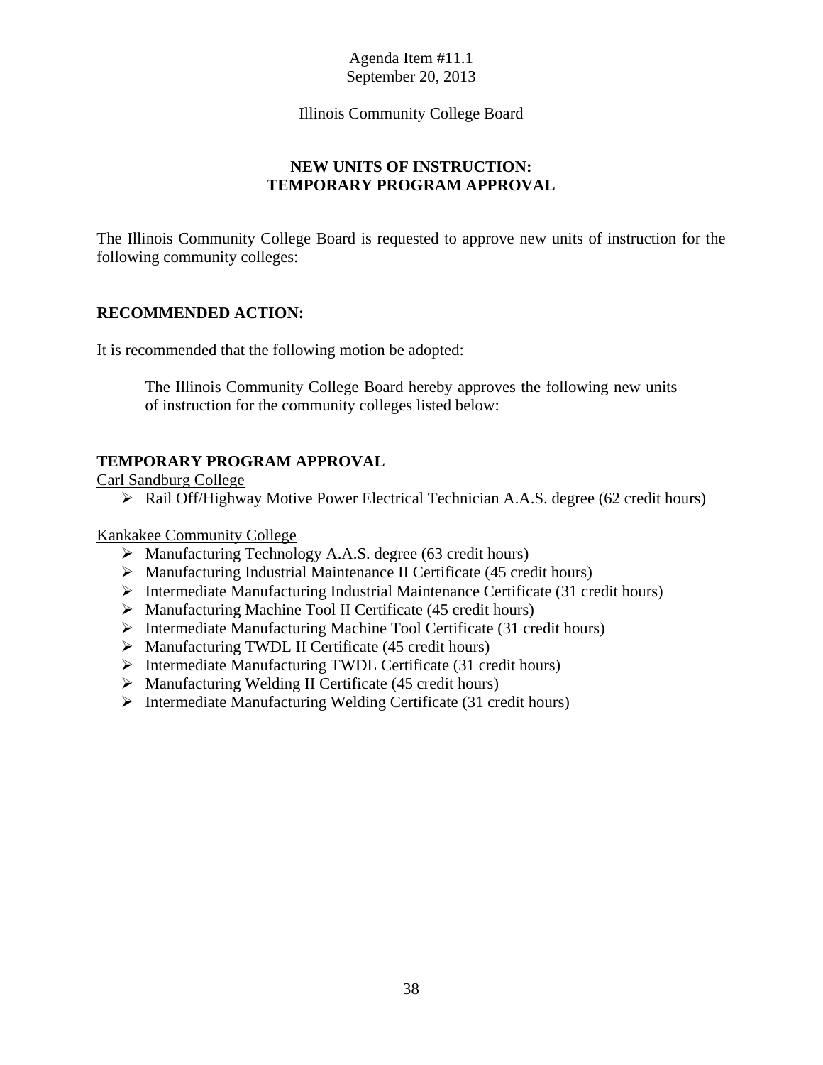Agenda Item #11.1
September 20, 2013

Illinois Community College Board

**NEW UNITS OF INSTRUCTION:**
**TEMPORARY PROGRAM APPROVAL**

The Illinois Community College Board is requested to approve new units of instruction for the following community colleges:

**RECOMMENDED ACTION:**

It is recommended that the following motion be adopted:

> The Illinois Community College Board hereby approves the following new units of instruction for the community colleges listed below:

**TEMPORARY PROGRAM APPROVAL**

Carl Sandburg College

- Rail Off/Highway Motive Power Electrical Technician A.A.S. degree (62 credit hours)

Kankakee Community College

- Manufacturing Technology A.A.S. degree (63 credit hours)
- Manufacturing Industrial Maintenance II Certificate (45 credit hours)
- Intermediate Manufacturing Industrial Maintenance Certificate (31 credit hours)
- Manufacturing Machine Tool II Certificate (45 credit hours)
- Intermediate Manufacturing Machine Tool Certificate (31 credit hours)
- Manufacturing TWDL II Certificate (45 credit hours)
- Intermediate Manufacturing TWDL Certificate (31 credit hours)
- Manufacturing Welding II Certificate (45 credit hours)
- Intermediate Manufacturing Welding Certificate (31 credit hours)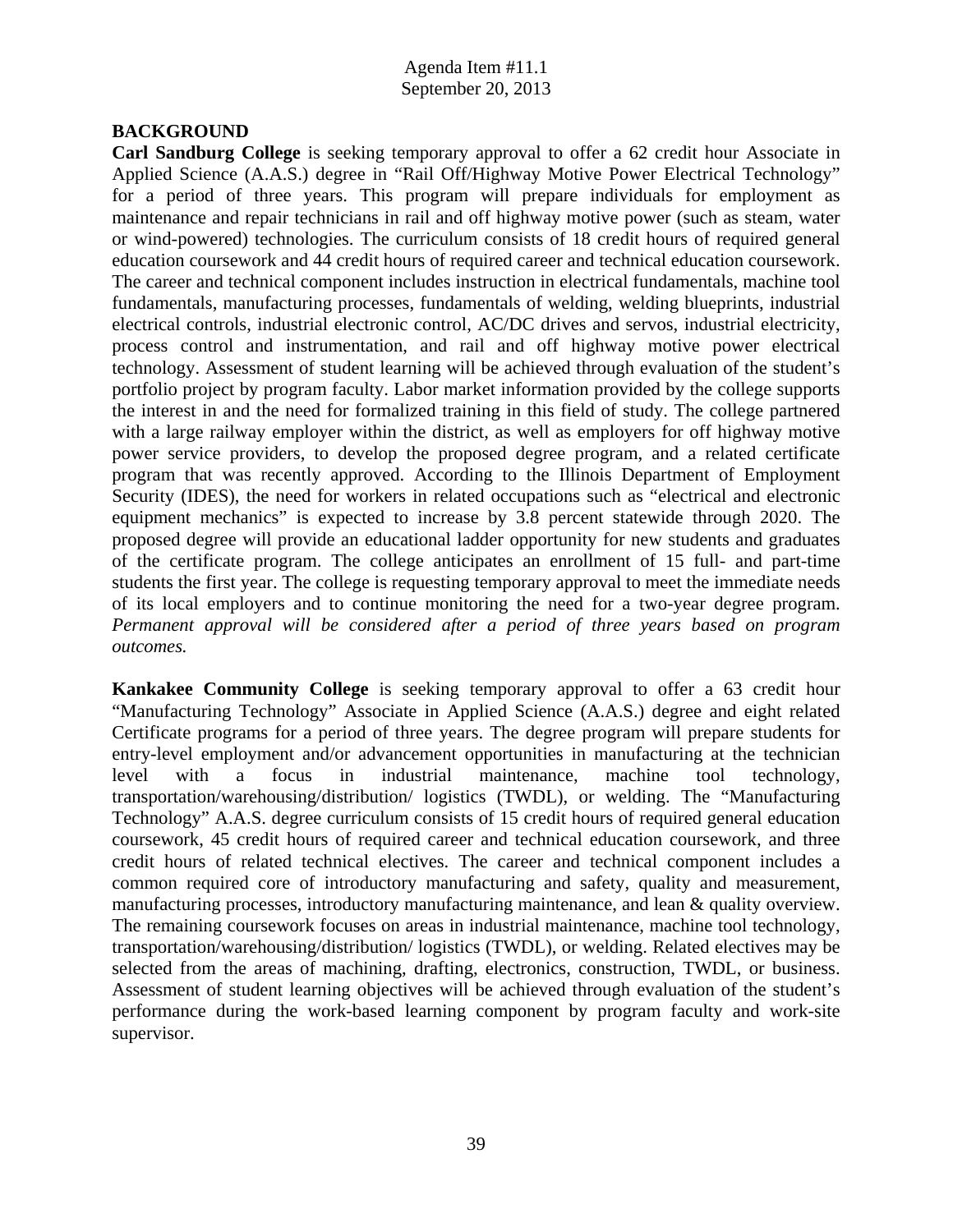Agenda Item #11.1
September 20, 2013

**BACKGROUND**

**Carl Sandburg College** is seeking temporary approval to offer a 62 credit hour Associate in Applied Science (A.A.S.) degree in "Rail Off/Highway Motive Power Electrical Technology" for a period of three years. This program will prepare individuals for employment as maintenance and repair technicians in rail and off highway motive power (such as steam, water or wind-powered) technologies. The curriculum consists of 18 credit hours of required general education coursework and 44 credit hours of required career and technical education coursework. The career and technical component includes instruction in electrical fundamentals, machine tool fundamentals, manufacturing processes, fundamentals of welding, welding blueprints, industrial electrical controls, industrial electronic control, AC/DC drives and servos, industrial electricity, process control and instrumentation, and rail and off highway motive power electrical technology. Assessment of student learning will be achieved through evaluation of the student's portfolio project by program faculty. Labor market information provided by the college supports the interest in and the need for formalized training in this field of study. The college partnered with a large railway employer within the district, as well as employers for off highway motive power service providers, to develop the proposed degree program, and a related certificate program that was recently approved. According to the Illinois Department of Employment Security (IDES), the need for workers in related occupations such as "electrical and electronic equipment mechanics" is expected to increase by 3.8 percent statewide through 2020. The proposed degree will provide an educational ladder opportunity for new students and graduates of the certificate program. The college anticipates an enrollment of 15 full- and part-time students the first year. The college is requesting temporary approval to meet the immediate needs of its local employers and to continue monitoring the need for a two-year degree program. *Permanent approval will be considered after a period of three years based on program outcomes.*

**Kankakee Community College** is seeking temporary approval to offer a 63 credit hour "Manufacturing Technology" Associate in Applied Science (A.A.S.) degree and eight related Certificate programs for a period of three years. The degree program will prepare students for entry-level employment and/or advancement opportunities in manufacturing at the technician level with a focus in industrial maintenance, machine tool technology, transportation/warehousing/distribution/ logistics (TWDL), or welding. The "Manufacturing Technology" A.A.S. degree curriculum consists of 15 credit hours of required general education coursework, 45 credit hours of required career and technical education coursework, and three credit hours of related technical electives. The career and technical component includes a common required core of introductory manufacturing and safety, quality and measurement, manufacturing processes, introductory manufacturing maintenance, and lean & quality overview. The remaining coursework focuses on areas in industrial maintenance, machine tool technology, transportation/warehousing/distribution/ logistics (TWDL), or welding. Related electives may be selected from the areas of machining, drafting, electronics, construction, TWDL, or business. Assessment of student learning objectives will be achieved through evaluation of the student's performance during the work-based learning component by program faculty and work-site supervisor.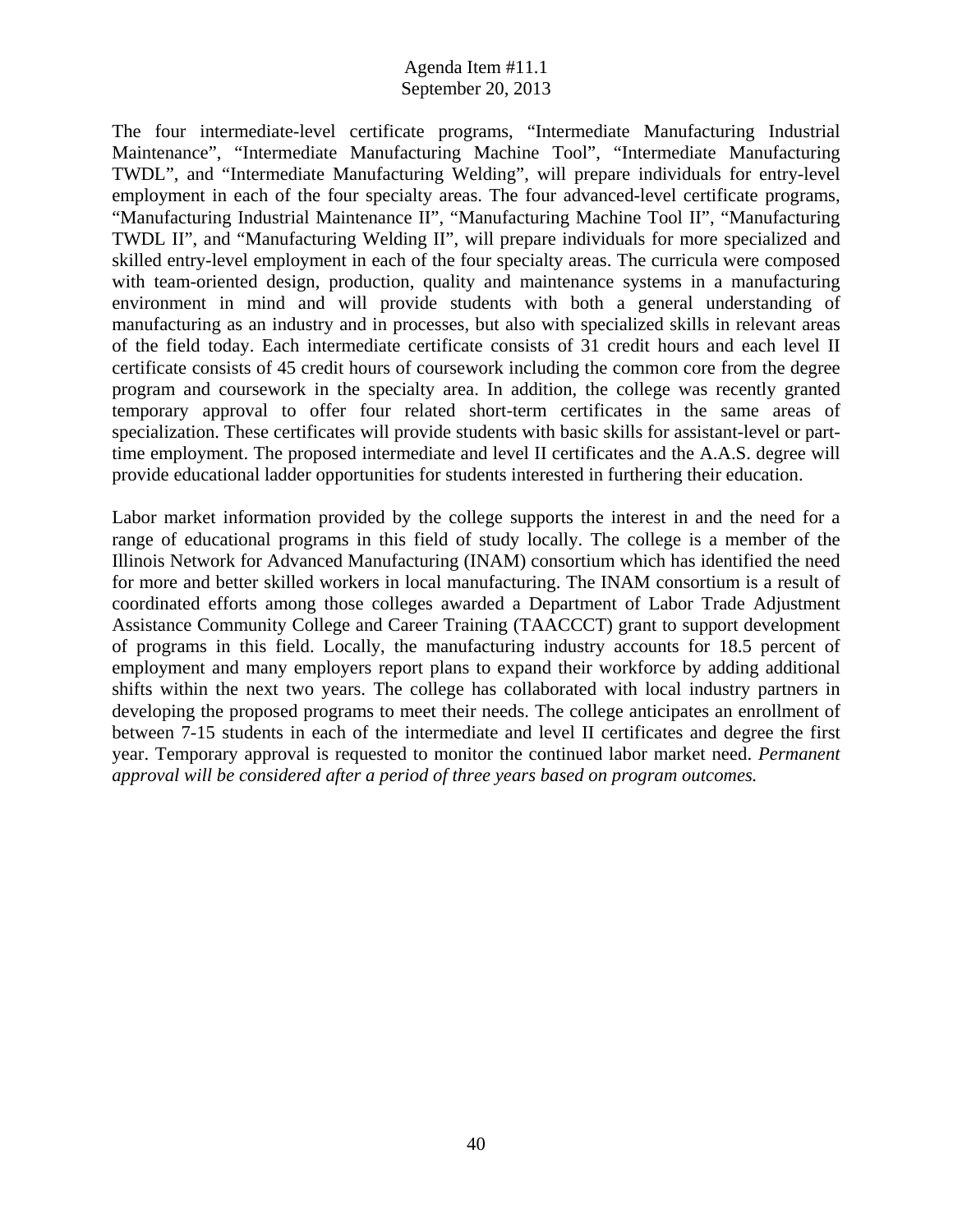The four intermediate-level certificate programs, "Intermediate Manufacturing Industrial Maintenance", "Intermediate Manufacturing Machine Tool", "Intermediate Manufacturing TWDL", and "Intermediate Manufacturing Welding", will prepare individuals for entry-level employment in each of the four specialty areas. The four advanced-level certificate programs, "Manufacturing Industrial Maintenance II", "Manufacturing Machine Tool II", "Manufacturing TWDL II", and "Manufacturing Welding II", will prepare individuals for more specialized and skilled entry-level employment in each of the four specialty areas. The curricula were composed with team-oriented design, production, quality and maintenance systems in a manufacturing environment in mind and will provide students with both a general understanding of manufacturing as an industry and in processes, but also with specialized skills in relevant areas of the field today. Each intermediate certificate consists of 31 credit hours and each level II certificate consists of 45 credit hours of coursework including the common core from the degree program and coursework in the specialty area. In addition, the college was recently granted temporary approval to offer four related short-term certificates in the same areas of specialization. These certificates will provide students with basic skills for assistant-level or part-time employment. The proposed intermediate and level II certificates and the A.A.S. degree will provide educational ladder opportunities for students interested in furthering their education.

Labor market information provided by the college supports the interest in and the need for a range of educational programs in this field of study locally. The college is a member of the Illinois Network for Advanced Manufacturing (INAM) consortium which has identified the need for more and better skilled workers in local manufacturing. The INAM consortium is a result of coordinated efforts among those colleges awarded a Department of Labor Trade Adjustment Assistance Community College and Career Training (TAACCCT) grant to support development of programs in this field. Locally, the manufacturing industry accounts for 18.5 percent of employment and many employers report plans to expand their workforce by adding additional shifts within the next two years. The college has collaborated with local industry partners in developing the proposed programs to meet their needs. The college anticipates an enrollment of between 7-15 students in each of the intermediate and level II certificates and degree the first year. Temporary approval is requested to monitor the continued labor market need. *Permanent approval will be considered after a period of three years based on program outcomes.*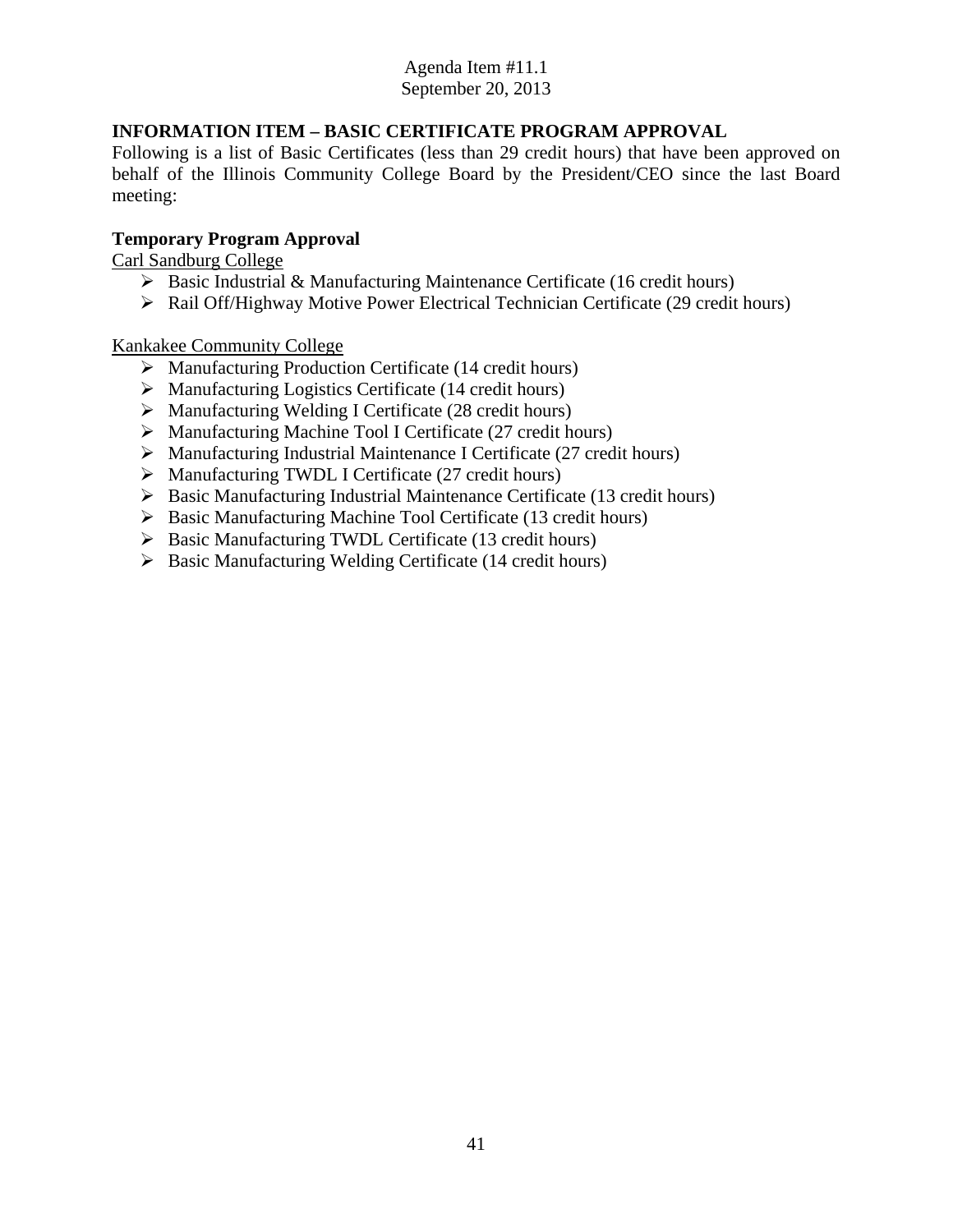Agenda Item #11.1
September 20, 2013

## INFORMATION ITEM – BASIC CERTIFICATE PROGRAM APPROVAL

Following is a list of Basic Certificates (less than 29 credit hours) that have been approved on behalf of the Illinois Community College Board by the President/CEO since the last Board meeting:

### Temporary Program Approval

Carl Sandburg College

- Basic Industrial & Manufacturing Maintenance Certificate (16 credit hours)
- Rail Off/Highway Motive Power Electrical Technician Certificate (29 credit hours)

Kankakee Community College

- Manufacturing Production Certificate (14 credit hours)
- Manufacturing Logistics Certificate (14 credit hours)
- Manufacturing Welding I Certificate (28 credit hours)
- Manufacturing Machine Tool I Certificate (27 credit hours)
- Manufacturing Industrial Maintenance I Certificate (27 credit hours)
- Manufacturing TWDL I Certificate (27 credit hours)
- Basic Manufacturing Industrial Maintenance Certificate (13 credit hours)
- Basic Manufacturing Machine Tool Certificate (13 credit hours)
- Basic Manufacturing TWDL Certificate (13 credit hours)
- Basic Manufacturing Welding Certificate (14 credit hours)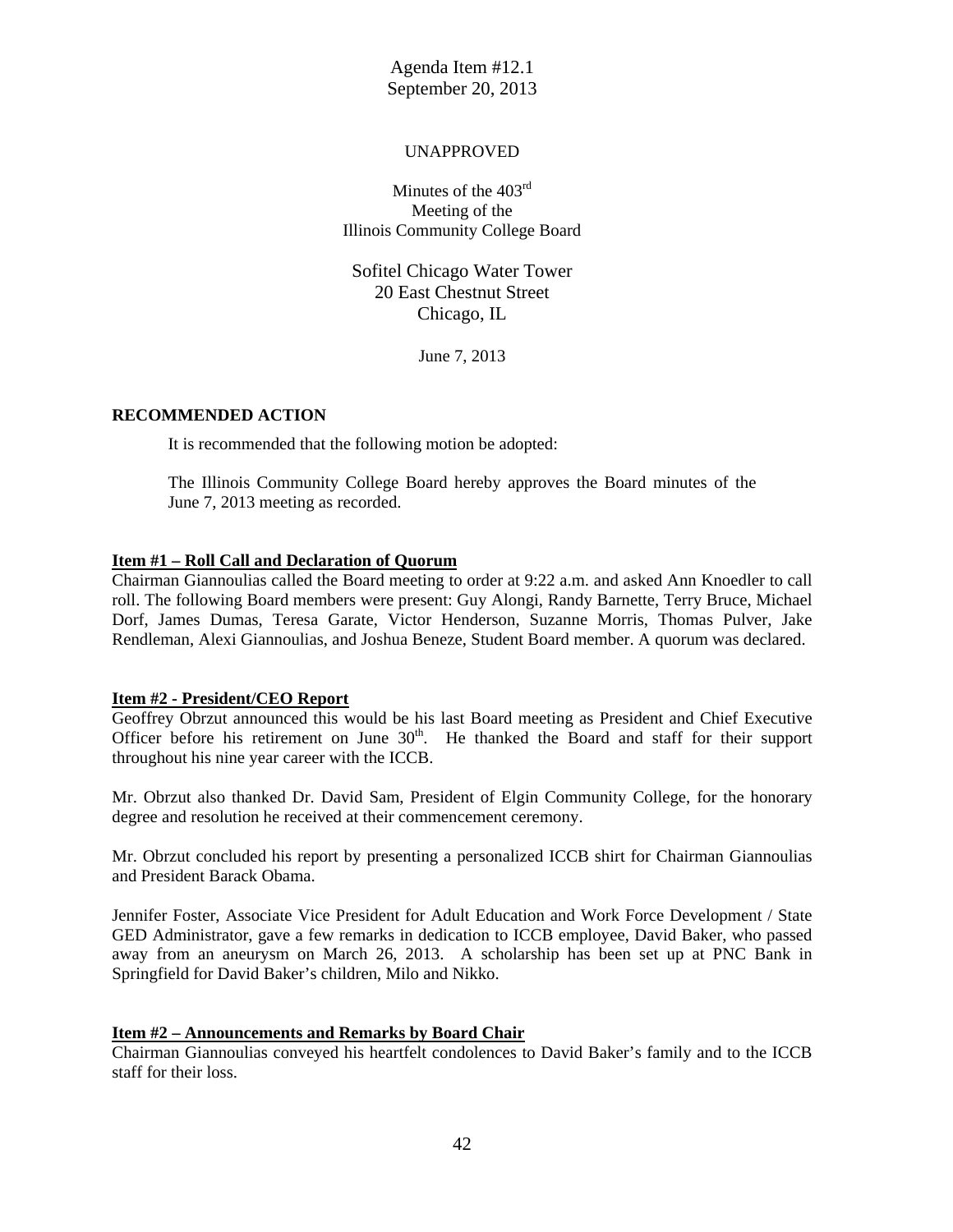Agenda Item #12.1
September 20, 2013

UNAPPROVED

Minutes of the 403rd
Meeting of the
Illinois Community College Board

Sofitel Chicago Water Tower
20 East Chestnut Street
Chicago, IL

June 7, 2013

**RECOMMENDED ACTION**

It is recommended that the following motion be adopted:

The Illinois Community College Board hereby approves the Board minutes of the June 7, 2013 meeting as recorded.

**Item #1 – Roll Call and Declaration of Quorum**

Chairman Giannoulias called the Board meeting to order at 9:22 a.m. and asked Ann Knoedler to call roll. The following Board members were present: Guy Alongi, Randy Barnette, Terry Bruce, Michael Dorf, James Dumas, Teresa Garate, Victor Henderson, Suzanne Morris, Thomas Pulver, Jake Rendleman, Alexi Giannoulias, and Joshua Beneze, Student Board member. A quorum was declared.

**Item #2 - President/CEO Report**

Geoffrey Obrzut announced this would be his last Board meeting as President and Chief Executive Officer before his retirement on June 30th. He thanked the Board and staff for their support throughout his nine year career with the ICCB.

Mr. Obrzut also thanked Dr. David Sam, President of Elgin Community College, for the honorary degree and resolution he received at their commencement ceremony.

Mr. Obrzut concluded his report by presenting a personalized ICCB shirt for Chairman Giannoulias and President Barack Obama.

Jennifer Foster, Associate Vice President for Adult Education and Work Force Development / State GED Administrator, gave a few remarks in dedication to ICCB employee, David Baker, who passed away from an aneurysm on March 26, 2013. A scholarship has been set up at PNC Bank in Springfield for David Baker's children, Milo and Nikko.

**Item #2 – Announcements and Remarks by Board Chair**

Chairman Giannoulias conveyed his heartfelt condolences to David Baker's family and to the ICCB staff for their loss.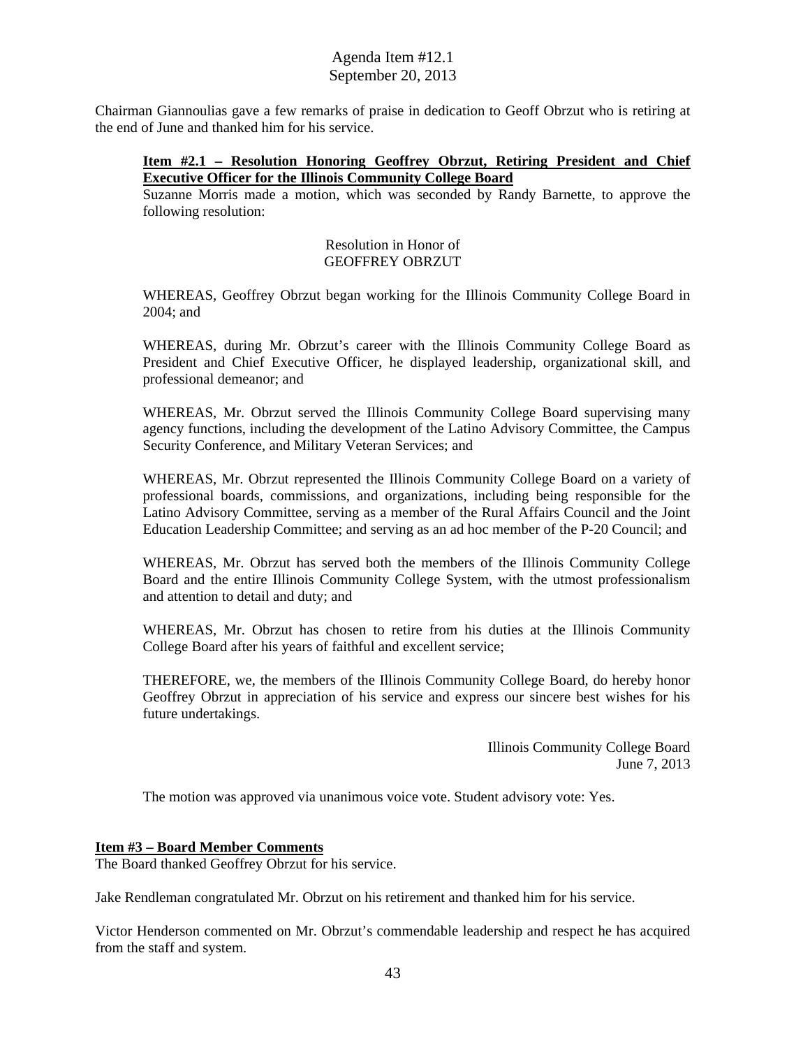Chairman Giannoulias gave a few remarks of praise in dedication to Geoff Obrzut who is retiring at the end of June and thanked him for his service.

**Item #2.1 – Resolution Honoring Geoffrey Obrzut, Retiring President and Chief Executive Officer for the Illinois Community College Board**

Suzanne Morris made a motion, which was seconded by Randy Barnette, to approve the following resolution:

Resolution in Honor of
GEOFFREY OBRZUT

WHEREAS, Geoffrey Obrzut began working for the Illinois Community College Board in 2004; and

WHEREAS, during Mr. Obrzut's career with the Illinois Community College Board as President and Chief Executive Officer, he displayed leadership, organizational skill, and professional demeanor; and

WHEREAS, Mr. Obrzut served the Illinois Community College Board supervising many agency functions, including the development of the Latino Advisory Committee, the Campus Security Conference, and Military Veteran Services; and

WHEREAS, Mr. Obrzut represented the Illinois Community College Board on a variety of professional boards, commissions, and organizations, including being responsible for the Latino Advisory Committee, serving as a member of the Rural Affairs Council and the Joint Education Leadership Committee; and serving as an ad hoc member of the P-20 Council; and

WHEREAS, Mr. Obrzut has served both the members of the Illinois Community College Board and the entire Illinois Community College System, with the utmost professionalism and attention to detail and duty; and

WHEREAS, Mr. Obrzut has chosen to retire from his duties at the Illinois Community College Board after his years of faithful and excellent service;

THEREFORE, we, the members of the Illinois Community College Board, do hereby honor Geoffrey Obrzut in appreciation of his service and express our sincere best wishes for his future undertakings.

Illinois Community College Board
June 7, 2013

The motion was approved via unanimous voice vote. Student advisory vote: Yes.

**Item #3 – Board Member Comments**

The Board thanked Geoffrey Obrzut for his service.

Jake Rendleman congratulated Mr. Obrzut on his retirement and thanked him for his service.

Victor Henderson commented on Mr. Obrzut's commendable leadership and respect he has acquired from the staff and system.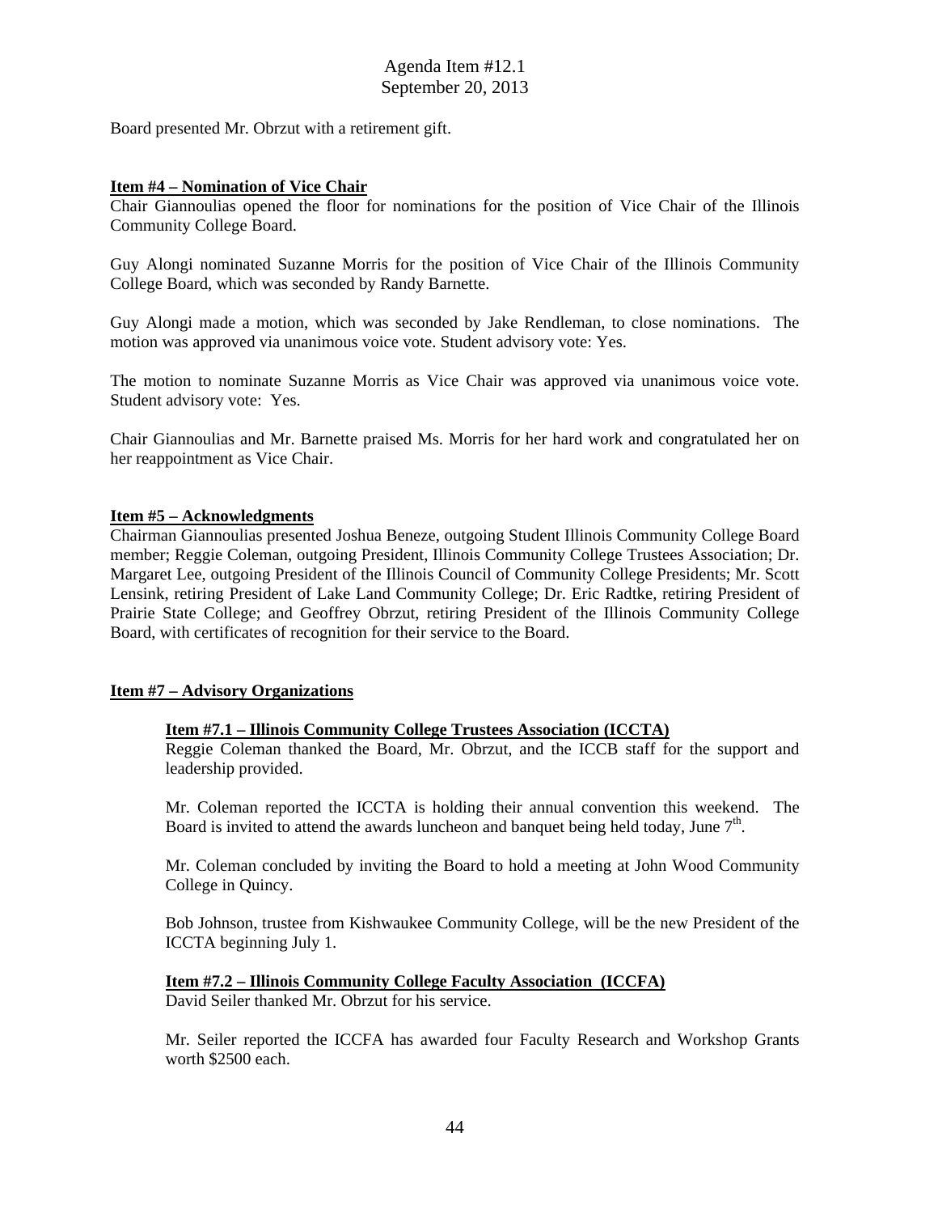Board presented Mr. Obrzut with a retirement gift.

**Item #4 – Nomination of Vice Chair**

Chair Giannoulias opened the floor for nominations for the position of Vice Chair of the Illinois Community College Board.

Guy Alongi nominated Suzanne Morris for the position of Vice Chair of the Illinois Community College Board, which was seconded by Randy Barnette.

Guy Alongi made a motion, which was seconded by Jake Rendleman, to close nominations. The motion was approved via unanimous voice vote. Student advisory vote: Yes.

The motion to nominate Suzanne Morris as Vice Chair was approved via unanimous voice vote. Student advisory vote: Yes.

Chair Giannoulias and Mr. Barnette praised Ms. Morris for her hard work and congratulated her on her reappointment as Vice Chair.

**Item #5 – Acknowledgments**

Chairman Giannoulias presented Joshua Beneze, outgoing Student Illinois Community College Board member; Reggie Coleman, outgoing President, Illinois Community College Trustees Association; Dr. Margaret Lee, outgoing President of the Illinois Council of Community College Presidents; Mr. Scott Lensink, retiring President of Lake Land Community College; Dr. Eric Radtke, retiring President of Prairie State College; and Geoffrey Obrzut, retiring President of the Illinois Community College Board, with certificates of recognition for their service to the Board.

**Item #7 – Advisory Organizations**

**Item #7.1 – Illinois Community College Trustees Association (ICCTA)**

Reggie Coleman thanked the Board, Mr. Obrzut, and the ICCB staff for the support and leadership provided.

Mr. Coleman reported the ICCTA is holding their annual convention this weekend. The Board is invited to attend the awards luncheon and banquet being held today, June 7th.

Mr. Coleman concluded by inviting the Board to hold a meeting at John Wood Community College in Quincy.

Bob Johnson, trustee from Kishwaukee Community College, will be the new President of the ICCTA beginning July 1.

**Item #7.2 – Illinois Community College Faculty Association (ICCFA)**

David Seiler thanked Mr. Obrzut for his service.

Mr. Seiler reported the ICCFA has awarded four Faculty Research and Workshop Grants worth $2500 each.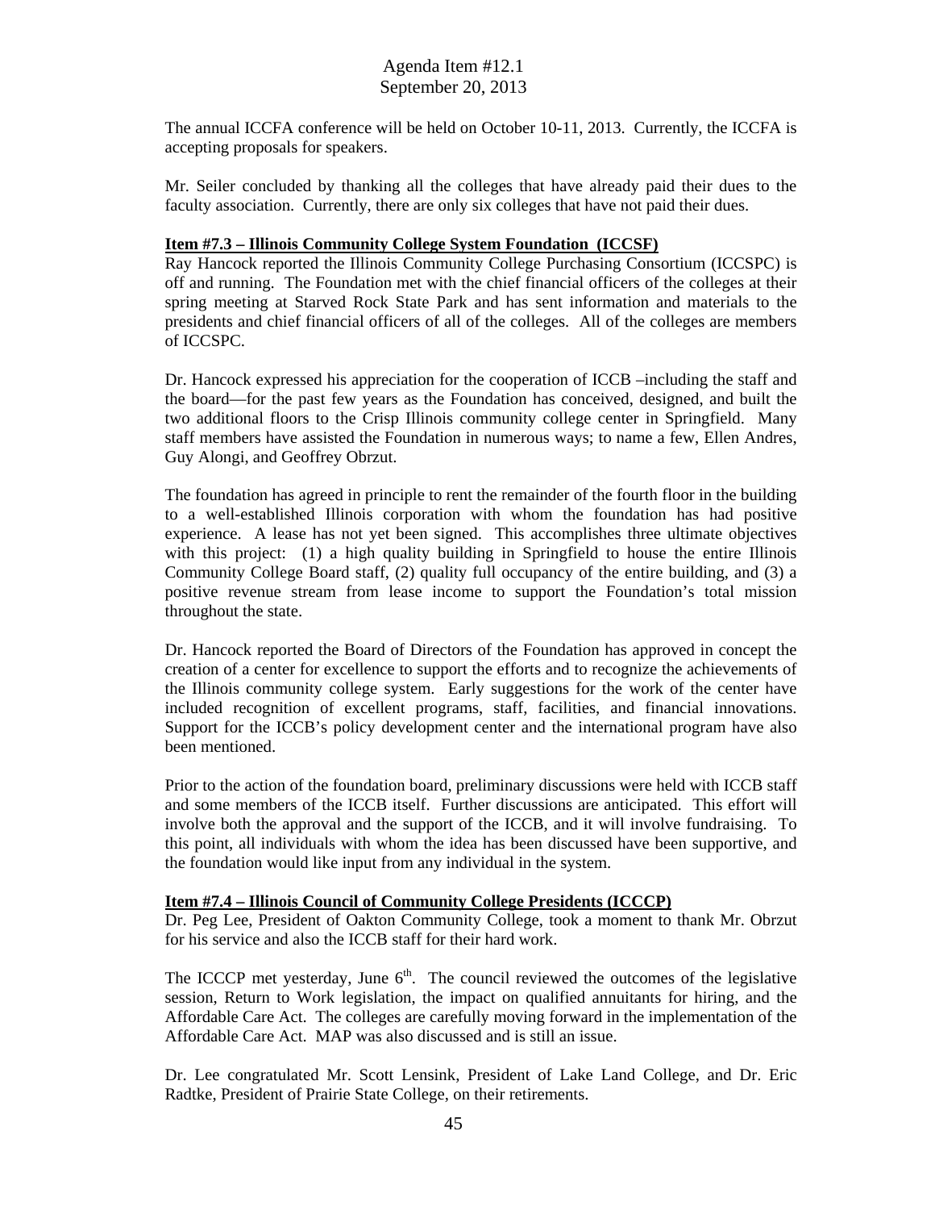The annual ICCFA conference will be held on October 10-11, 2013. Currently, the ICCFA is accepting proposals for speakers.

Mr. Seiler concluded by thanking all the colleges that have already paid their dues to the faculty association. Currently, there are only six colleges that have not paid their dues.

**Item #7.3 – Illinois Community College System Foundation (ICCSF)**

Ray Hancock reported the Illinois Community College Purchasing Consortium (ICCSPC) is off and running. The Foundation met with the chief financial officers of the colleges at their spring meeting at Starved Rock State Park and has sent information and materials to the presidents and chief financial officers of all of the colleges. All of the colleges are members of ICCSPC.

Dr. Hancock expressed his appreciation for the cooperation of ICCB –including the staff and the board—for the past few years as the Foundation has conceived, designed, and built the two additional floors to the Crisp Illinois community college center in Springfield. Many staff members have assisted the Foundation in numerous ways; to name a few, Ellen Andres, Guy Alongi, and Geoffrey Obrzut.

The foundation has agreed in principle to rent the remainder of the fourth floor in the building to a well-established Illinois corporation with whom the foundation has had positive experience. A lease has not yet been signed. This accomplishes three ultimate objectives with this project: (1) a high quality building in Springfield to house the entire Illinois Community College Board staff, (2) quality full occupancy of the entire building, and (3) a positive revenue stream from lease income to support the Foundation's total mission throughout the state.

Dr. Hancock reported the Board of Directors of the Foundation has approved in concept the creation of a center for excellence to support the efforts and to recognize the achievements of the Illinois community college system. Early suggestions for the work of the center have included recognition of excellent programs, staff, facilities, and financial innovations. Support for the ICCB's policy development center and the international program have also been mentioned.

Prior to the action of the foundation board, preliminary discussions were held with ICCB staff and some members of the ICCB itself. Further discussions are anticipated. This effort will involve both the approval and the support of the ICCB, and it will involve fundraising. To this point, all individuals with whom the idea has been discussed have been supportive, and the foundation would like input from any individual in the system.

**Item #7.4 – Illinois Council of Community College Presidents (ICCCP)**

Dr. Peg Lee, President of Oakton Community College, took a moment to thank Mr. Obrzut for his service and also the ICCB staff for their hard work.

The ICCCP met yesterday, June 6th. The council reviewed the outcomes of the legislative session, Return to Work legislation, the impact on qualified annuitants for hiring, and the Affordable Care Act. The colleges are carefully moving forward in the implementation of the Affordable Care Act. MAP was also discussed and is still an issue.

Dr. Lee congratulated Mr. Scott Lensink, President of Lake Land College, and Dr. Eric Radtke, President of Prairie State College, on their retirements.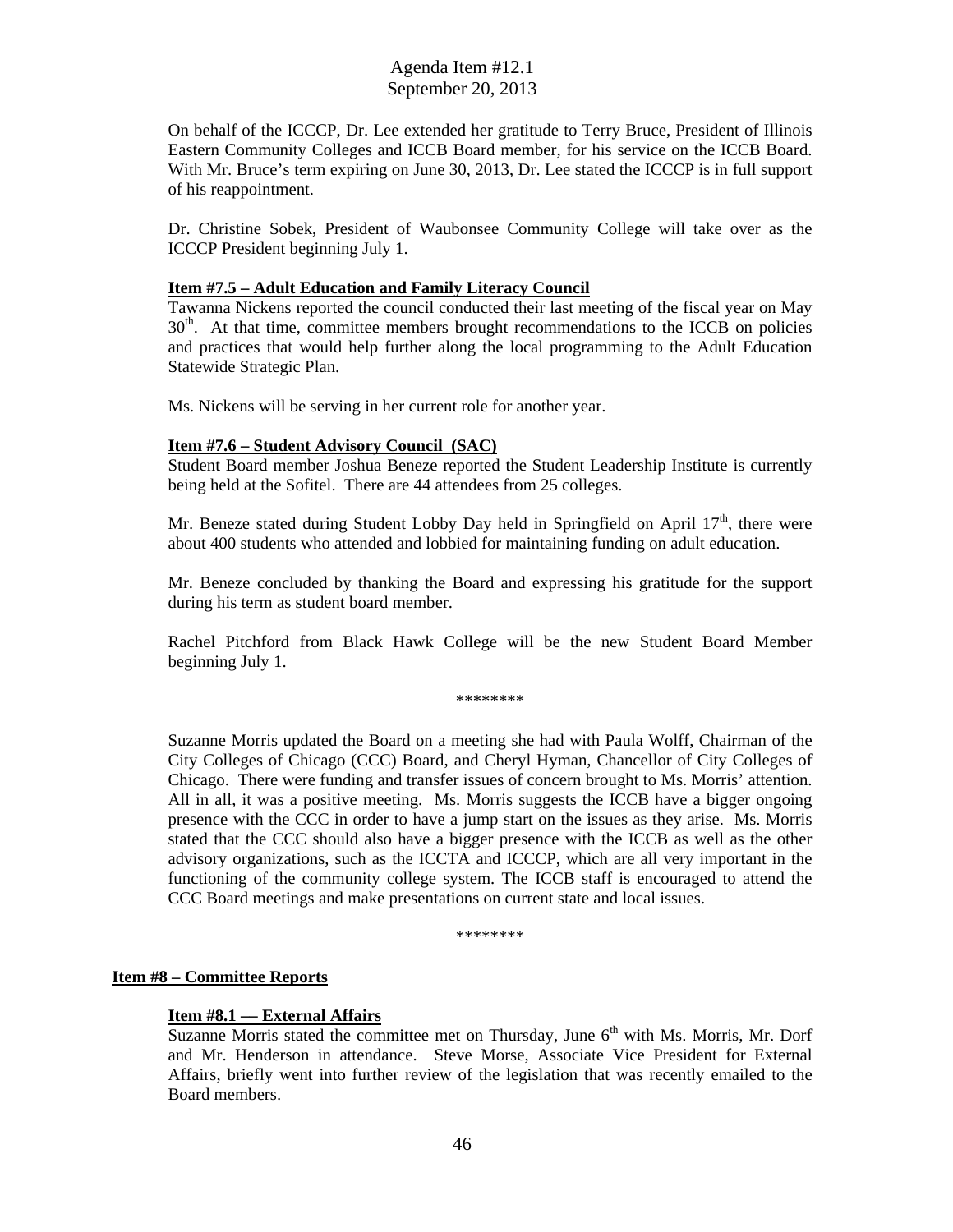On behalf of the ICCCP, Dr. Lee extended her gratitude to Terry Bruce, President of Illinois Eastern Community Colleges and ICCB Board member, for his service on the ICCB Board. With Mr. Bruce's term expiring on June 30, 2013, Dr. Lee stated the ICCCP is in full support of his reappointment.

Dr. Christine Sobek, President of Waubonsee Community College will take over as the ICCCP President beginning July 1.

**Item #7.5 – Adult Education and Family Literacy Council**

Tawanna Nickens reported the council conducted their last meeting of the fiscal year on May 30th. At that time, committee members brought recommendations to the ICCB on policies and practices that would help further along the local programming to the Adult Education Statewide Strategic Plan.

Ms. Nickens will be serving in her current role for another year.

**Item #7.6 – Student Advisory Council (SAC)**

Student Board member Joshua Beneze reported the Student Leadership Institute is currently being held at the Sofitel. There are 44 attendees from 25 colleges.

Mr. Beneze stated during Student Lobby Day held in Springfield on April 17th, there were about 400 students who attended and lobbied for maintaining funding on adult education.

Mr. Beneze concluded by thanking the Board and expressing his gratitude for the support during his term as student board member.

Rachel Pitchford from Black Hawk College will be the new Student Board Member beginning July 1.

********

Suzanne Morris updated the Board on a meeting she had with Paula Wolff, Chairman of the City Colleges of Chicago (CCC) Board, and Cheryl Hyman, Chancellor of City Colleges of Chicago. There were funding and transfer issues of concern brought to Ms. Morris' attention. All in all, it was a positive meeting. Ms. Morris suggests the ICCB have a bigger ongoing presence with the CCC in order to have a jump start on the issues as they arise. Ms. Morris stated that the CCC should also have a bigger presence with the ICCB as well as the other advisory organizations, such as the ICCTA and ICCCP, which are all very important in the functioning of the community college system. The ICCB staff is encouraged to attend the CCC Board meetings and make presentations on current state and local issues.

********

**Item #8 – Committee Reports**

**Item #8.1 — External Affairs**

Suzanne Morris stated the committee met on Thursday, June 6th with Ms. Morris, Mr. Dorf and Mr. Henderson in attendance. Steve Morse, Associate Vice President for External Affairs, briefly went into further review of the legislation that was recently emailed to the Board members.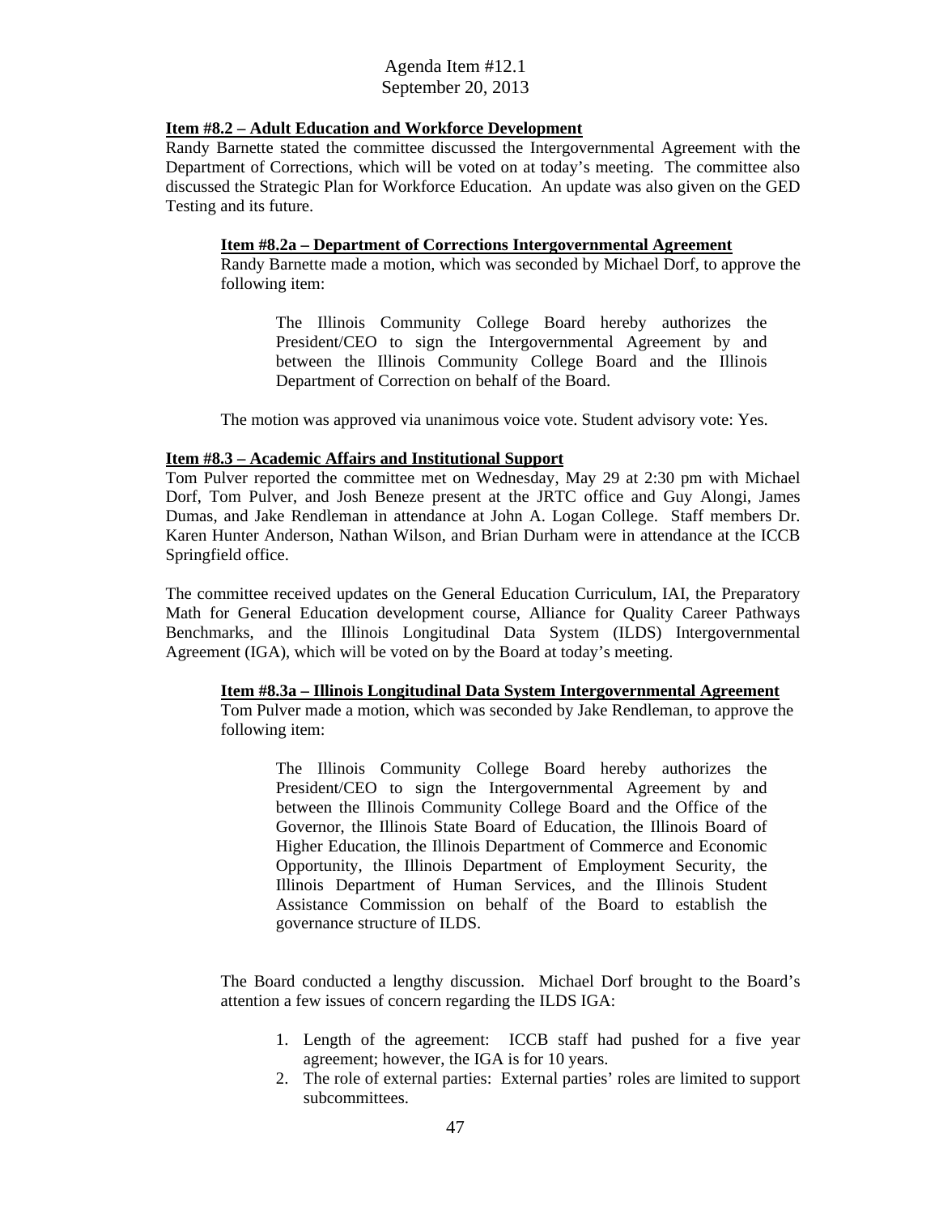**Item #8.2 – Adult Education and Workforce Development**

Randy Barnette stated the committee discussed the Intergovernmental Agreement with the Department of Corrections, which will be voted on at today's meeting. The committee also discussed the Strategic Plan for Workforce Education. An update was also given on the GED Testing and its future.

**Item #8.2a – Department of Corrections Intergovernmental Agreement**

Randy Barnette made a motion, which was seconded by Michael Dorf, to approve the following item:

> The Illinois Community College Board hereby authorizes the President/CEO to sign the Intergovernmental Agreement by and between the Illinois Community College Board and the Illinois Department of Correction on behalf of the Board.

The motion was approved via unanimous voice vote. Student advisory vote: Yes.

**Item #8.3 – Academic Affairs and Institutional Support**

Tom Pulver reported the committee met on Wednesday, May 29 at 2:30 pm with Michael Dorf, Tom Pulver, and Josh Beneze present at the JRTC office and Guy Alongi, James Dumas, and Jake Rendleman in attendance at John A. Logan College. Staff members Dr. Karen Hunter Anderson, Nathan Wilson, and Brian Durham were in attendance at the ICCB Springfield office.

The committee received updates on the General Education Curriculum, IAI, the Preparatory Math for General Education development course, Alliance for Quality Career Pathways Benchmarks, and the Illinois Longitudinal Data System (ILDS) Intergovernmental Agreement (IGA), which will be voted on by the Board at today's meeting.

**Item #8.3a – Illinois Longitudinal Data System Intergovernmental Agreement**

Tom Pulver made a motion, which was seconded by Jake Rendleman, to approve the following item:

> The Illinois Community College Board hereby authorizes the President/CEO to sign the Intergovernmental Agreement by and between the Illinois Community College Board and the Office of the Governor, the Illinois State Board of Education, the Illinois Board of Higher Education, the Illinois Department of Commerce and Economic Opportunity, the Illinois Department of Employment Security, the Illinois Department of Human Services, and the Illinois Student Assistance Commission on behalf of the Board to establish the governance structure of ILDS.

The Board conducted a lengthy discussion. Michael Dorf brought to the Board's attention a few issues of concern regarding the ILDS IGA:

1. Length of the agreement: ICCB staff had pushed for a five year agreement; however, the IGA is for 10 years.
2. The role of external parties: External parties' roles are limited to support subcommittees.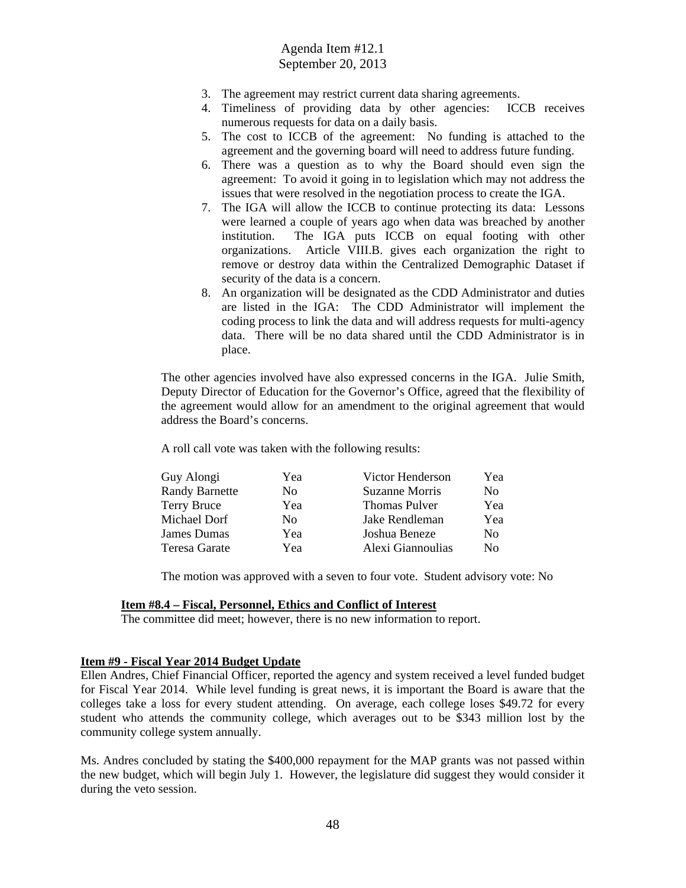3. The agreement may restrict current data sharing agreements.
4. Timeliness of providing data by other agencies: ICCB receives numerous requests for data on a daily basis.
5. The cost to ICCB of the agreement: No funding is attached to the agreement and the governing board will need to address future funding.
6. There was a question as to why the Board should even sign the agreement: To avoid it going in to legislation which may not address the issues that were resolved in the negotiation process to create the IGA.
7. The IGA will allow the ICCB to continue protecting its data: Lessons were learned a couple of years ago when data was breached by another institution. The IGA puts ICCB on equal footing with other organizations. Article VIII.B. gives each organization the right to remove or destroy data within the Centralized Demographic Dataset if security of the data is a concern.
8. An organization will be designated as the CDD Administrator and duties are listed in the IGA: The CDD Administrator will implement the coding process to link the data and will address requests for multi-agency data. There will be no data shared until the CDD Administrator is in place.

The other agencies involved have also expressed concerns in the IGA. Julie Smith, Deputy Director of Education for the Governor's Office, agreed that the flexibility of the agreement would allow for an amendment to the original agreement that would address the Board's concerns.

A roll call vote was taken with the following results:

| | | | |
|---|---|---|---|
| Guy Alongi | Yea | Victor Henderson | Yea |
| Randy Barnette | No | Suzanne Morris | No |
| Terry Bruce | Yea | Thomas Pulver | Yea |
| Michael Dorf | No | Jake Rendleman | Yea |
| James Dumas | Yea | Joshua Beneze | No |
| Teresa Garate | Yea | Alexi Giannoulias | No |

The motion was approved with a seven to four vote. Student advisory vote: No

**Item #8.4 – Fiscal, Personnel, Ethics and Conflict of Interest**

The committee did meet; however, there is no new information to report.

**Item #9 - Fiscal Year 2014 Budget Update**

Ellen Andres, Chief Financial Officer, reported the agency and system received a level funded budget for Fiscal Year 2014. While level funding is great news, it is important the Board is aware that the colleges take a loss for every student attending. On average, each college loses $49.72 for every student who attends the community college, which averages out to be $343 million lost by the community college system annually.

Ms. Andres concluded by stating the $400,000 repayment for the MAP grants was not passed within the new budget, which will begin July 1. However, the legislature did suggest they would consider it during the veto session.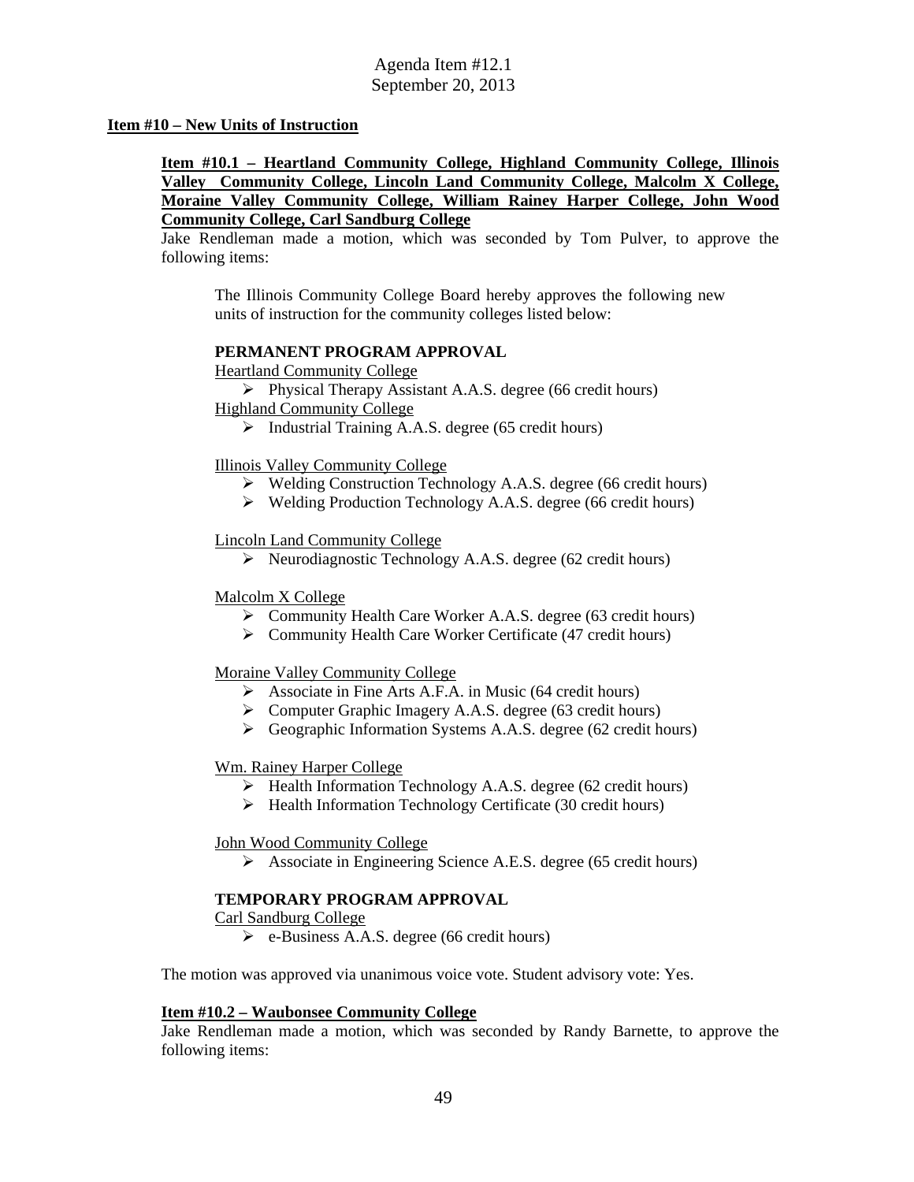**Item #10 – New Units of Instruction**

**Item #10.1 – Heartland Community College, Highland Community College, Illinois Valley Community College, Lincoln Land Community College, Malcolm X College, Moraine Valley Community College, William Rainey Harper College, John Wood Community College, Carl Sandburg College**

Jake Rendleman made a motion, which was seconded by Tom Pulver, to approve the following items:

> The Illinois Community College Board hereby approves the following new units of instruction for the community colleges listed below:
>
> **PERMANENT PROGRAM APPROVAL**
>
> Heartland Community College
> - Physical Therapy Assistant A.A.S. degree (66 credit hours)
>
> Highland Community College
> - Industrial Training A.A.S. degree (65 credit hours)
>
> Illinois Valley Community College
> - Welding Construction Technology A.A.S. degree (66 credit hours)
> - Welding Production Technology A.A.S. degree (66 credit hours)
>
> Lincoln Land Community College
> - Neurodiagnostic Technology A.A.S. degree (62 credit hours)
>
> Malcolm X College
> - Community Health Care Worker A.A.S. degree (63 credit hours)
> - Community Health Care Worker Certificate (47 credit hours)
>
> Moraine Valley Community College
> - Associate in Fine Arts A.F.A. in Music (64 credit hours)
> - Computer Graphic Imagery A.A.S. degree (63 credit hours)
> - Geographic Information Systems A.A.S. degree (62 credit hours)
>
> Wm. Rainey Harper College
> - Health Information Technology A.A.S. degree (62 credit hours)
> - Health Information Technology Certificate (30 credit hours)
>
> John Wood Community College
> - Associate in Engineering Science A.E.S. degree (65 credit hours)
>
> **TEMPORARY PROGRAM APPROVAL**
>
> Carl Sandburg College
> - e-Business A.A.S. degree (66 credit hours)

The motion was approved via unanimous voice vote. Student advisory vote: Yes.

**Item #10.2 – Waubonsee Community College**

Jake Rendleman made a motion, which was seconded by Randy Barnette, to approve the following items: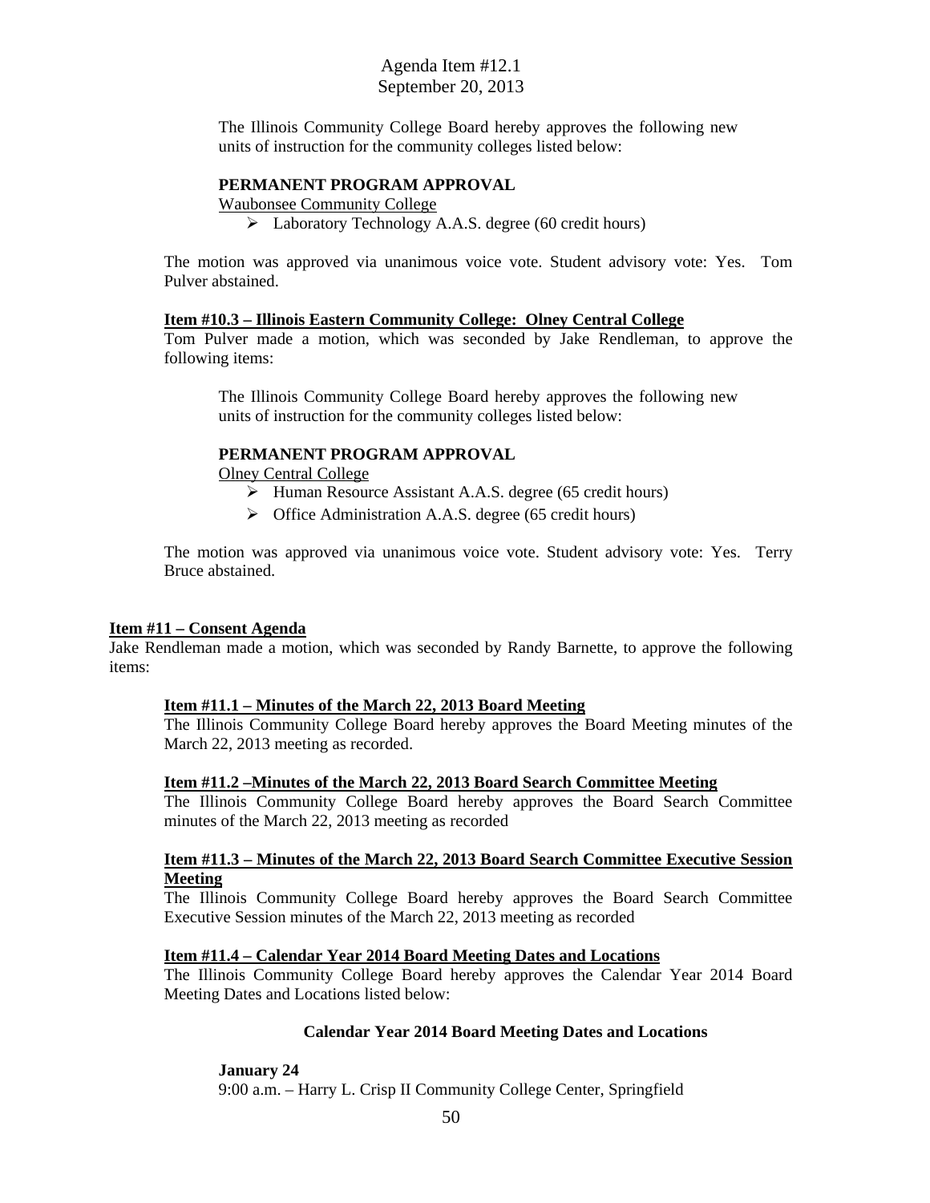The Illinois Community College Board hereby approves the following new units of instruction for the community colleges listed below:

**PERMANENT PROGRAM APPROVAL**

Waubonsee Community College

- Laboratory Technology A.A.S. degree (60 credit hours)

The motion was approved via unanimous voice vote. Student advisory vote: Yes. Tom Pulver abstained.

**Item #10.3 – Illinois Eastern Community College: Olney Central College**

Tom Pulver made a motion, which was seconded by Jake Rendleman, to approve the following items:

The Illinois Community College Board hereby approves the following new units of instruction for the community colleges listed below:

**PERMANENT PROGRAM APPROVAL**

Olney Central College

- Human Resource Assistant A.A.S. degree (65 credit hours)
- Office Administration A.A.S. degree (65 credit hours)

The motion was approved via unanimous voice vote. Student advisory vote: Yes. Terry Bruce abstained.

**Item #11 – Consent Agenda**

Jake Rendleman made a motion, which was seconded by Randy Barnette, to approve the following items:

**Item #11.1 – Minutes of the March 22, 2013 Board Meeting**

The Illinois Community College Board hereby approves the Board Meeting minutes of the March 22, 2013 meeting as recorded.

**Item #11.2 –Minutes of the March 22, 2013 Board Search Committee Meeting**

The Illinois Community College Board hereby approves the Board Search Committee minutes of the March 22, 2013 meeting as recorded

**Item #11.3 – Minutes of the March 22, 2013 Board Search Committee Executive Session Meeting**

The Illinois Community College Board hereby approves the Board Search Committee Executive Session minutes of the March 22, 2013 meeting as recorded

**Item #11.4 – Calendar Year 2014 Board Meeting Dates and Locations**

The Illinois Community College Board hereby approves the Calendar Year 2014 Board Meeting Dates and Locations listed below:

**Calendar Year 2014 Board Meeting Dates and Locations**

**January 24**

9:00 a.m. – Harry L. Crisp II Community College Center, Springfield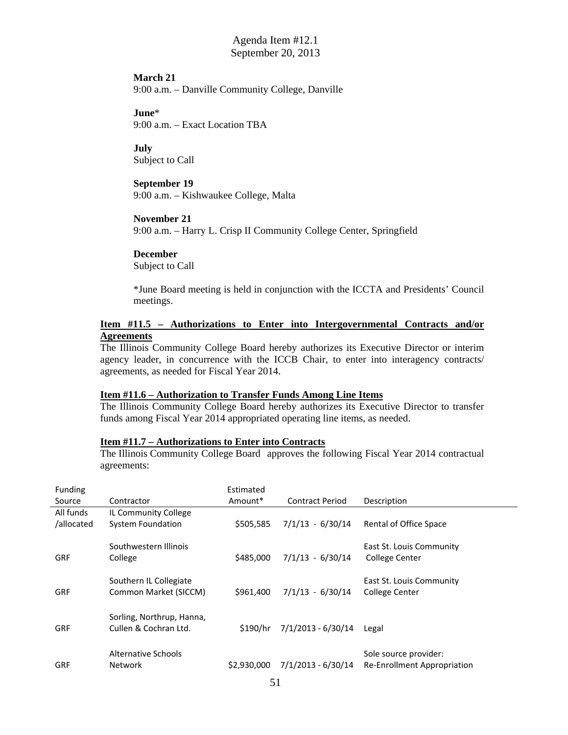**March 21**
9:00 a.m. – Danville Community College, Danville

**June***
9:00 a.m. – Exact Location TBA

**July**
Subject to Call

**September 19**
9:00 a.m. – Kishwaukee College, Malta

**November 21**
9:00 a.m. – Harry L. Crisp II Community College Center, Springfield

**December**
Subject to Call

*June Board meeting is held in conjunction with the ICCTA and Presidents' Council meetings.

**Item #11.5 – Authorizations to Enter into Intergovernmental Contracts and/or Agreements**

The Illinois Community College Board hereby authorizes its Executive Director or interim agency leader, in concurrence with the ICCB Chair, to enter into interagency contracts/ agreements, as needed for Fiscal Year 2014.

**Item #11.6 – Authorization to Transfer Funds Among Line Items**

The Illinois Community College Board hereby authorizes its Executive Director to transfer funds among Fiscal Year 2014 appropriated operating line items, as needed.

**Item #11.7 – Authorizations to Enter into Contracts**

The Illinois Community College Board approves the following Fiscal Year 2014 contractual agreements:

| Funding Source | Contractor | Estimated Amount* | Contract Period | Description |
|---|---|---|---|---|
| All funds /allocated | IL Community College System Foundation | $505,585 | 7/1/13 - 6/30/14 | Rental of Office Space |
| GRF | Southwestern Illinois College | $485,000 | 7/1/13 - 6/30/14 | East St. Louis Community College Center |
| GRF | Southern IL Collegiate Common Market (SICCM) | $961,400 | 7/1/13 - 6/30/14 | East St. Louis Community College Center |
| GRF | Sorling, Northrup, Hanna, Cullen & Cochran Ltd. | $190/hr | 7/1/2013 - 6/30/14 | Legal |
| GRF | Alternative Schools Network | $2,930,000 | 7/1/2013 - 6/30/14 | Sole source provider: Re-Enrollment Appropriation |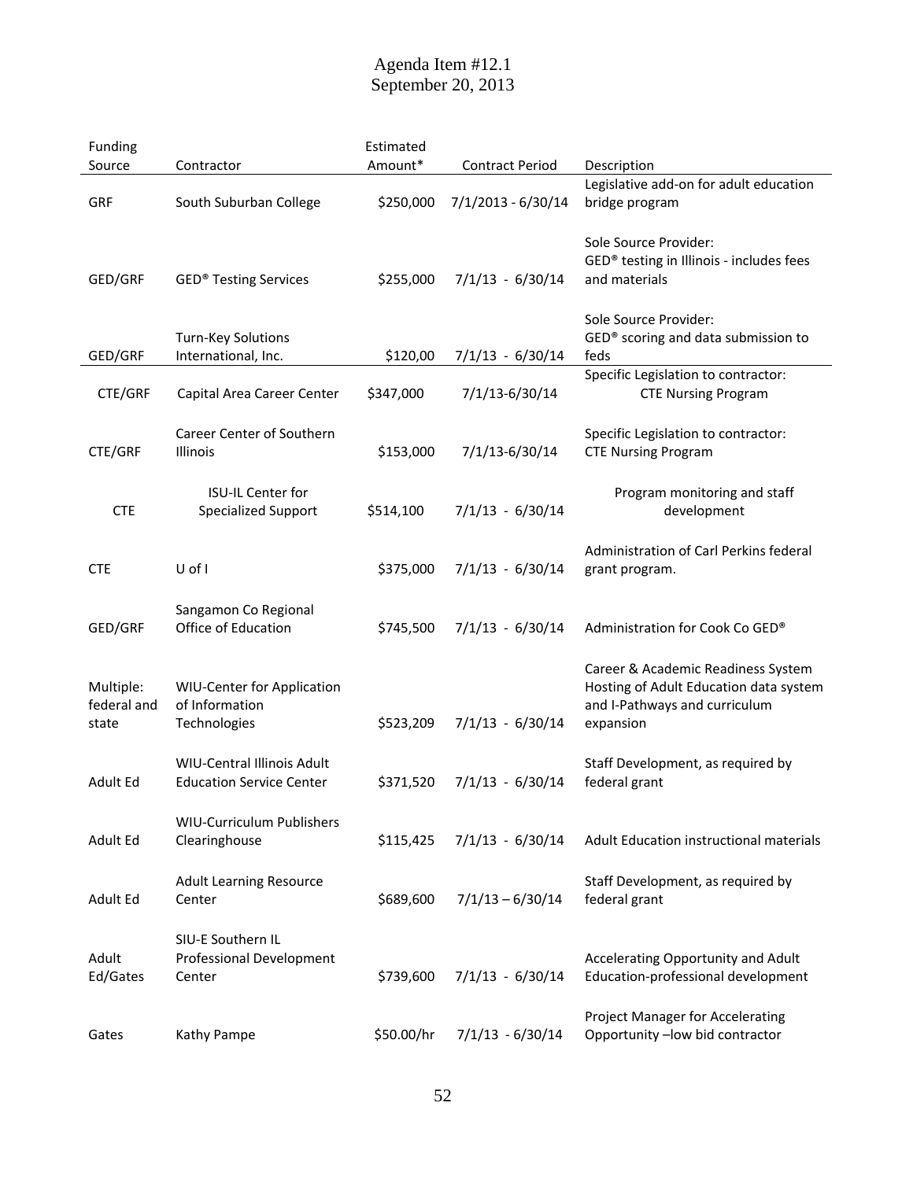Agenda Item #12.1
September 20, 2013

| Funding Source | Contractor | Estimated Amount* | Contract Period | Description |
|---|---|---|---|---|
| GRF | South Suburban College | $250,000 | 7/1/2013 - 6/30/14 | Legislative add-on for adult education bridge program |
| GED/GRF | GED® Testing Services | $255,000 | 7/1/13 - 6/30/14 | Sole Source Provider: GED® testing in Illinois - includes fees and materials |
| GED/GRF | Turn-Key Solutions International, Inc. | $120,00 | 7/1/13 - 6/30/14 | Sole Source Provider: GED® scoring and data submission to feds |
| CTE/GRF | Capital Area Career Center | $347,000 | 7/1/13-6/30/14 | Specific Legislation to contractor: CTE Nursing Program |
| CTE/GRF | Career Center of Southern Illinois | $153,000 | 7/1/13-6/30/14 | Specific Legislation to contractor: CTE Nursing Program |
| CTE | ISU-IL Center for Specialized Support | $514,100 | 7/1/13 - 6/30/14 | Program monitoring and staff development |
| CTE | U of I | $375,000 | 7/1/13 - 6/30/14 | Administration of Carl Perkins federal grant program. |
| GED/GRF | Sangamon Co Regional Office of Education | $745,500 | 7/1/13 - 6/30/14 | Administration for Cook Co GED® |
| Multiple: federal and state | WIU-Center for Application of Information Technologies | $523,209 | 7/1/13 - 6/30/14 | Career & Academic Readiness System Hosting of Adult Education data system and I-Pathways and curriculum expansion |
| Adult Ed | WIU-Central Illinois Adult Education Service Center | $371,520 | 7/1/13 - 6/30/14 | Staff Development, as required by federal grant |
| Adult Ed | WIU-Curriculum Publishers Clearinghouse | $115,425 | 7/1/13 - 6/30/14 | Adult Education instructional materials |
| Adult Ed | Adult Learning Resource Center | $689,600 | 7/1/13 – 6/30/14 | Staff Development, as required by federal grant |
| Adult Ed/Gates | SIU-E Southern IL Professional Development Center | $739,600 | 7/1/13 - 6/30/14 | Accelerating Opportunity and Adult Education-professional development |
| Gates | Kathy Pampe | $50.00/hr | 7/1/13 - 6/30/14 | Project Manager for Accelerating Opportunity –low bid contractor |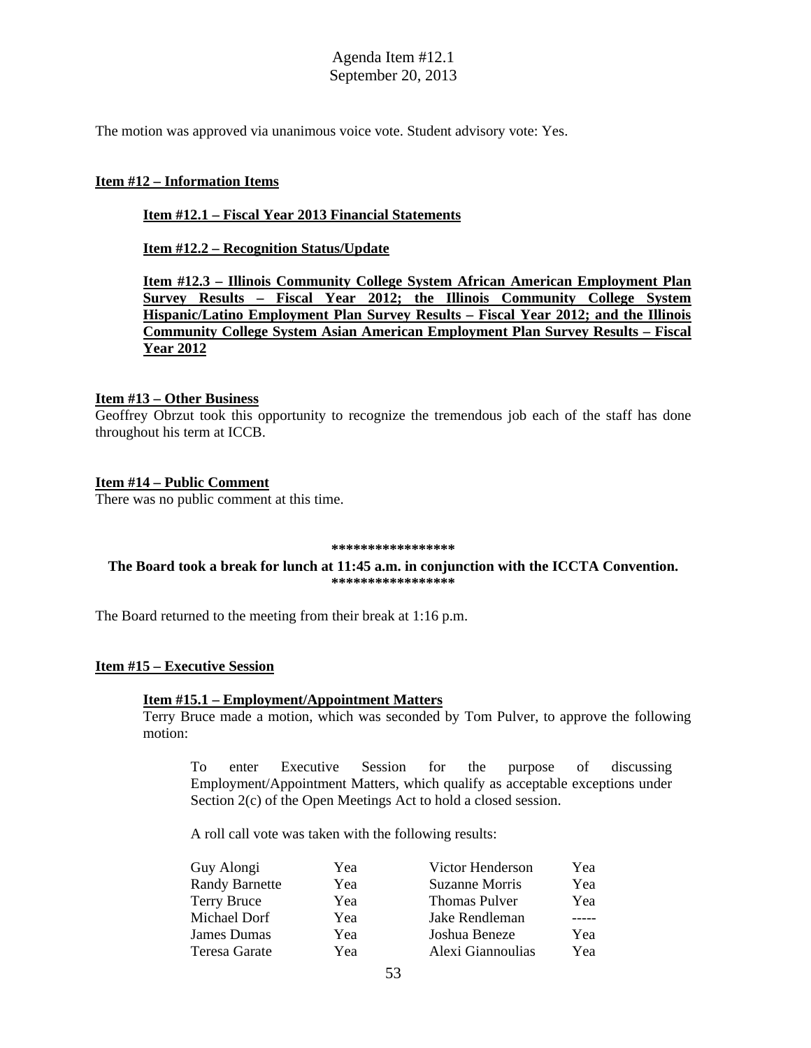The motion was approved via unanimous voice vote. Student advisory vote: Yes.

**Item #12 – Information Items**

**Item #12.1 – Fiscal Year 2013 Financial Statements**

**Item #12.2 – Recognition Status/Update**

**Item #12.3 – Illinois Community College System African American Employment Plan Survey Results – Fiscal Year 2012; the Illinois Community College System Hispanic/Latino Employment Plan Survey Results – Fiscal Year 2012; and the Illinois Community College System Asian American Employment Plan Survey Results – Fiscal Year 2012**

**Item #13 – Other Business**

Geoffrey Obrzut took this opportunity to recognize the tremendous job each of the staff has done throughout his term at ICCB.

**Item #14 – Public Comment**

There was no public comment at this time.

*****************

**The Board took a break for lunch at 11:45 a.m. in conjunction with the ICCTA Convention.**

*****************

The Board returned to the meeting from their break at 1:16 p.m.

**Item #15 – Executive Session**

**Item #15.1 – Employment/Appointment Matters**

Terry Bruce made a motion, which was seconded by Tom Pulver, to approve the following motion:

> To enter Executive Session for the purpose of discussing Employment/Appointment Matters, which qualify as acceptable exceptions under Section 2(c) of the Open Meetings Act to hold a closed session.
>
> A roll call vote was taken with the following results:

| | | | |
|---|---|---|---|
| Guy Alongi | Yea | Victor Henderson | Yea |
| Randy Barnette | Yea | Suzanne Morris | Yea |
| Terry Bruce | Yea | Thomas Pulver | Yea |
| Michael Dorf | Yea | Jake Rendleman | ----- |
| James Dumas | Yea | Joshua Beneze | Yea |
| Teresa Garate | Yea | Alexi Giannoulias | Yea |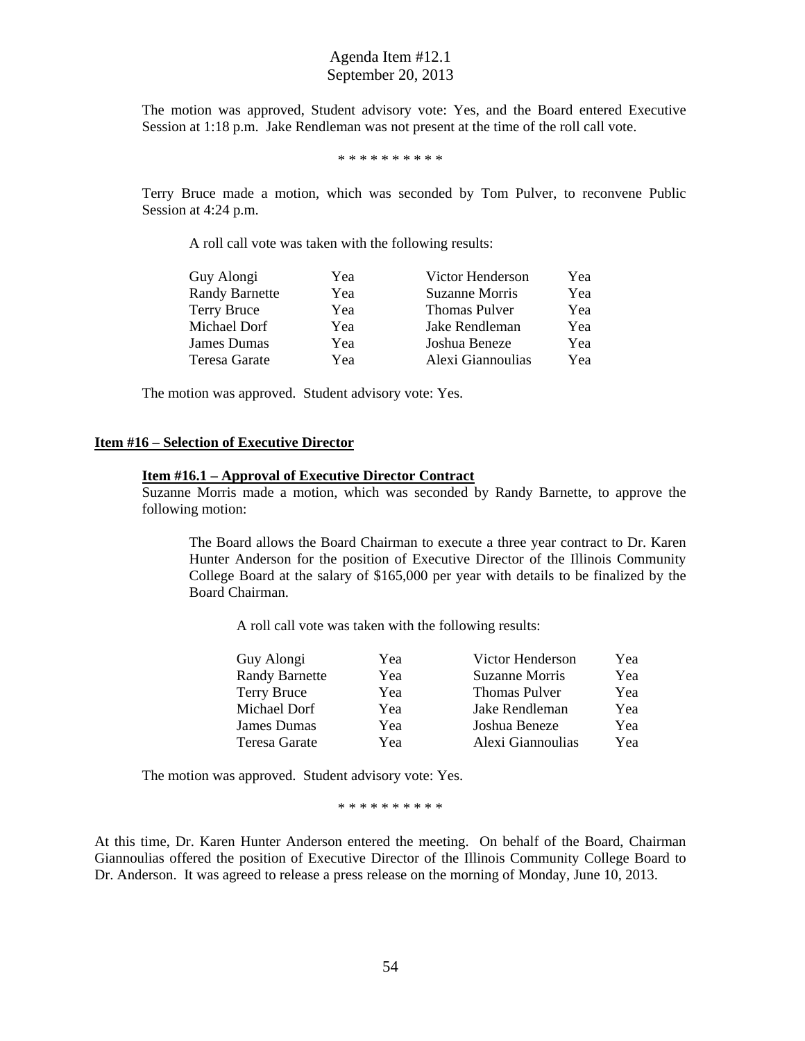The motion was approved, Student advisory vote: Yes, and the Board entered Executive Session at 1:18 p.m. Jake Rendleman was not present at the time of the roll call vote.

\* \* \* \* \* \* \* \* \* \*

Terry Bruce made a motion, which was seconded by Tom Pulver, to reconvene Public Session at 4:24 p.m.

A roll call vote was taken with the following results:

| | | | |
|---|---|---|---|
| Guy Alongi | Yea | Victor Henderson | Yea |
| Randy Barnette | Yea | Suzanne Morris | Yea |
| Terry Bruce | Yea | Thomas Pulver | Yea |
| Michael Dorf | Yea | Jake Rendleman | Yea |
| James Dumas | Yea | Joshua Beneze | Yea |
| Teresa Garate | Yea | Alexi Giannoulias | Yea |

The motion was approved. Student advisory vote: Yes.

## Item #16 – Selection of Executive Director

### Item #16.1 – Approval of Executive Director Contract

Suzanne Morris made a motion, which was seconded by Randy Barnette, to approve the following motion:

> The Board allows the Board Chairman to execute a three year contract to Dr. Karen Hunter Anderson for the position of Executive Director of the Illinois Community College Board at the salary of $165,000 per year with details to be finalized by the Board Chairman.

A roll call vote was taken with the following results:

| | | | |
|---|---|---|---|
| Guy Alongi | Yea | Victor Henderson | Yea |
| Randy Barnette | Yea | Suzanne Morris | Yea |
| Terry Bruce | Yea | Thomas Pulver | Yea |
| Michael Dorf | Yea | Jake Rendleman | Yea |
| James Dumas | Yea | Joshua Beneze | Yea |
| Teresa Garate | Yea | Alexi Giannoulias | Yea |

The motion was approved. Student advisory vote: Yes.

\* \* \* \* \* \* \* \* \* \*

At this time, Dr. Karen Hunter Anderson entered the meeting. On behalf of the Board, Chairman Giannoulias offered the position of Executive Director of the Illinois Community College Board to Dr. Anderson. It was agreed to release a press release on the morning of Monday, June 10, 2013.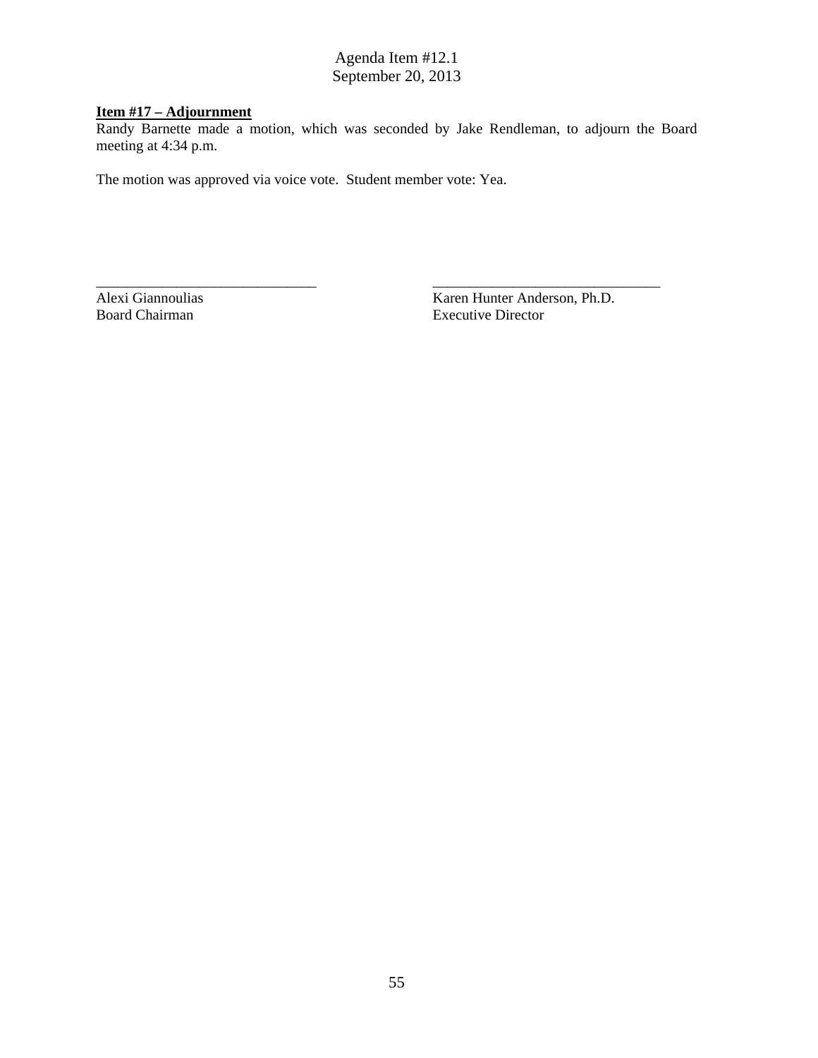**Item #17 – Adjournment**

Randy Barnette made a motion, which was seconded by Jake Rendleman, to adjourn the Board meeting at 4:34 p.m.

The motion was approved via voice vote. Student member vote: Yea.

\_\_\_\_\_\_\_\_\_\_\_\_\_\_\_\_\_\_\_\_\_\_\_\_\_\_\_\_\_\_
Alexi Giannoulias
Board Chairman

\_\_\_\_\_\_\_\_\_\_\_\_\_\_\_\_\_\_\_\_\_\_\_\_\_\_\_\_\_\_
Karen Hunter Anderson, Ph.D.
Executive Director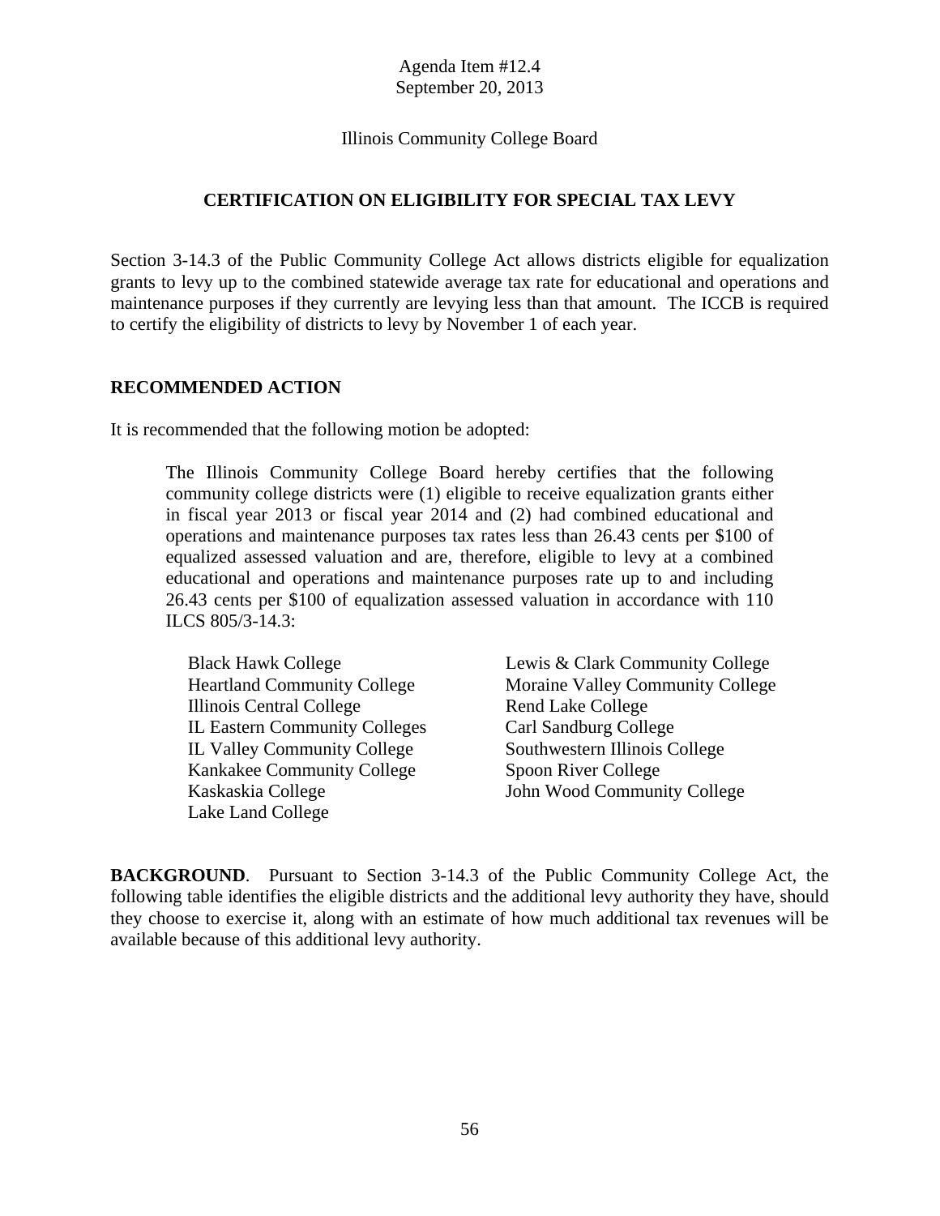Agenda Item #12.4
September 20, 2013

Illinois Community College Board

## CERTIFICATION ON ELIGIBILITY FOR SPECIAL TAX LEVY

Section 3-14.3 of the Public Community College Act allows districts eligible for equalization grants to levy up to the combined statewide average tax rate for educational and operations and maintenance purposes if they currently are levying less than that amount. The ICCB is required to certify the eligibility of districts to levy by November 1 of each year.

### RECOMMENDED ACTION

It is recommended that the following motion be adopted:

> The Illinois Community College Board hereby certifies that the following community college districts were (1) eligible to receive equalization grants either in fiscal year 2013 or fiscal year 2014 and (2) had combined educational and operations and maintenance purposes tax rates less than 26.43 cents per $100 of equalized assessed valuation and are, therefore, eligible to levy at a combined educational and operations and maintenance purposes rate up to and including 26.43 cents per $100 of equalization assessed valuation in accordance with 110 ILCS 805/3-14.3:
>
> Black Hawk College
> Heartland Community College
> Illinois Central College
> IL Eastern Community Colleges
> IL Valley Community College
> Kankakee Community College
> Kaskaskia College
> Lake Land College
> Lewis & Clark Community College
> Moraine Valley Community College
> Rend Lake College
> Carl Sandburg College
> Southwestern Illinois College
> Spoon River College
> John Wood Community College

**BACKGROUND**. Pursuant to Section 3-14.3 of the Public Community College Act, the following table identifies the eligible districts and the additional levy authority they have, should they choose to exercise it, along with an estimate of how much additional tax revenues will be available because of this additional levy authority.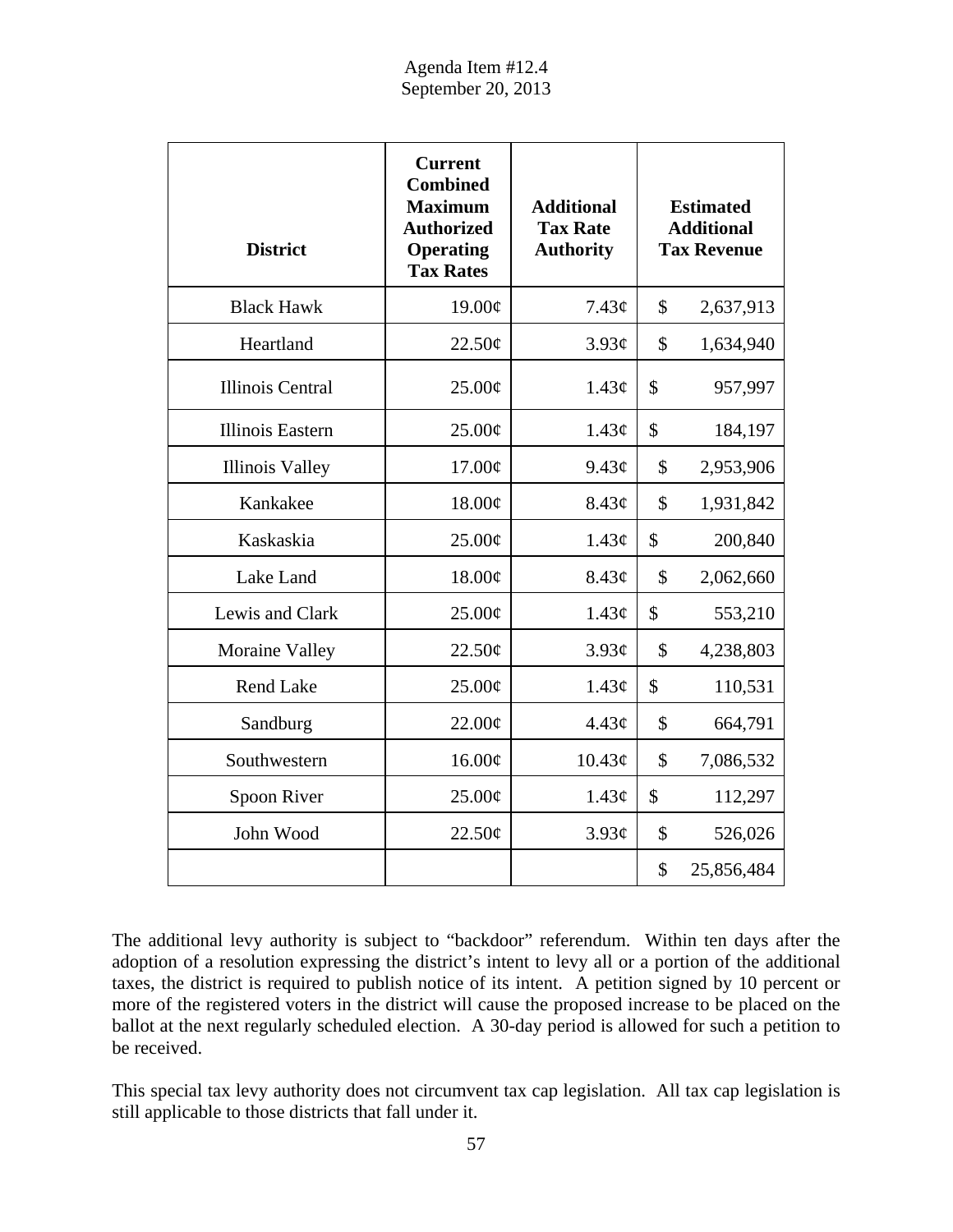Agenda Item #12.4
September 20, 2013

| District | Current Combined Maximum Authorized Operating Tax Rates | Additional Tax Rate Authority | Estimated Additional Tax Revenue |
|---|---|---|---|
| Black Hawk | 19.00¢ | 7.43¢ | $ 2,637,913 |
| Heartland | 22.50¢ | 3.93¢ | $ 1,634,940 |
| Illinois Central | 25.00¢ | 1.43¢ | $ 957,997 |
| Illinois Eastern | 25.00¢ | 1.43¢ | $ 184,197 |
| Illinois Valley | 17.00¢ | 9.43¢ | $ 2,953,906 |
| Kankakee | 18.00¢ | 8.43¢ | $ 1,931,842 |
| Kaskaskia | 25.00¢ | 1.43¢ | $ 200,840 |
| Lake Land | 18.00¢ | 8.43¢ | $ 2,062,660 |
| Lewis and Clark | 25.00¢ | 1.43¢ | $ 553,210 |
| Moraine Valley | 22.50¢ | 3.93¢ | $ 4,238,803 |
| Rend Lake | 25.00¢ | 1.43¢ | $ 110,531 |
| Sandburg | 22.00¢ | 4.43¢ | $ 664,791 |
| Southwestern | 16.00¢ | 10.43¢ | $ 7,086,532 |
| Spoon River | 25.00¢ | 1.43¢ | $ 112,297 |
| John Wood | 22.50¢ | 3.93¢ | $ 526,026 |
| | | | $ 25,856,484 |

The additional levy authority is subject to "backdoor" referendum. Within ten days after the adoption of a resolution expressing the district's intent to levy all or a portion of the additional taxes, the district is required to publish notice of its intent. A petition signed by 10 percent or more of the registered voters in the district will cause the proposed increase to be placed on the ballot at the next regularly scheduled election. A 30-day period is allowed for such a petition to be received.

This special tax levy authority does not circumvent tax cap legislation. All tax cap legislation is still applicable to those districts that fall under it.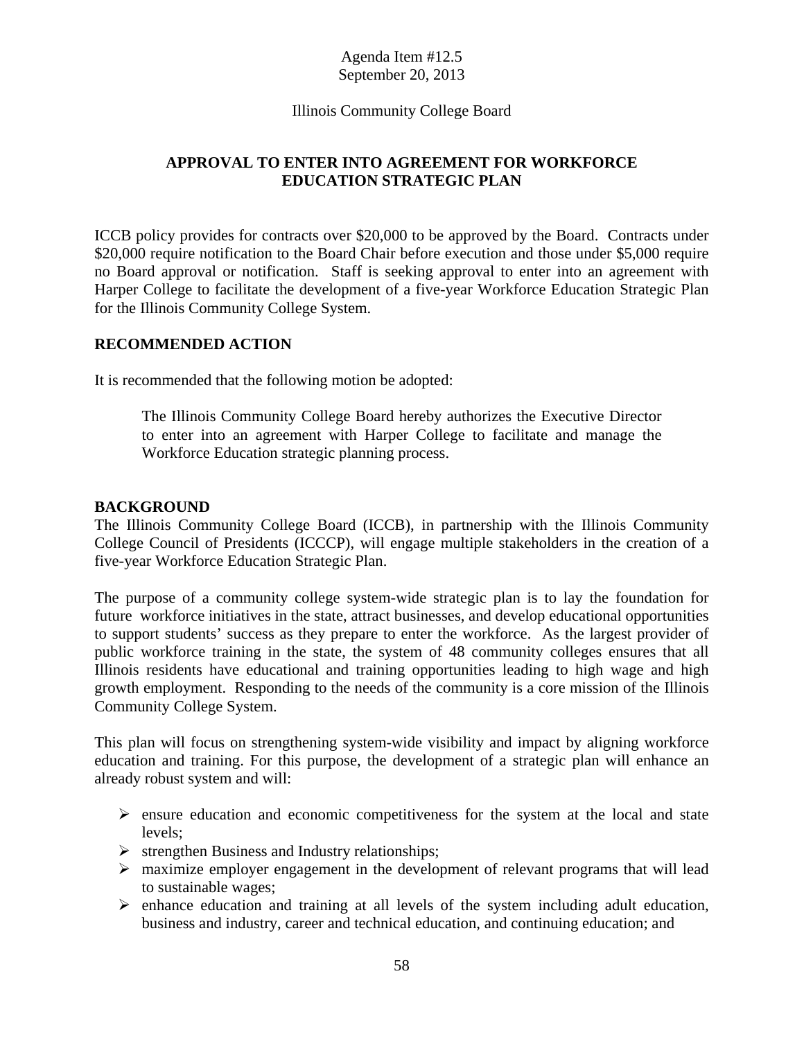Agenda Item #12.5
September 20, 2013

Illinois Community College Board

## APPROVAL TO ENTER INTO AGREEMENT FOR WORKFORCE EDUCATION STRATEGIC PLAN

ICCB policy provides for contracts over $20,000 to be approved by the Board. Contracts under $20,000 require notification to the Board Chair before execution and those under $5,000 require no Board approval or notification. Staff is seeking approval to enter into an agreement with Harper College to facilitate the development of a five-year Workforce Education Strategic Plan for the Illinois Community College System.

## RECOMMENDED ACTION

It is recommended that the following motion be adopted:

> The Illinois Community College Board hereby authorizes the Executive Director to enter into an agreement with Harper College to facilitate and manage the Workforce Education strategic planning process.

## BACKGROUND

The Illinois Community College Board (ICCB), in partnership with the Illinois Community College Council of Presidents (ICCCP), will engage multiple stakeholders in the creation of a five-year Workforce Education Strategic Plan.

The purpose of a community college system-wide strategic plan is to lay the foundation for future workforce initiatives in the state, attract businesses, and develop educational opportunities to support students' success as they prepare to enter the workforce. As the largest provider of public workforce training in the state, the system of 48 community colleges ensures that all Illinois residents have educational and training opportunities leading to high wage and high growth employment. Responding to the needs of the community is a core mission of the Illinois Community College System.

This plan will focus on strengthening system-wide visibility and impact by aligning workforce education and training. For this purpose, the development of a strategic plan will enhance an already robust system and will:

- ensure education and economic competitiveness for the system at the local and state levels;
- strengthen Business and Industry relationships;
- maximize employer engagement in the development of relevant programs that will lead to sustainable wages;
- enhance education and training at all levels of the system including adult education, business and industry, career and technical education, and continuing education; and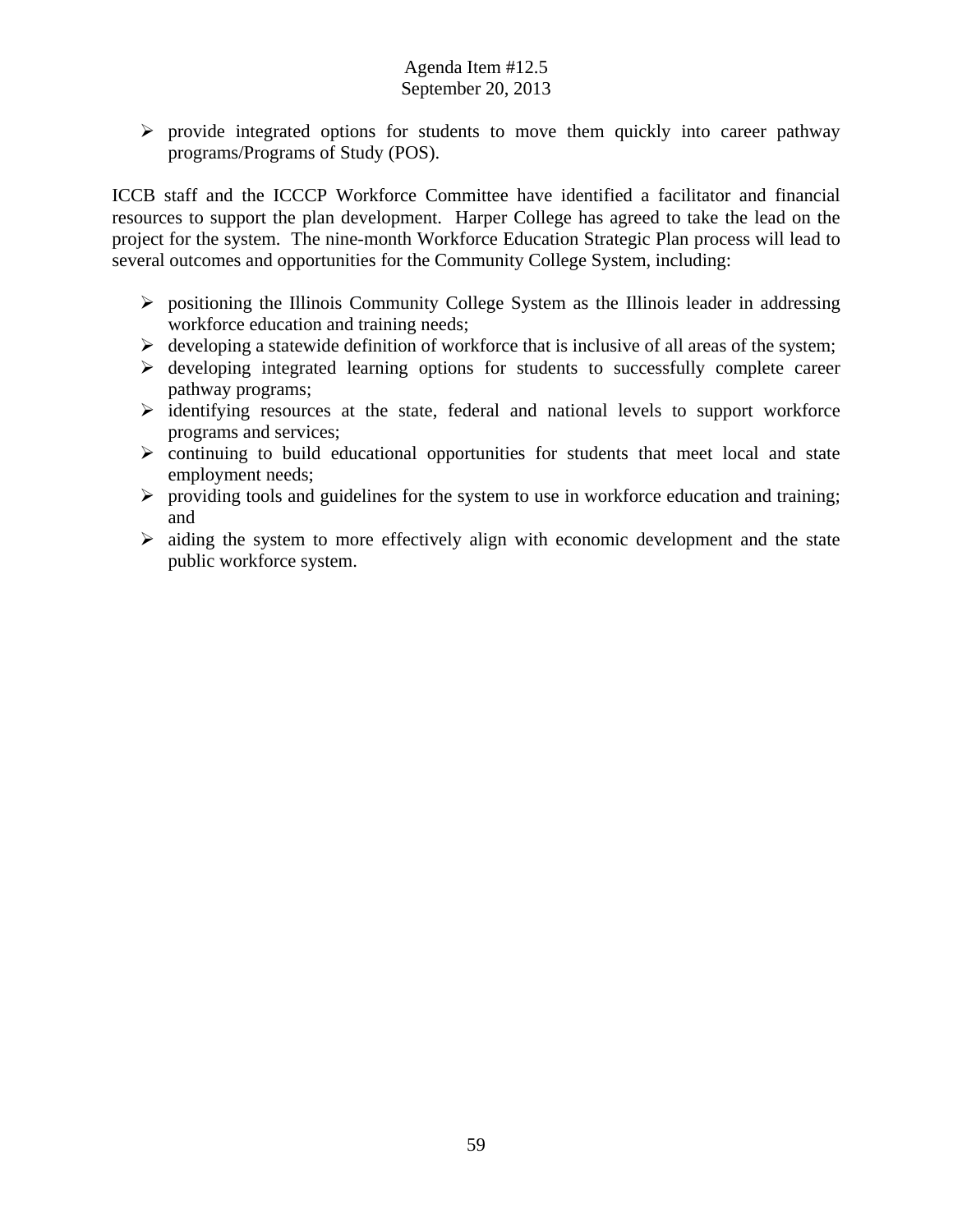- provide integrated options for students to move them quickly into career pathway programs/Programs of Study (POS).

ICCB staff and the ICCCP Workforce Committee have identified a facilitator and financial resources to support the plan development. Harper College has agreed to take the lead on the project for the system. The nine-month Workforce Education Strategic Plan process will lead to several outcomes and opportunities for the Community College System, including:

- positioning the Illinois Community College System as the Illinois leader in addressing workforce education and training needs;
- developing a statewide definition of workforce that is inclusive of all areas of the system;
- developing integrated learning options for students to successfully complete career pathway programs;
- identifying resources at the state, federal and national levels to support workforce programs and services;
- continuing to build educational opportunities for students that meet local and state employment needs;
- providing tools and guidelines for the system to use in workforce education and training; and
- aiding the system to more effectively align with economic development and the state public workforce system.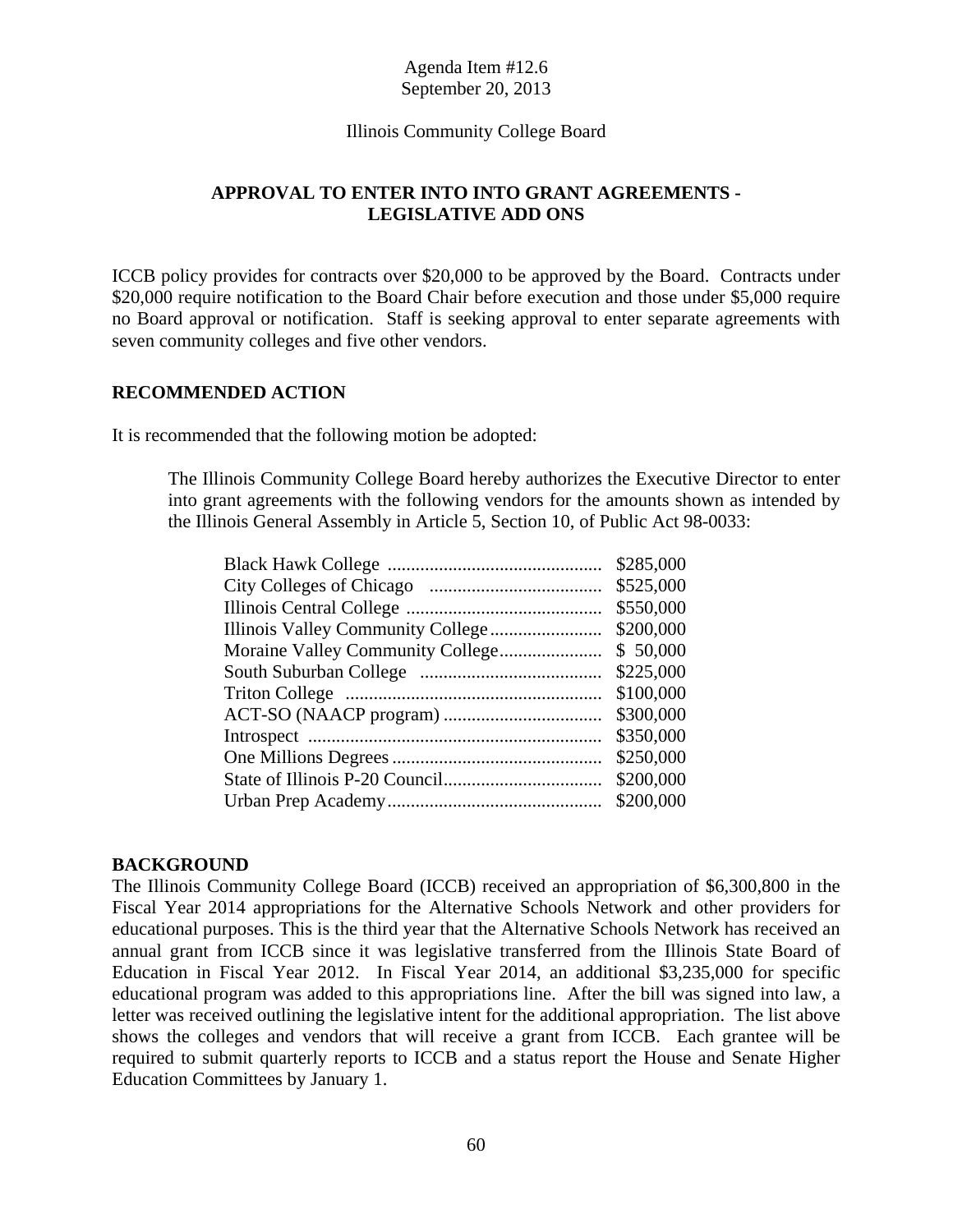Agenda Item #12.6
September 20, 2013

Illinois Community College Board

**APPROVAL TO ENTER INTO INTO GRANT AGREEMENTS - LEGISLATIVE ADD ONS**

ICCB policy provides for contracts over $20,000 to be approved by the Board. Contracts under $20,000 require notification to the Board Chair before execution and those under $5,000 require no Board approval or notification. Staff is seeking approval to enter separate agreements with seven community colleges and five other vendors.

## RECOMMENDED ACTION

It is recommended that the following motion be adopted:

> The Illinois Community College Board hereby authorizes the Executive Director to enter into grant agreements with the following vendors for the amounts shown as intended by the Illinois General Assembly in Article 5, Section 10, of Public Act 98-0033:

| | |
|---|---|
| Black Hawk College | $285,000 |
| City Colleges of Chicago | $525,000 |
| Illinois Central College | $550,000 |
| Illinois Valley Community College | $200,000 |
| Moraine Valley Community College | $ 50,000 |
| South Suburban College | $225,000 |
| Triton College | $100,000 |
| ACT-SO (NAACP program) | $300,000 |
| Introspect | $350,000 |
| One Millions Degrees | $250,000 |
| State of Illinois P-20 Council | $200,000 |
| Urban Prep Academy | $200,000 |

## BACKGROUND

The Illinois Community College Board (ICCB) received an appropriation of $6,300,800 in the Fiscal Year 2014 appropriations for the Alternative Schools Network and other providers for educational purposes. This is the third year that the Alternative Schools Network has received an annual grant from ICCB since it was legislative transferred from the Illinois State Board of Education in Fiscal Year 2012. In Fiscal Year 2014, an additional $3,235,000 for specific educational program was added to this appropriations line. After the bill was signed into law, a letter was received outlining the legislative intent for the additional appropriation. The list above shows the colleges and vendors that will receive a grant from ICCB. Each grantee will be required to submit quarterly reports to ICCB and a status report the House and Senate Higher Education Committees by January 1.